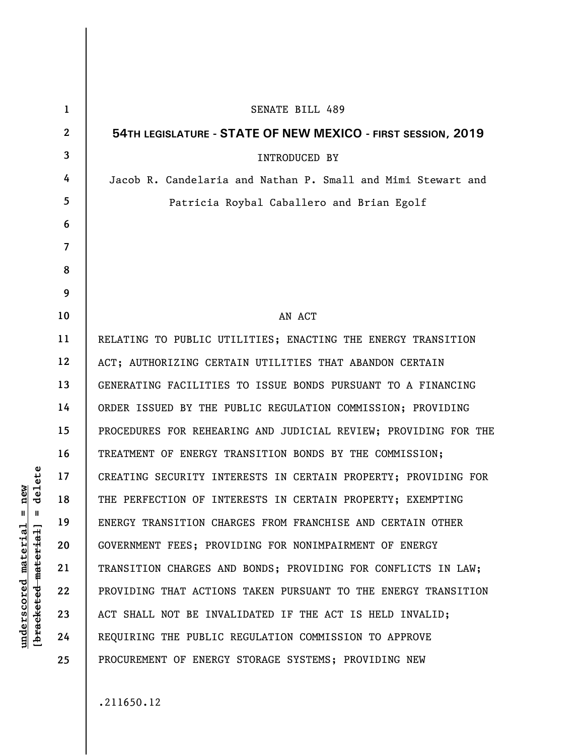SENATE BILL 489

## 54TH LEGISLATURE - STATE OF NEW MEXICO - FIRST SESSION, 2019

INTRODUCED BY

Jacob R. Candelaria and Nathan P. Small and Mimi Stewart and Patricia Roybal Caballero and Brian Egolf

AN ACT

RELATING TO PUBLIC UTILITIES; ENACTING THE ENERGY TRANSITION ACT; AUTHORIZING CERTAIN UTILITIES THAT ABANDON CERTAIN GENERATING FACILITIES TO ISSUE BONDS PURSUANT TO A FINANCING ORDER ISSUED BY THE PUBLIC REGULATION COMMISSION; PROVIDING PROCEDURES FOR REHEARING AND JUDICIAL REVIEW; PROVIDING FOR THE TREATMENT OF ENERGY TRANSITION BONDS BY THE COMMISSION; CREATING SECURITY INTERESTS IN CERTAIN PROPERTY; PROVIDING FOR THE PERFECTION OF INTERESTS IN CERTAIN PROPERTY; EXEMPTING ENERGY TRANSITION CHARGES FROM FRANCHISE AND CERTAIN OTHER GOVERNMENT FEES; PROVIDING FOR NONIMPAIRMENT OF ENERGY TRANSITION CHARGES AND BONDS; PROVIDING FOR CONFLICTS IN LAW; PROVIDING THAT ACTIONS TAKEN PURSUANT TO THE ENERGY TRANSITION ACT SHALL NOT BE INVALIDATED IF THE ACT IS HELD INVALID; REQUIRING THE PUBLIC REGULATION COMMISSION TO APPROVE PROCUREMENT OF ENERGY STORAGE SYSTEMS; PROVIDING NEW

.211650.12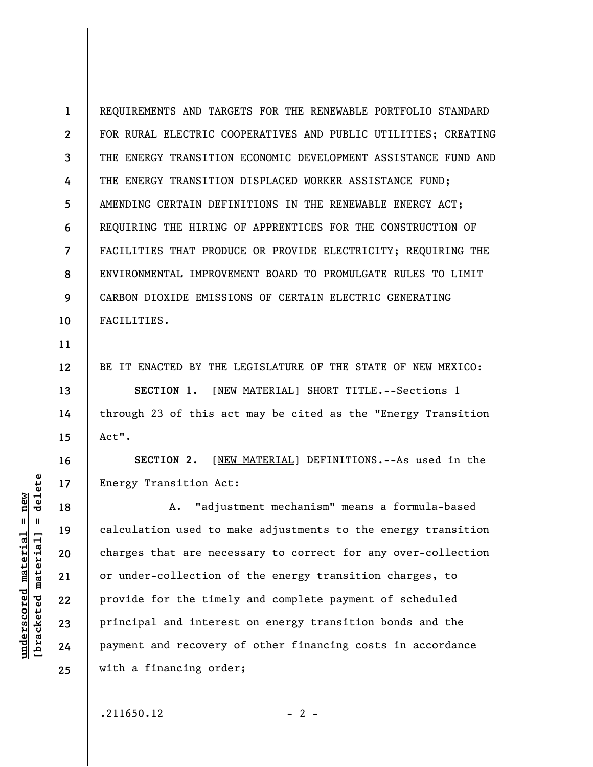REQUIREMENTS AND TARGETS FOR THE RENEWABLE PORTFOLIO STANDARD FOR RURAL ELECTRIC COOPERATIVES AND PUBLIC UTILITIES; CREATING THE ENERGY TRANSITION ECONOMIC DEVELOPMENT ASSISTANCE FUND AND THE ENERGY TRANSITION DISPLACED WORKER ASSISTANCE FUND; AMENDING CERTAIN DEFINITIONS IN THE RENEWABLE ENERGY ACT; REQUIRING THE HIRING OF APPRENTICES FOR THE CONSTRUCTION OF FACILITIES THAT PRODUCE OR PROVIDE ELECTRICITY; REQUIRING THE ENVIRONMENTAL IMPROVEMENT BOARD TO PROMULGATE RULES TO LIMIT CARBON DIOXIDE EMISSIONS OF CERTAIN ELECTRIC GENERATING FACILITIES.

BE IT ENACTED BY THE LEGISLATURE OF THE STATE OF NEW MEXICO:

**SECTION 1.** [NEW MATERIAL] SHORT TITLE.--Sections 1 through 23 of this act may be cited as the "Energy Transition Act".

**SECTION 2.** [NEW MATERIAL] DEFINITIONS.--As used in the Energy Transition Act:

A. "adjustment mechanism" means a formula-based calculation used to make adjustments to the energy transition charges that are necessary to correct for any over-collection or under-collection of the energy transition charges, to provide for the timely and complete payment of scheduled principal and interest on energy transition bonds and the payment and recovery of other financing costs in accordance with a financing order;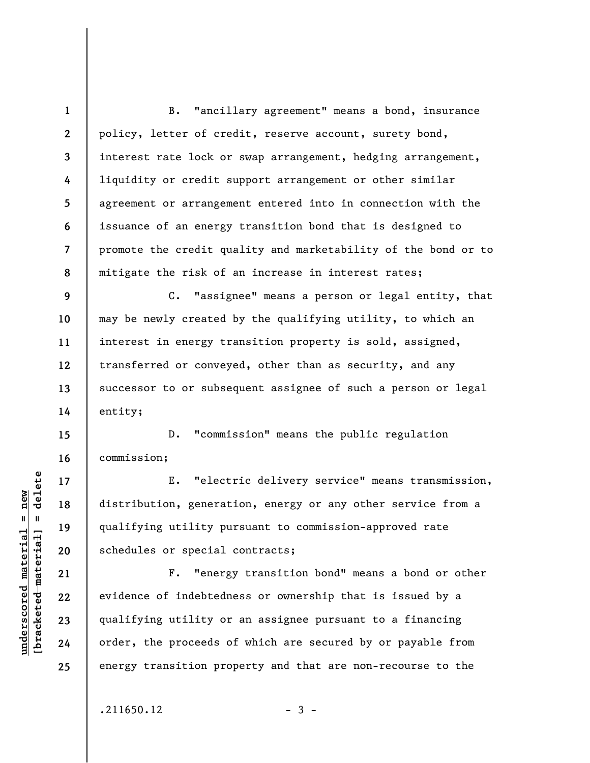B. "ancillary agreement" means a bond, insurance policy, letter of credit, reserve account, surety bond, interest rate lock or swap arrangement, hedging arrangement, liquidity or credit support arrangement or other similar agreement or arrangement entered into in connection with the issuance of an energy transition bond that is designed to promote the credit quality and marketability of the bond or to mitigate the risk of an increase in interest rates;

C. "assignee" means a person or legal entity, that may be newly created by the qualifying utility, to which an interest in energy transition property is sold, assigned, transferred or conveyed, other than as security, and any successor to or subsequent assignee of such a person or legal entity;

D. "commission" means the public regulation commission;

E. "electric delivery service" means transmission, distribution, generation, energy or any other service from a qualifying utility pursuant to commission-approved rate schedules or special contracts;

F. "energy transition bond" means a bond or other evidence of indebtedness or ownership that is issued by a qualifying utility or an assignee pursuant to a financing order, the proceeds of which are secured by or payable from energy transition property and that are non-recourse to the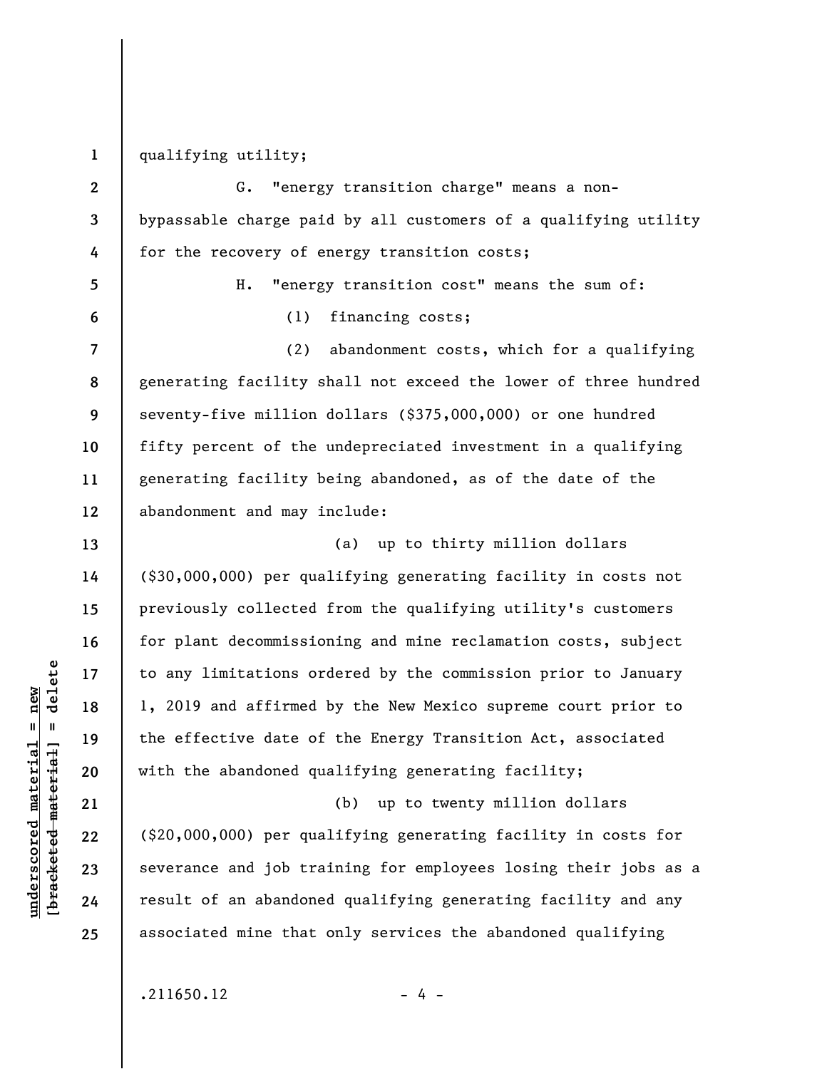qualifying utility;

G. "energy transition charge" means a non-bypassable charge paid by all customers of a qualifying utility for the recovery of energy transition costs;

H. "energy transition cost" means the sum of:

(1) financing costs;

(2) abandonment costs, which for a qualifying generating facility shall not exceed the lower of three hundred seventy-five million dollars ($375,000,000) or one hundred fifty percent of the undepreciated investment in a qualifying generating facility being abandoned, as of the date of the abandonment and may include:

(a) up to thirty million dollars ($30,000,000) per qualifying generating facility in costs not previously collected from the qualifying utility's customers for plant decommissioning and mine reclamation costs, subject to any limitations ordered by the commission prior to January 1, 2019 and affirmed by the New Mexico supreme court prior to the effective date of the Energy Transition Act, associated with the abandoned qualifying generating facility;

(b) up to twenty million dollars ($20,000,000) per qualifying generating facility in costs for severance and job training for employees losing their jobs as a result of an abandoned qualifying generating facility and any associated mine that only services the abandoned qualifying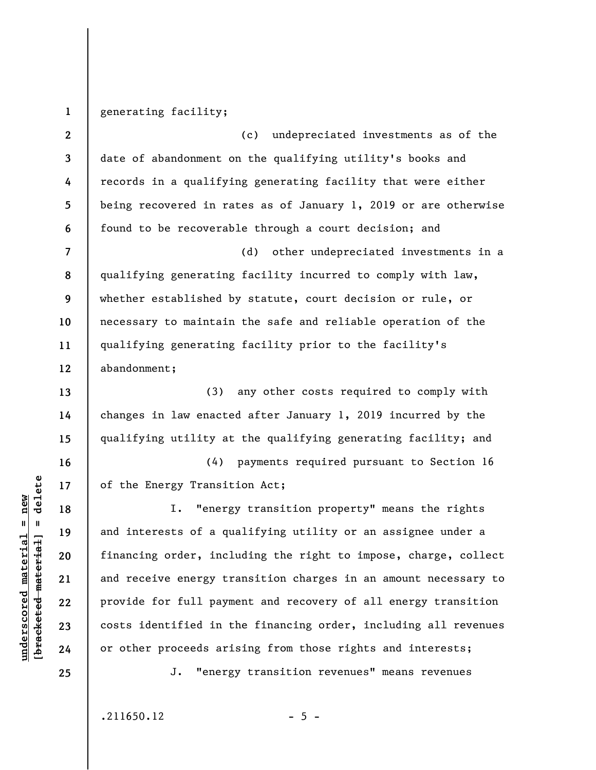generating facility;

(c) undepreciated investments as of the date of abandonment on the qualifying utility's books and records in a qualifying generating facility that were either being recovered in rates as of January 1, 2019 or are otherwise found to be recoverable through a court decision; and

(d) other undepreciated investments in a qualifying generating facility incurred to comply with law, whether established by statute, court decision or rule, or necessary to maintain the safe and reliable operation of the qualifying generating facility prior to the facility's abandonment;

(3) any other costs required to comply with changes in law enacted after January 1, 2019 incurred by the qualifying utility at the qualifying generating facility; and

(4) payments required pursuant to Section 16 of the Energy Transition Act;

I. "energy transition property" means the rights and interests of a qualifying utility or an assignee under a financing order, including the right to impose, charge, collect and receive energy transition charges in an amount necessary to provide for full payment and recovery of all energy transition costs identified in the financing order, including all revenues or other proceeds arising from those rights and interests;

J. "energy transition revenues" means revenues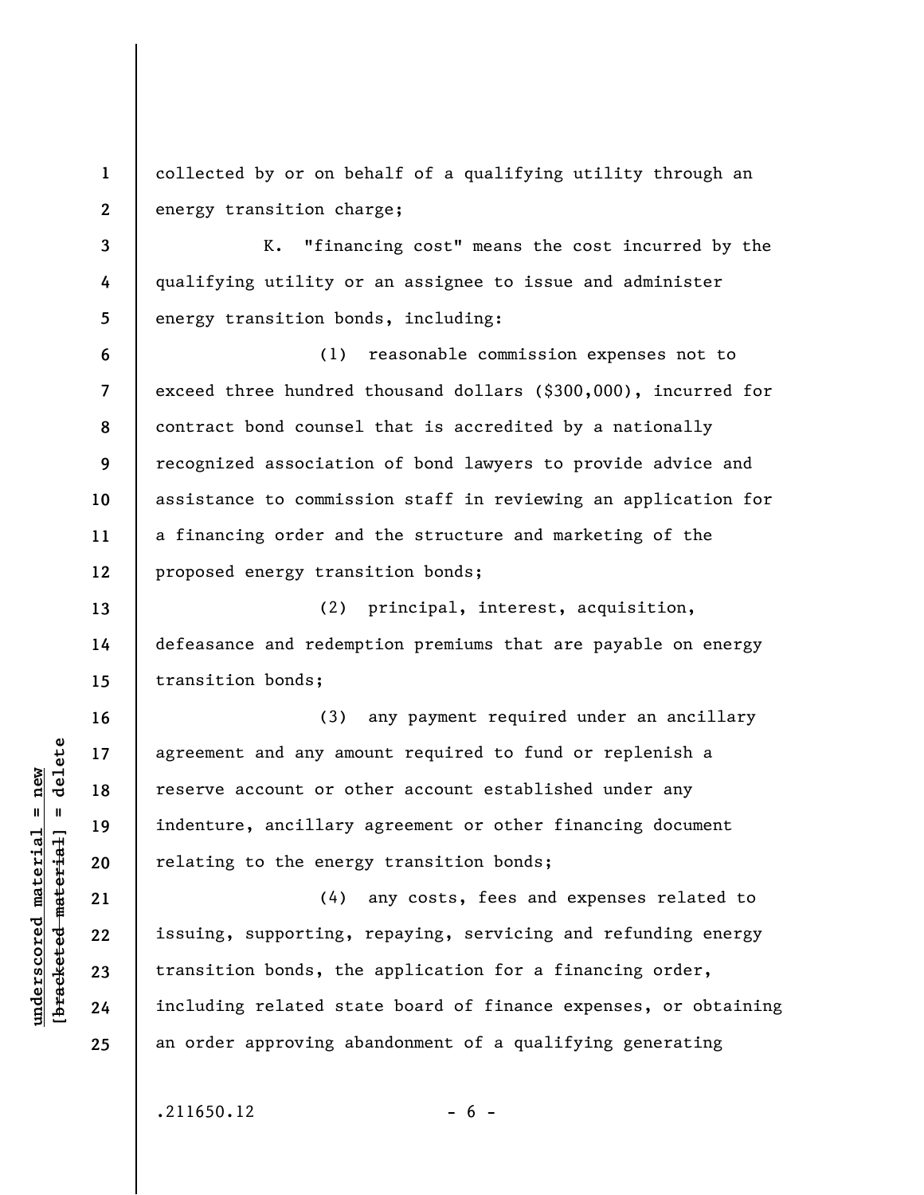collected by or on behalf of a qualifying utility through an energy transition charge;

K. "financing cost" means the cost incurred by the qualifying utility or an assignee to issue and administer energy transition bonds, including:

(1) reasonable commission expenses not to exceed three hundred thousand dollars ($300,000), incurred for contract bond counsel that is accredited by a nationally recognized association of bond lawyers to provide advice and assistance to commission staff in reviewing an application for a financing order and the structure and marketing of the proposed energy transition bonds;

(2) principal, interest, acquisition, defeasance and redemption premiums that are payable on energy transition bonds;

(3) any payment required under an ancillary agreement and any amount required to fund or replenish a reserve account or other account established under any indenture, ancillary agreement or other financing document relating to the energy transition bonds;

(4) any costs, fees and expenses related to issuing, supporting, repaying, servicing and refunding energy transition bonds, the application for a financing order, including related state board of finance expenses, or obtaining an order approving abandonment of a qualifying generating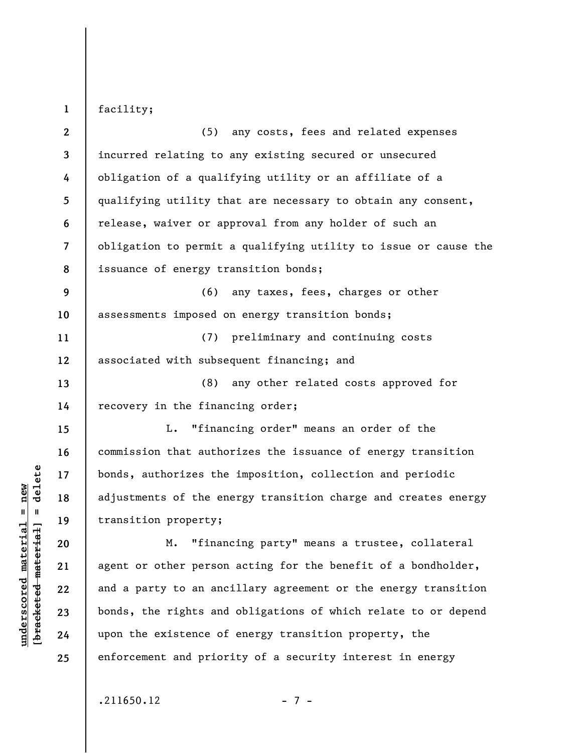facility;

(5) any costs, fees and related expenses incurred relating to any existing secured or unsecured obligation of a qualifying utility or an affiliate of a qualifying utility that are necessary to obtain any consent, release, waiver or approval from any holder of such an obligation to permit a qualifying utility to issue or cause the issuance of energy transition bonds;

(6) any taxes, fees, charges or other assessments imposed on energy transition bonds;

(7) preliminary and continuing costs associated with subsequent financing; and

(8) any other related costs approved for recovery in the financing order;

L. "financing order" means an order of the commission that authorizes the issuance of energy transition bonds, authorizes the imposition, collection and periodic adjustments of the energy transition charge and creates energy transition property;

M. "financing party" means a trustee, collateral agent or other person acting for the benefit of a bondholder, and a party to an ancillary agreement or the energy transition bonds, the rights and obligations of which relate to or depend upon the existence of energy transition property, the enforcement and priority of a security interest in energy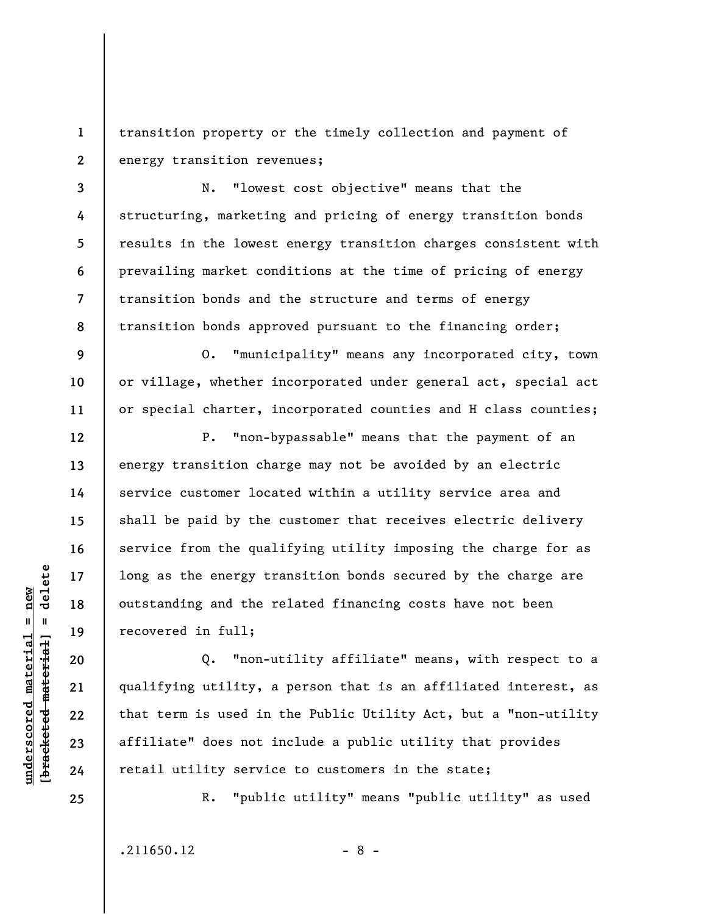transition property or the timely collection and payment of energy transition revenues;

N. "lowest cost objective" means that the structuring, marketing and pricing of energy transition bonds results in the lowest energy transition charges consistent with prevailing market conditions at the time of pricing of energy transition bonds and the structure and terms of energy transition bonds approved pursuant to the financing order;

O. "municipality" means any incorporated city, town or village, whether incorporated under general act, special act or special charter, incorporated counties and H class counties;

P. "non-bypassable" means that the payment of an energy transition charge may not be avoided by an electric service customer located within a utility service area and shall be paid by the customer that receives electric delivery service from the qualifying utility imposing the charge for as long as the energy transition bonds secured by the charge are outstanding and the related financing costs have not been recovered in full;

Q. "non-utility affiliate" means, with respect to a qualifying utility, a person that is an affiliated interest, as that term is used in the Public Utility Act, but a "non-utility affiliate" does not include a public utility that provides retail utility service to customers in the state;

R. "public utility" means "public utility" as used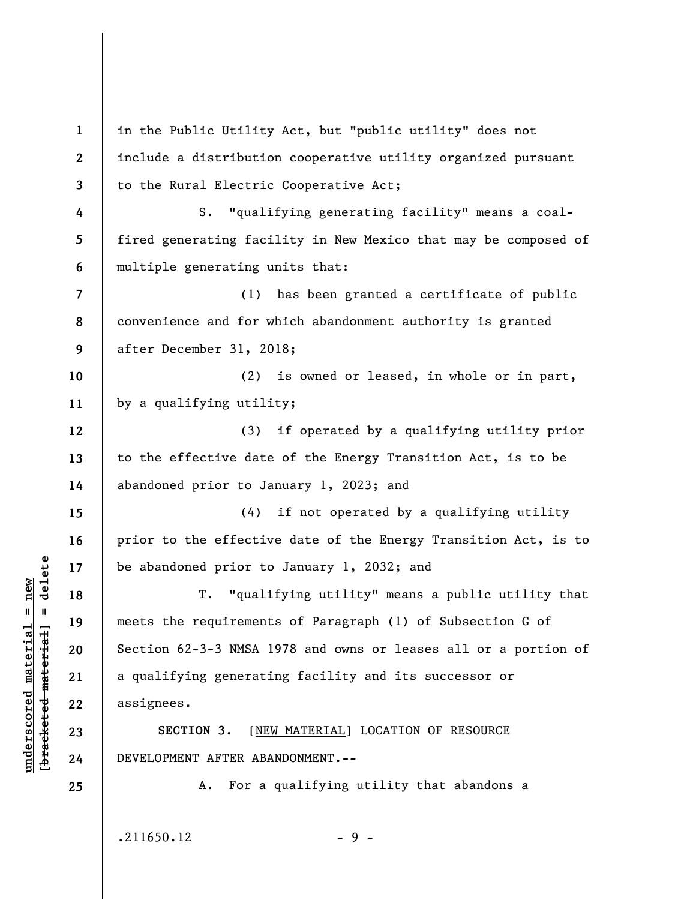in the Public Utility Act, but "public utility" does not include a distribution cooperative utility organized pursuant to the Rural Electric Cooperative Act;

S. "qualifying generating facility" means a coal-fired generating facility in New Mexico that may be composed of multiple generating units that:

(1) has been granted a certificate of public convenience and for which abandonment authority is granted after December 31, 2018;

(2) is owned or leased, in whole or in part, by a qualifying utility;

(3) if operated by a qualifying utility prior to the effective date of the Energy Transition Act, is to be abandoned prior to January 1, 2023; and

(4) if not operated by a qualifying utility prior to the effective date of the Energy Transition Act, is to be abandoned prior to January 1, 2032; and

T. "qualifying utility" means a public utility that meets the requirements of Paragraph (1) of Subsection G of Section 62-3-3 NMSA 1978 and owns or leases all or a portion of a qualifying generating facility and its successor or assignees.

**SECTION 3.** [NEW MATERIAL] LOCATION OF RESOURCE DEVELOPMENT AFTER ABANDONMENT.--

A. For a qualifying utility that abandons a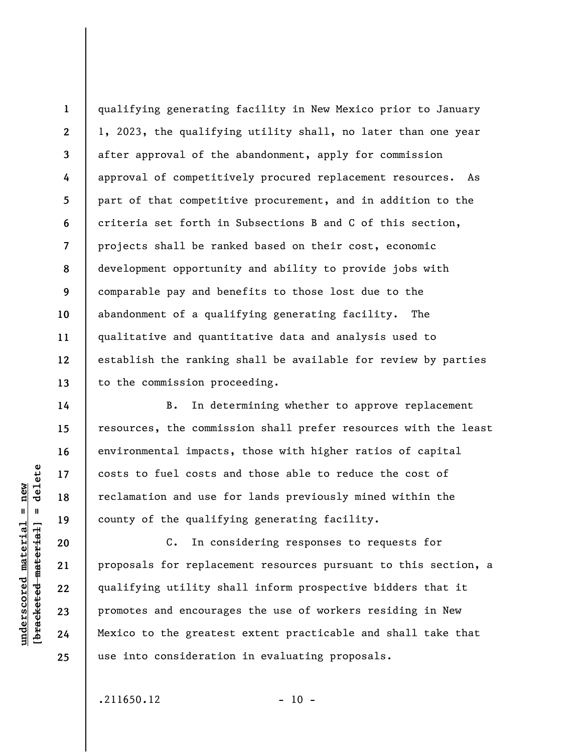qualifying generating facility in New Mexico prior to January 1, 2023, the qualifying utility shall, no later than one year after approval of the abandonment, apply for commission approval of competitively procured replacement resources. As part of that competitive procurement, and in addition to the criteria set forth in Subsections B and C of this section, projects shall be ranked based on their cost, economic development opportunity and ability to provide jobs with comparable pay and benefits to those lost due to the abandonment of a qualifying generating facility. The qualitative and quantitative data and analysis used to establish the ranking shall be available for review by parties to the commission proceeding.

B. In determining whether to approve replacement resources, the commission shall prefer resources with the least environmental impacts, those with higher ratios of capital costs to fuel costs and those able to reduce the cost of reclamation and use for lands previously mined within the county of the qualifying generating facility.

C. In considering responses to requests for proposals for replacement resources pursuant to this section, a qualifying utility shall inform prospective bidders that it promotes and encourages the use of workers residing in New Mexico to the greatest extent practicable and shall take that use into consideration in evaluating proposals.

.211650.12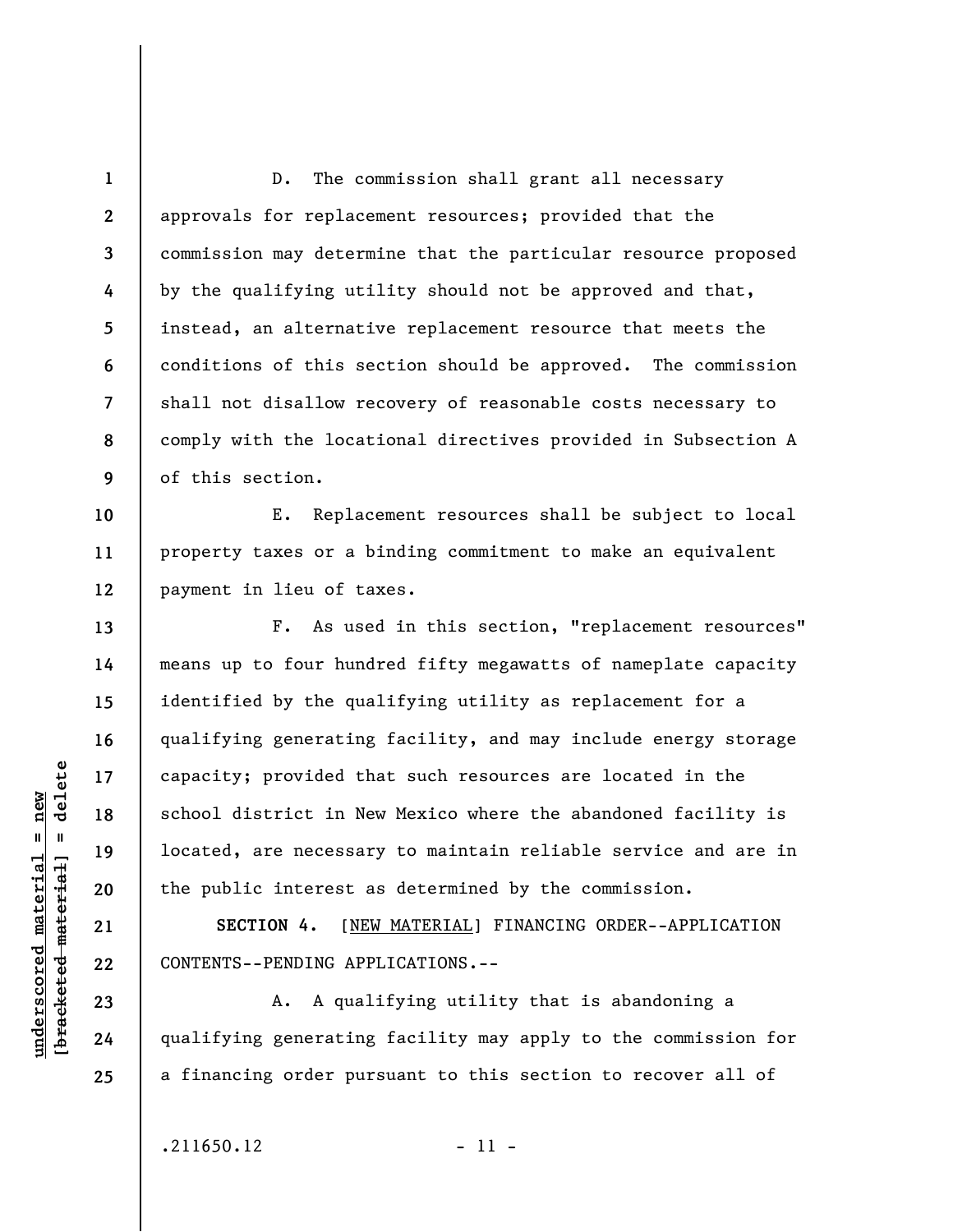D. The commission shall grant all necessary approvals for replacement resources; provided that the commission may determine that the particular resource proposed by the qualifying utility should not be approved and that, instead, an alternative replacement resource that meets the conditions of this section should be approved. The commission shall not disallow recovery of reasonable costs necessary to comply with the locational directives provided in Subsection A of this section.

E. Replacement resources shall be subject to local property taxes or a binding commitment to make an equivalent payment in lieu of taxes.

F. As used in this section, "replacement resources" means up to four hundred fifty megawatts of nameplate capacity identified by the qualifying utility as replacement for a qualifying generating facility, and may include energy storage capacity; provided that such resources are located in the school district in New Mexico where the abandoned facility is located, are necessary to maintain reliable service and are in the public interest as determined by the commission.

**SECTION 4.** [NEW MATERIAL] FINANCING ORDER--APPLICATION CONTENTS--PENDING APPLICATIONS.--

A. A qualifying utility that is abandoning a qualifying generating facility may apply to the commission for a financing order pursuant to this section to recover all of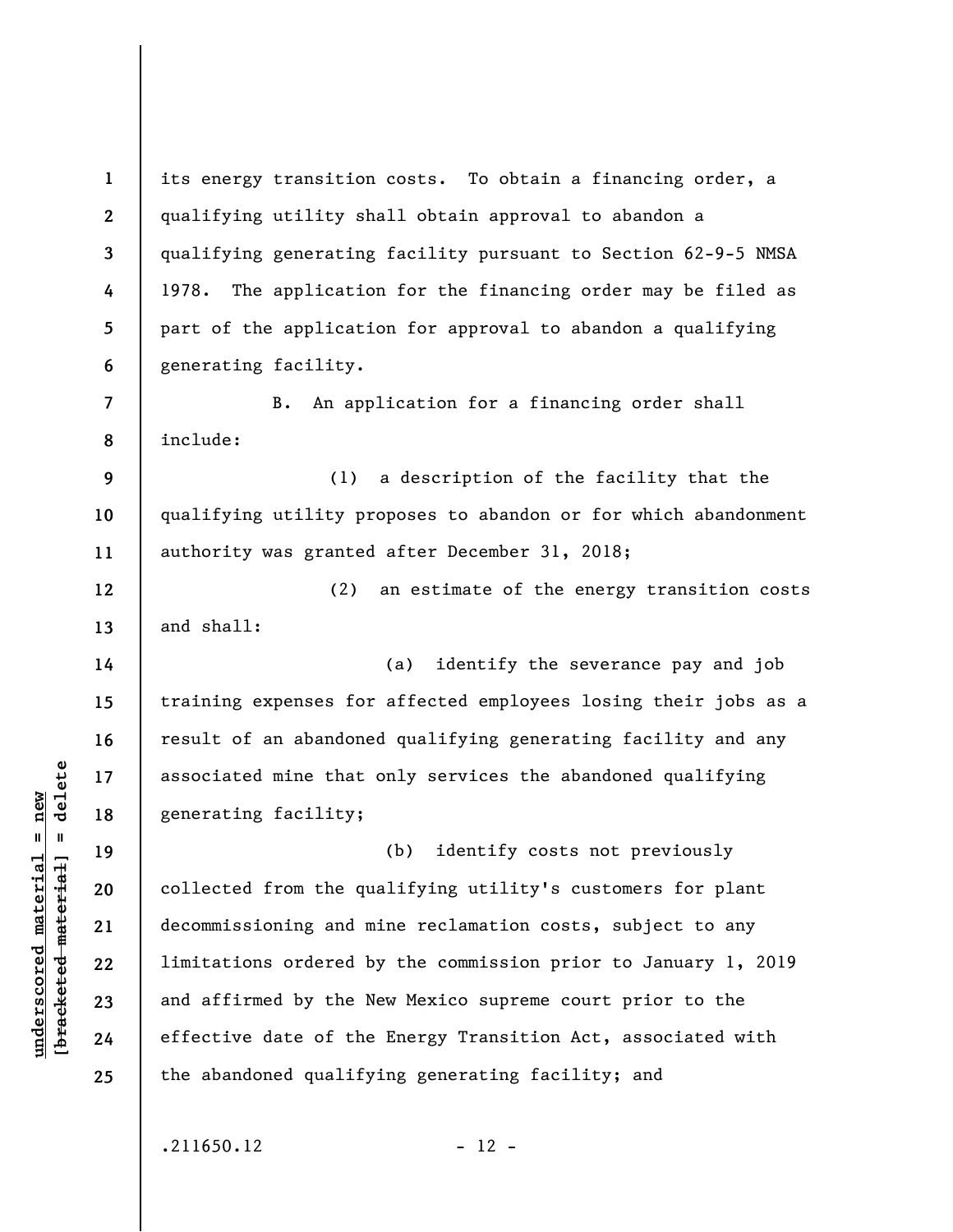its energy transition costs. To obtain a financing order, a qualifying utility shall obtain approval to abandon a qualifying generating facility pursuant to Section 62-9-5 NMSA 1978. The application for the financing order may be filed as part of the application for approval to abandon a qualifying generating facility.

B. An application for a financing order shall include:

(1) a description of the facility that the qualifying utility proposes to abandon or for which abandonment authority was granted after December 31, 2018;

(2) an estimate of the energy transition costs and shall:

(a) identify the severance pay and job training expenses for affected employees losing their jobs as a result of an abandoned qualifying generating facility and any associated mine that only services the abandoned qualifying generating facility;

(b) identify costs not previously collected from the qualifying utility's customers for plant decommissioning and mine reclamation costs, subject to any limitations ordered by the commission prior to January 1, 2019 and affirmed by the New Mexico supreme court prior to the effective date of the Energy Transition Act, associated with the abandoned qualifying generating facility; and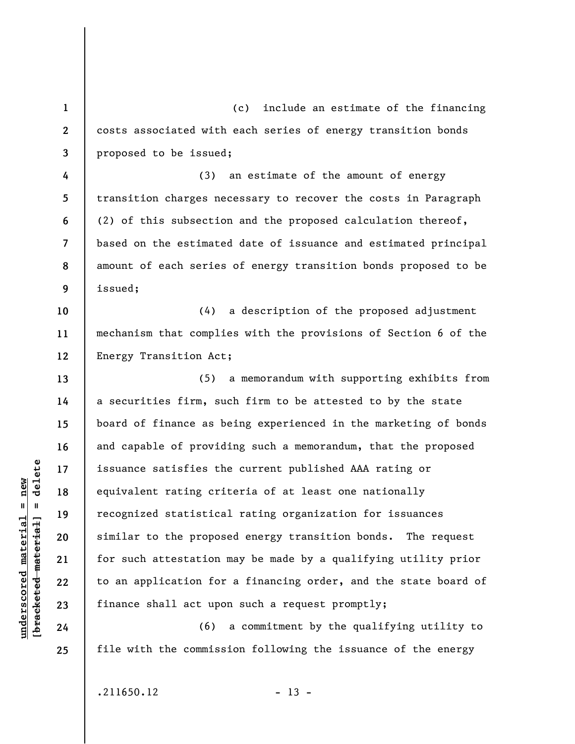(c) include an estimate of the financing costs associated with each series of energy transition bonds proposed to be issued;

(3) an estimate of the amount of energy transition charges necessary to recover the costs in Paragraph (2) of this subsection and the proposed calculation thereof, based on the estimated date of issuance and estimated principal amount of each series of energy transition bonds proposed to be issued;

(4) a description of the proposed adjustment mechanism that complies with the provisions of Section 6 of the Energy Transition Act;

(5) a memorandum with supporting exhibits from a securities firm, such firm to be attested to by the state board of finance as being experienced in the marketing of bonds and capable of providing such a memorandum, that the proposed issuance satisfies the current published AAA rating or equivalent rating criteria of at least one nationally recognized statistical rating organization for issuances similar to the proposed energy transition bonds. The request for such attestation may be made by a qualifying utility prior to an application for a financing order, and the state board of finance shall act upon such a request promptly;

(6) a commitment by the qualifying utility to file with the commission following the issuance of the energy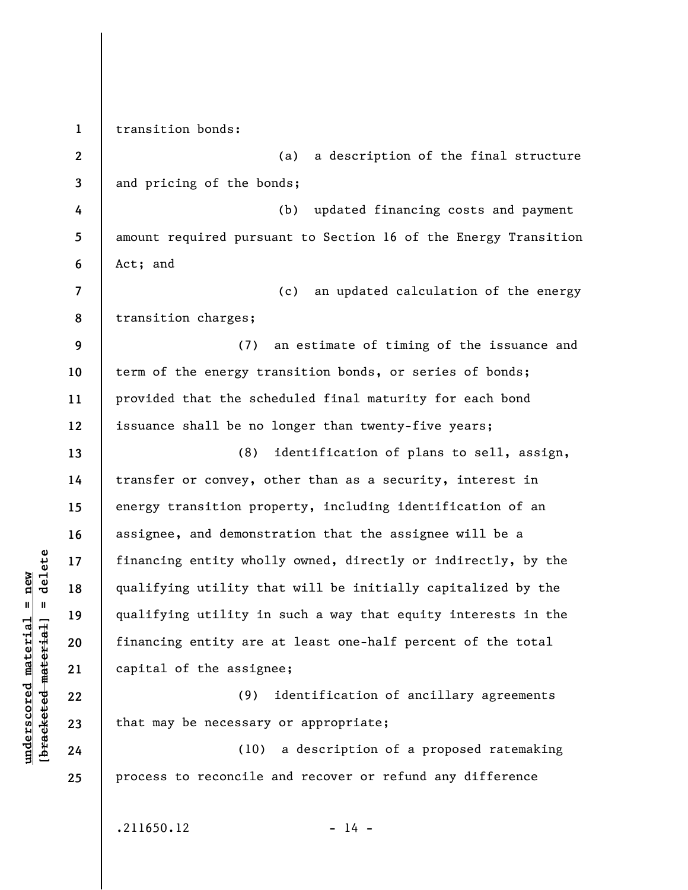transition bonds:

(a) a description of the final structure and pricing of the bonds;

(b) updated financing costs and payment amount required pursuant to Section 16 of the Energy Transition Act; and

(c) an updated calculation of the energy transition charges;

(7) an estimate of timing of the issuance and term of the energy transition bonds, or series of bonds; provided that the scheduled final maturity for each bond issuance shall be no longer than twenty-five years;

(8) identification of plans to sell, assign, transfer or convey, other than as a security, interest in energy transition property, including identification of an assignee, and demonstration that the assignee will be a financing entity wholly owned, directly or indirectly, by the qualifying utility that will be initially capitalized by the qualifying utility in such a way that equity interests in the financing entity are at least one-half percent of the total capital of the assignee;

(9) identification of ancillary agreements that may be necessary or appropriate;

(10) a description of a proposed ratemaking process to reconcile and recover or refund any difference

.211650.12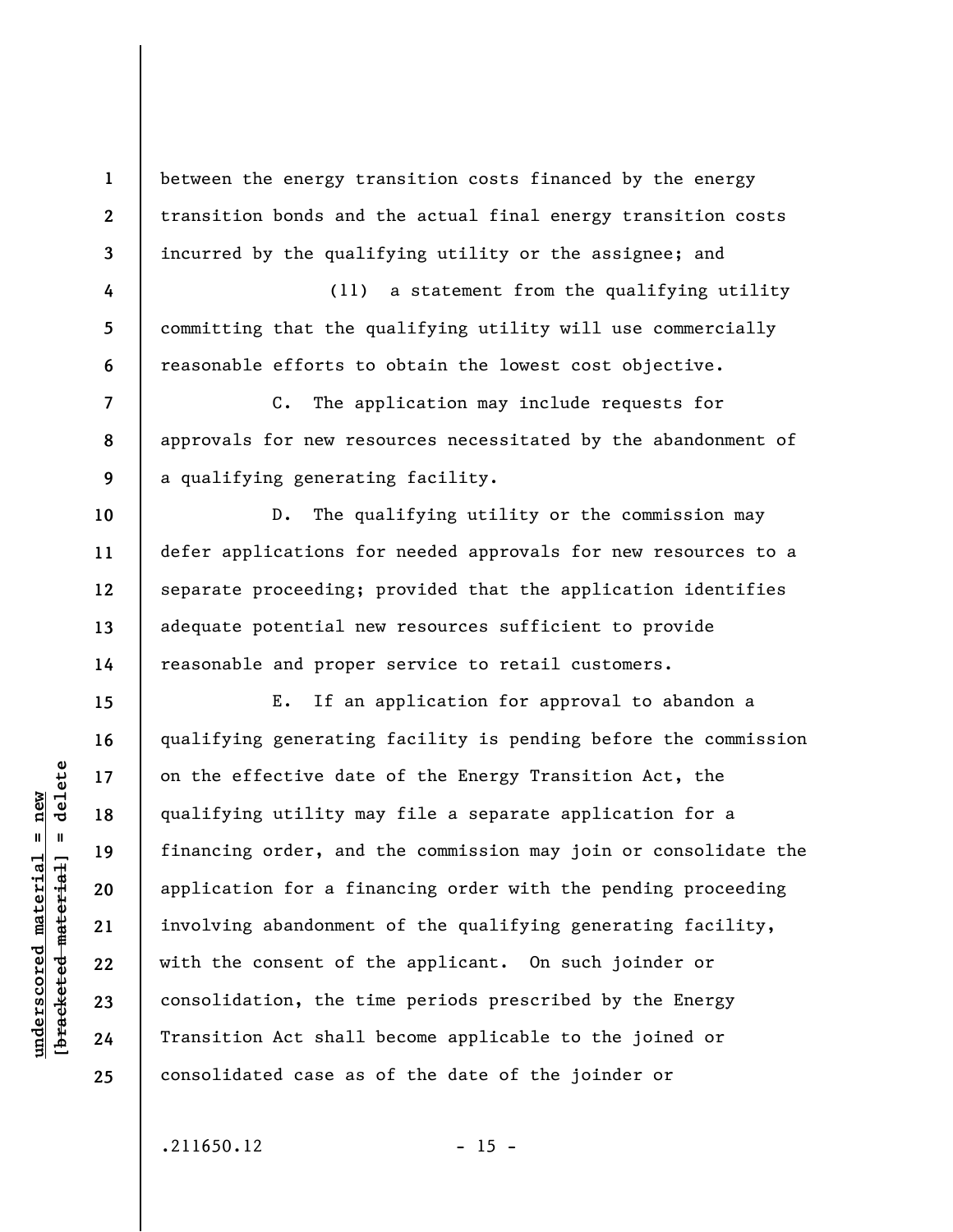between the energy transition costs financed by the energy transition bonds and the actual final energy transition costs incurred by the qualifying utility or the assignee; and

(11) a statement from the qualifying utility committing that the qualifying utility will use commercially reasonable efforts to obtain the lowest cost objective.

C. The application may include requests for approvals for new resources necessitated by the abandonment of a qualifying generating facility.

D. The qualifying utility or the commission may defer applications for needed approvals for new resources to a separate proceeding; provided that the application identifies adequate potential new resources sufficient to provide reasonable and proper service to retail customers.

E. If an application for approval to abandon a qualifying generating facility is pending before the commission on the effective date of the Energy Transition Act, the qualifying utility may file a separate application for a financing order, and the commission may join or consolidate the application for a financing order with the pending proceeding involving abandonment of the qualifying generating facility, with the consent of the applicant. On such joinder or consolidation, the time periods prescribed by the Energy Transition Act shall become applicable to the joined or consolidated case as of the date of the joinder or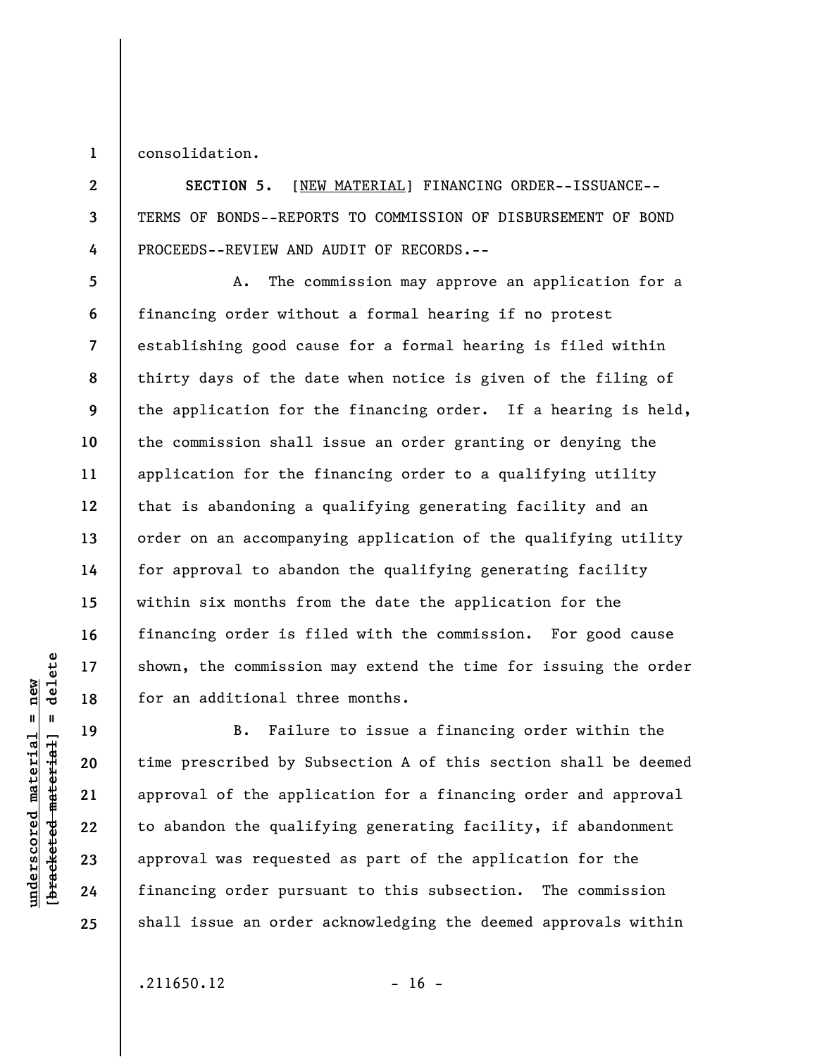consolidation.

**SECTION 5.** [NEW MATERIAL] FINANCING ORDER--ISSUANCE--TERMS OF BONDS--REPORTS TO COMMISSION OF DISBURSEMENT OF BOND PROCEEDS--REVIEW AND AUDIT OF RECORDS.--

A. The commission may approve an application for a financing order without a formal hearing if no protest establishing good cause for a formal hearing is filed within thirty days of the date when notice is given of the filing of the application for the financing order. If a hearing is held, the commission shall issue an order granting or denying the application for the financing order to a qualifying utility that is abandoning a qualifying generating facility and an order on an accompanying application of the qualifying utility for approval to abandon the qualifying generating facility within six months from the date the application for the financing order is filed with the commission. For good cause shown, the commission may extend the time for issuing the order for an additional three months.

B. Failure to issue a financing order within the time prescribed by Subsection A of this section shall be deemed approval of the application for a financing order and approval to abandon the qualifying generating facility, if abandonment approval was requested as part of the application for the financing order pursuant to this subsection. The commission shall issue an order acknowledging the deemed approvals within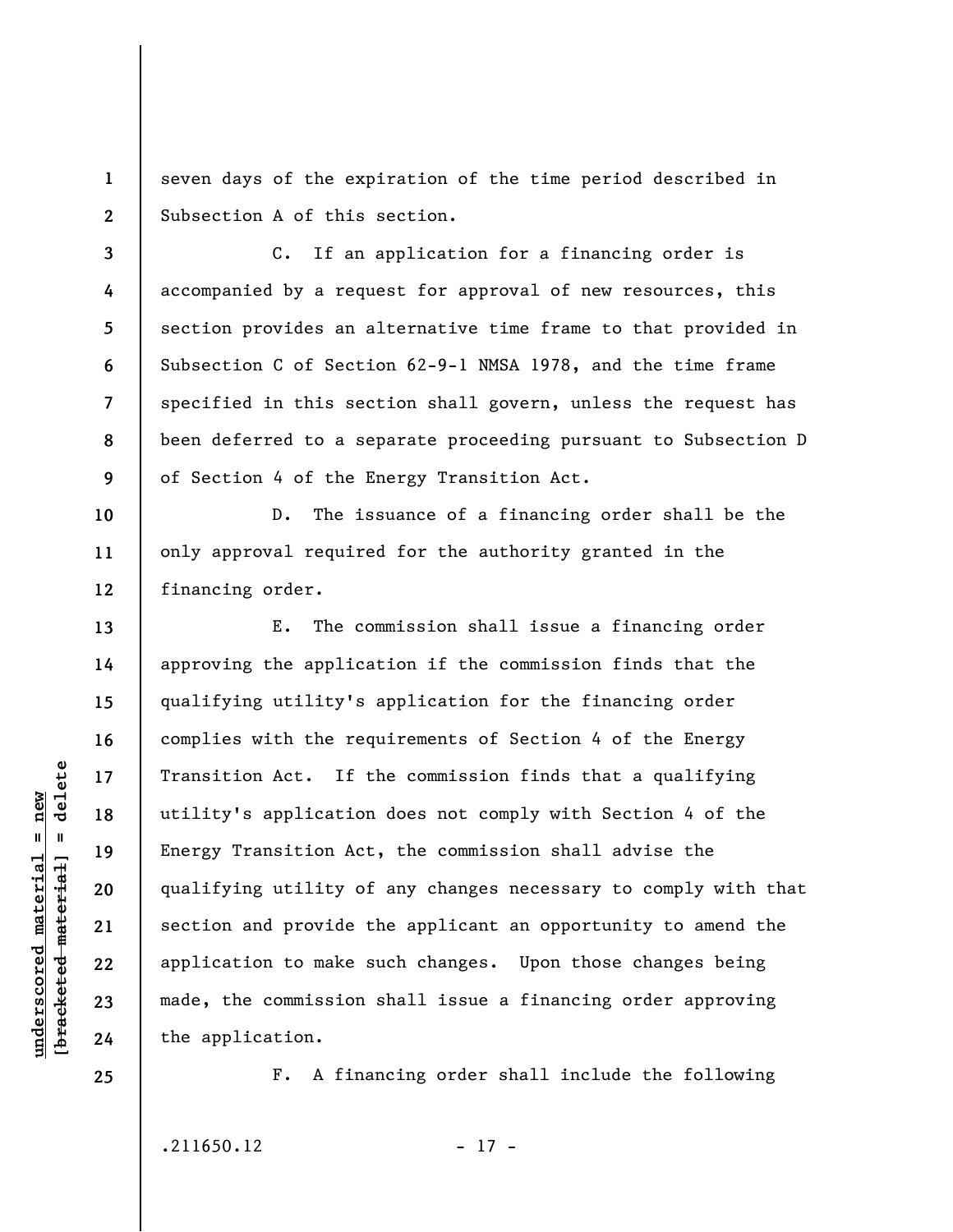seven days of the expiration of the time period described in Subsection A of this section.

C. If an application for a financing order is accompanied by a request for approval of new resources, this section provides an alternative time frame to that provided in Subsection C of Section 62-9-1 NMSA 1978, and the time frame specified in this section shall govern, unless the request has been deferred to a separate proceeding pursuant to Subsection D of Section 4 of the Energy Transition Act.

D. The issuance of a financing order shall be the only approval required for the authority granted in the financing order.

E. The commission shall issue a financing order approving the application if the commission finds that the qualifying utility's application for the financing order complies with the requirements of Section 4 of the Energy Transition Act. If the commission finds that a qualifying utility's application does not comply with Section 4 of the Energy Transition Act, the commission shall advise the qualifying utility of any changes necessary to comply with that section and provide the applicant an opportunity to amend the application to make such changes. Upon those changes being made, the commission shall issue a financing order approving the application.

F. A financing order shall include the following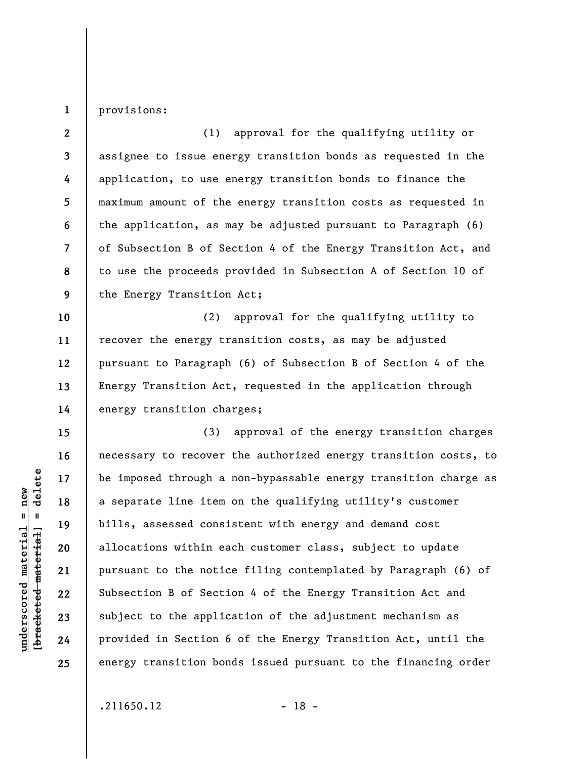provisions:

(1) approval for the qualifying utility or assignee to issue energy transition bonds as requested in the application, to use energy transition bonds to finance the maximum amount of the energy transition costs as requested in the application, as may be adjusted pursuant to Paragraph (6) of Subsection B of Section 4 of the Energy Transition Act, and to use the proceeds provided in Subsection A of Section 10 of the Energy Transition Act;

(2) approval for the qualifying utility to recover the energy transition costs, as may be adjusted pursuant to Paragraph (6) of Subsection B of Section 4 of the Energy Transition Act, requested in the application through energy transition charges;

(3) approval of the energy transition charges necessary to recover the authorized energy transition costs, to be imposed through a non-bypassable energy transition charge as a separate line item on the qualifying utility's customer bills, assessed consistent with energy and demand cost allocations within each customer class, subject to update pursuant to the notice filing contemplated by Paragraph (6) of Subsection B of Section 4 of the Energy Transition Act and subject to the application of the adjustment mechanism as provided in Section 6 of the Energy Transition Act, until the energy transition bonds issued pursuant to the financing order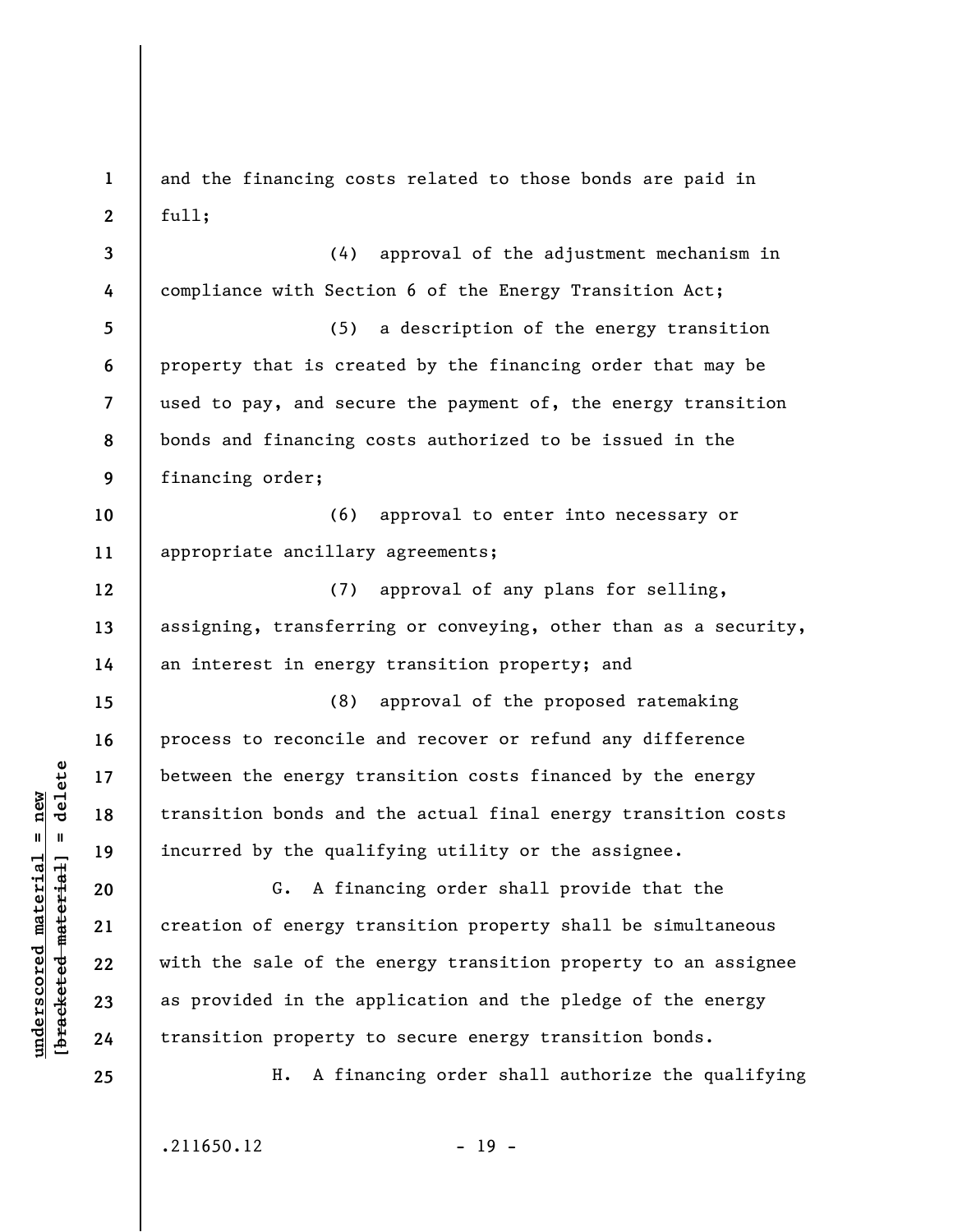and the financing costs related to those bonds are paid in full;

(4) approval of the adjustment mechanism in compliance with Section 6 of the Energy Transition Act;

(5) a description of the energy transition property that is created by the financing order that may be used to pay, and secure the payment of, the energy transition bonds and financing costs authorized to be issued in the financing order;

(6) approval to enter into necessary or appropriate ancillary agreements;

(7) approval of any plans for selling, assigning, transferring or conveying, other than as a security, an interest in energy transition property; and

(8) approval of the proposed ratemaking process to reconcile and recover or refund any difference between the energy transition costs financed by the energy transition bonds and the actual final energy transition costs incurred by the qualifying utility or the assignee.

G. A financing order shall provide that the creation of energy transition property shall be simultaneous with the sale of the energy transition property to an assignee as provided in the application and the pledge of the energy transition property to secure energy transition bonds.

H. A financing order shall authorize the qualifying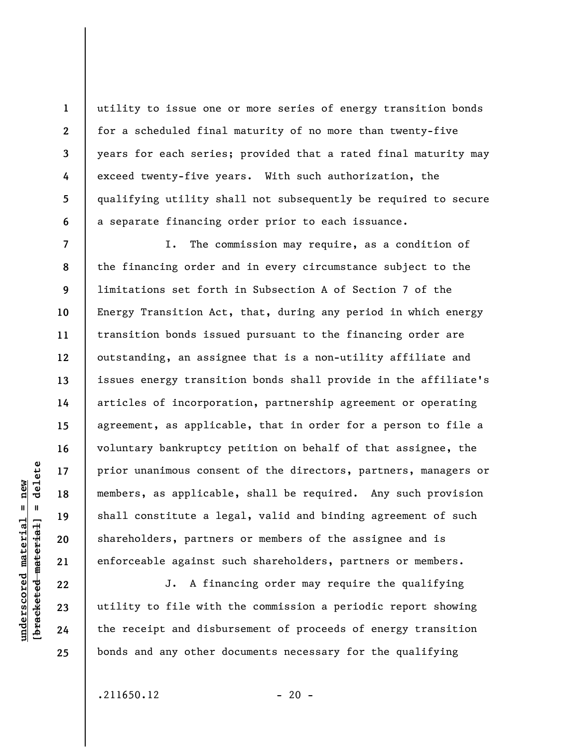utility to issue one or more series of energy transition bonds for a scheduled final maturity of no more than twenty-five years for each series; provided that a rated final maturity may exceed twenty-five years. With such authorization, the qualifying utility shall not subsequently be required to secure a separate financing order prior to each issuance.

I. The commission may require, as a condition of the financing order and in every circumstance subject to the limitations set forth in Subsection A of Section 7 of the Energy Transition Act, that, during any period in which energy transition bonds issued pursuant to the financing order are outstanding, an assignee that is a non-utility affiliate and issues energy transition bonds shall provide in the affiliate's articles of incorporation, partnership agreement or operating agreement, as applicable, that in order for a person to file a voluntary bankruptcy petition on behalf of that assignee, the prior unanimous consent of the directors, partners, managers or members, as applicable, shall be required. Any such provision shall constitute a legal, valid and binding agreement of such shareholders, partners or members of the assignee and is enforceable against such shareholders, partners or members.

J. A financing order may require the qualifying utility to file with the commission a periodic report showing the receipt and disbursement of proceeds of energy transition bonds and any other documents necessary for the qualifying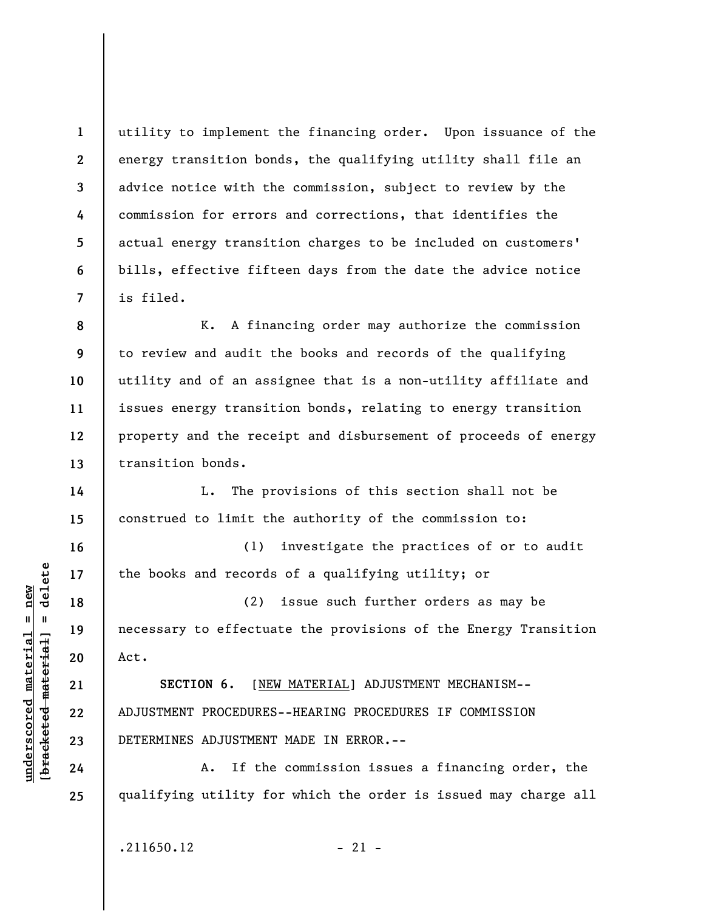utility to implement the financing order. Upon issuance of the energy transition bonds, the qualifying utility shall file an advice notice with the commission, subject to review by the commission for errors and corrections, that identifies the actual energy transition charges to be included on customers' bills, effective fifteen days from the date the advice notice is filed.

K. A financing order may authorize the commission to review and audit the books and records of the qualifying utility and of an assignee that is a non-utility affiliate and issues energy transition bonds, relating to energy transition property and the receipt and disbursement of proceeds of energy transition bonds.

L. The provisions of this section shall not be construed to limit the authority of the commission to:

(1) investigate the practices of or to audit the books and records of a qualifying utility; or

(2) issue such further orders as may be necessary to effectuate the provisions of the Energy Transition Act.

**SECTION 6.** [NEW MATERIAL] ADJUSTMENT MECHANISM--ADJUSTMENT PROCEDURES--HEARING PROCEDURES IF COMMISSION DETERMINES ADJUSTMENT MADE IN ERROR.--

A. If the commission issues a financing order, the qualifying utility for which the order is issued may charge all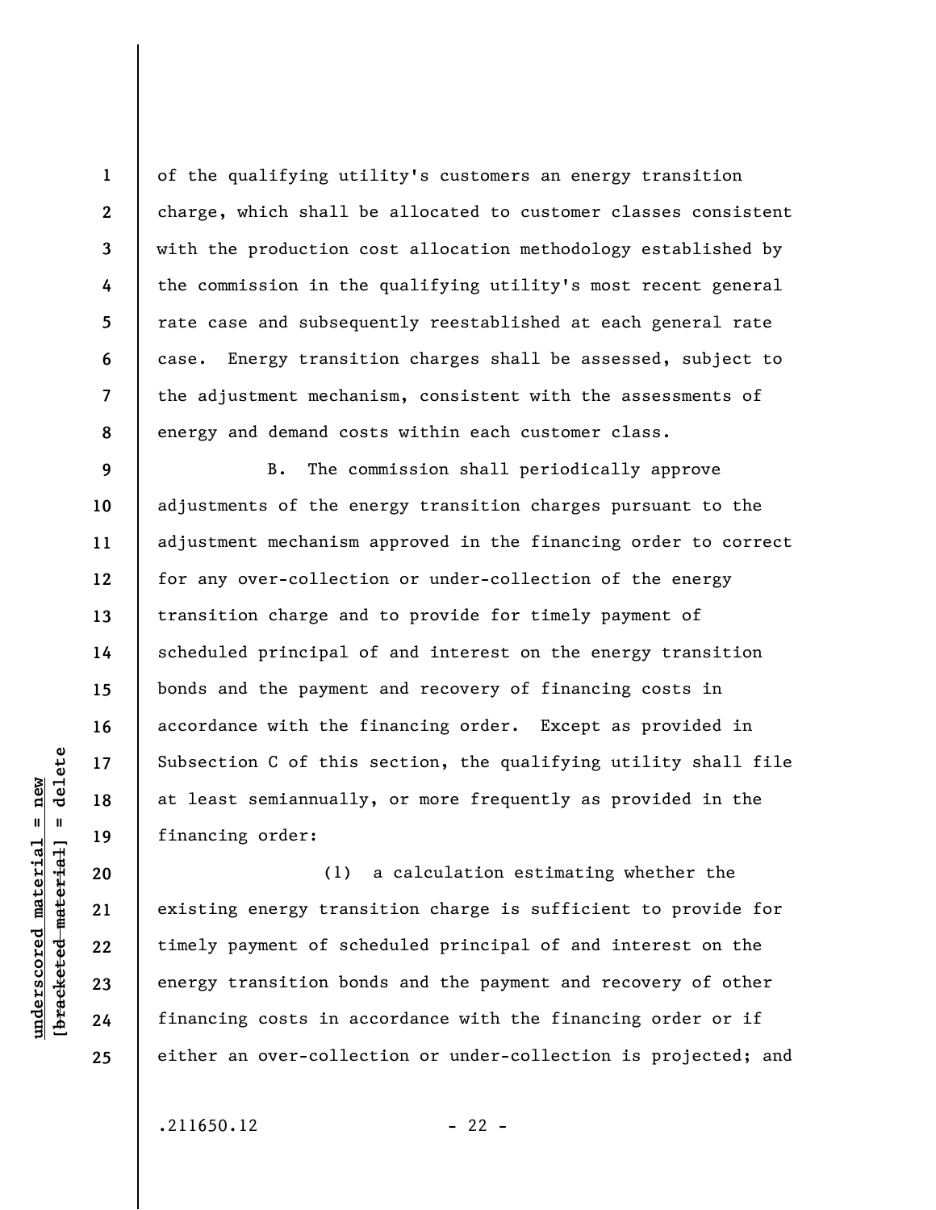of the qualifying utility's customers an energy transition charge, which shall be allocated to customer classes consistent with the production cost allocation methodology established by the commission in the qualifying utility's most recent general rate case and subsequently reestablished at each general rate case. Energy transition charges shall be assessed, subject to the adjustment mechanism, consistent with the assessments of energy and demand costs within each customer class.

B. The commission shall periodically approve adjustments of the energy transition charges pursuant to the adjustment mechanism approved in the financing order to correct for any over-collection or under-collection of the energy transition charge and to provide for timely payment of scheduled principal of and interest on the energy transition bonds and the payment and recovery of financing costs in accordance with the financing order. Except as provided in Subsection C of this section, the qualifying utility shall file at least semiannually, or more frequently as provided in the financing order:

(1) a calculation estimating whether the existing energy transition charge is sufficient to provide for timely payment of scheduled principal of and interest on the energy transition bonds and the payment and recovery of other financing costs in accordance with the financing order or if either an over-collection or under-collection is projected; and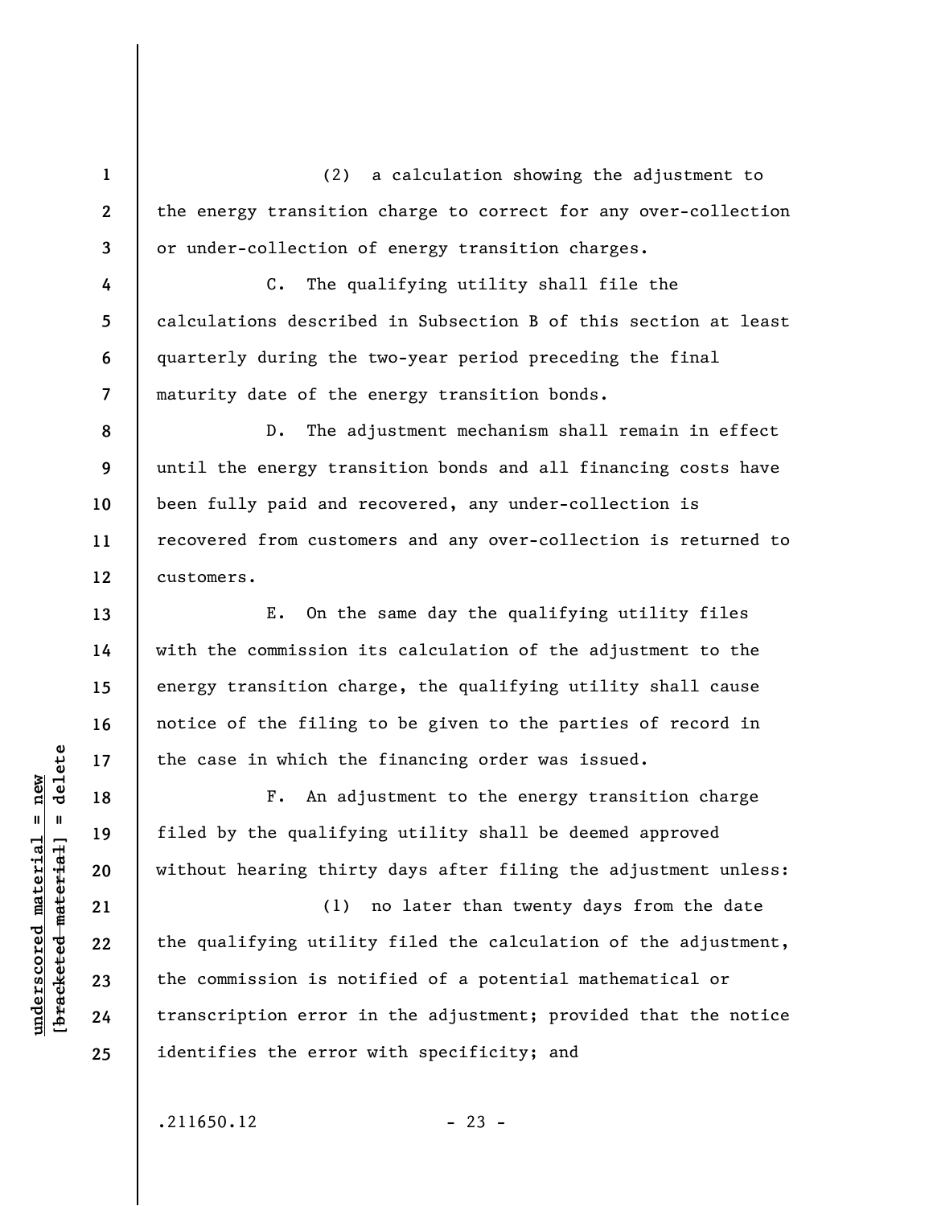(2) a calculation showing the adjustment to the energy transition charge to correct for any over-collection or under-collection of energy transition charges.

C. The qualifying utility shall file the calculations described in Subsection B of this section at least quarterly during the two-year period preceding the final maturity date of the energy transition bonds.

D. The adjustment mechanism shall remain in effect until the energy transition bonds and all financing costs have been fully paid and recovered, any under-collection is recovered from customers and any over-collection is returned to customers.

E. On the same day the qualifying utility files with the commission its calculation of the adjustment to the energy transition charge, the qualifying utility shall cause notice of the filing to be given to the parties of record in the case in which the financing order was issued.

F. An adjustment to the energy transition charge filed by the qualifying utility shall be deemed approved without hearing thirty days after filing the adjustment unless:

(1) no later than twenty days from the date the qualifying utility filed the calculation of the adjustment, the commission is notified of a potential mathematical or transcription error in the adjustment; provided that the notice identifies the error with specificity; and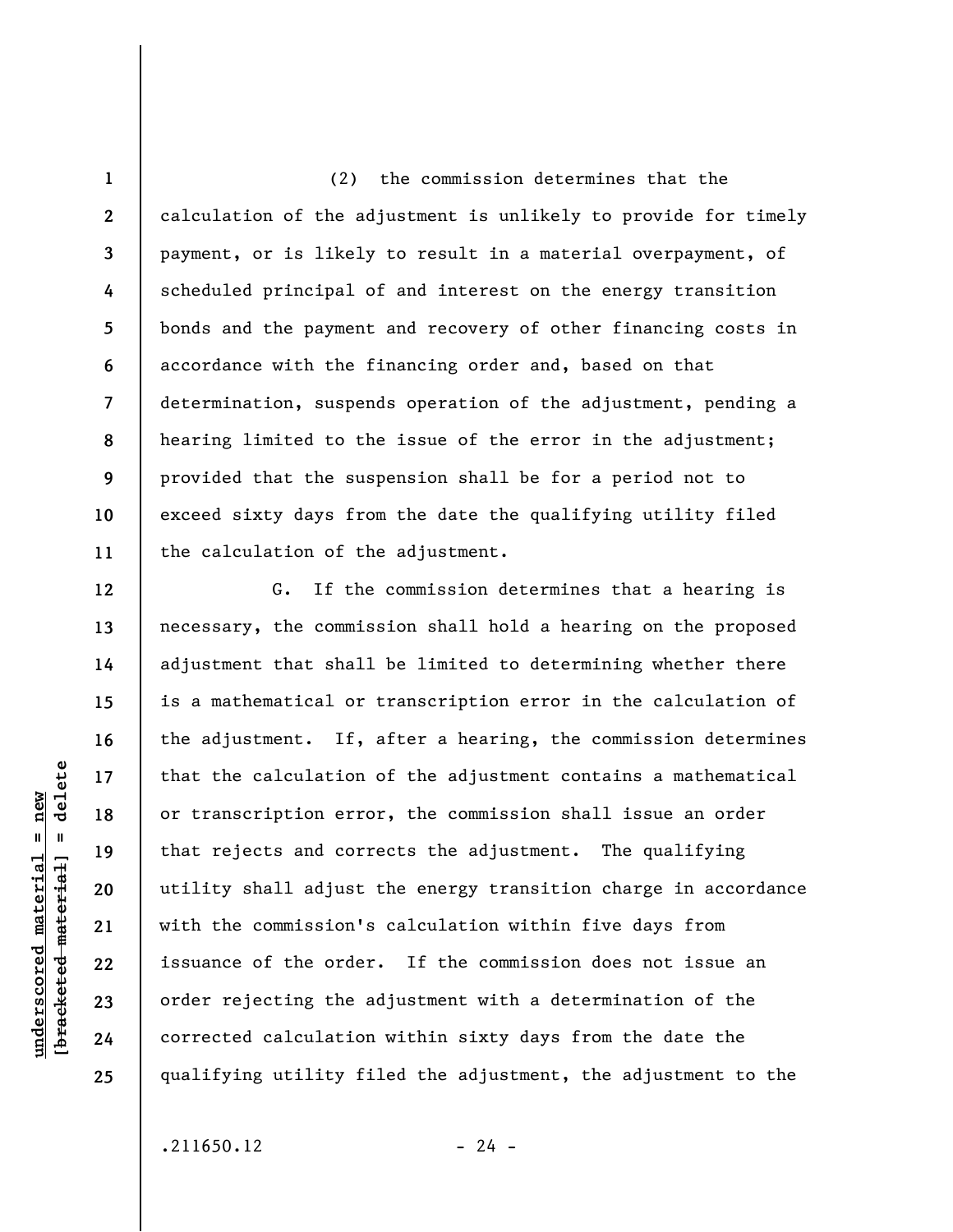(2) the commission determines that the calculation of the adjustment is unlikely to provide for timely payment, or is likely to result in a material overpayment, of scheduled principal of and interest on the energy transition bonds and the payment and recovery of other financing costs in accordance with the financing order and, based on that determination, suspends operation of the adjustment, pending a hearing limited to the issue of the error in the adjustment; provided that the suspension shall be for a period not to exceed sixty days from the date the qualifying utility filed the calculation of the adjustment.

G. If the commission determines that a hearing is necessary, the commission shall hold a hearing on the proposed adjustment that shall be limited to determining whether there is a mathematical or transcription error in the calculation of the adjustment. If, after a hearing, the commission determines that the calculation of the adjustment contains a mathematical or transcription error, the commission shall issue an order that rejects and corrects the adjustment. The qualifying utility shall adjust the energy transition charge in accordance with the commission's calculation within five days from issuance of the order. If the commission does not issue an order rejecting the adjustment with a determination of the corrected calculation within sixty days from the date the qualifying utility filed the adjustment, the adjustment to the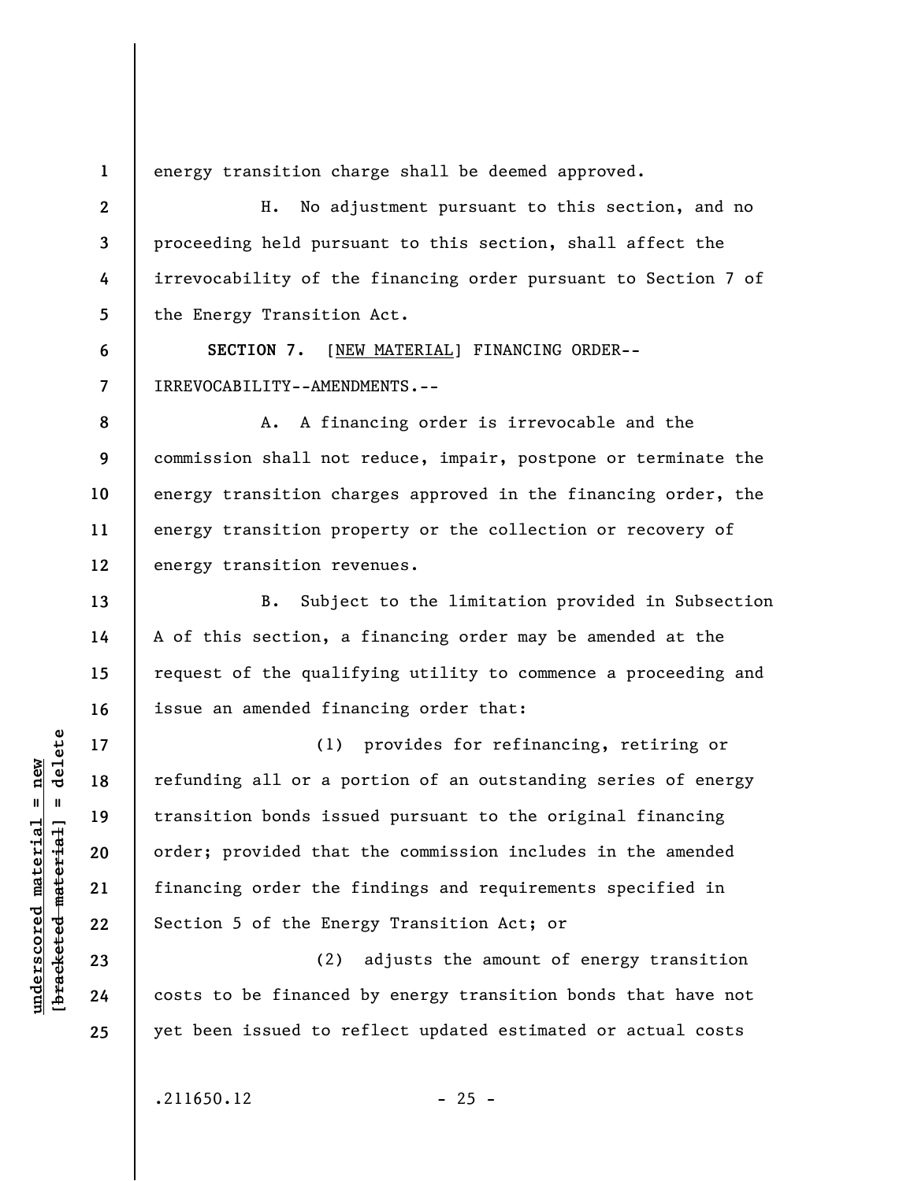energy transition charge shall be deemed approved.

H. No adjustment pursuant to this section, and no proceeding held pursuant to this section, shall affect the irrevocability of the financing order pursuant to Section 7 of the Energy Transition Act.

**SECTION 7.** [NEW MATERIAL] FINANCING ORDER--IRREVOCABILITY--AMENDMENTS.--

A. A financing order is irrevocable and the commission shall not reduce, impair, postpone or terminate the energy transition charges approved in the financing order, the energy transition property or the collection or recovery of energy transition revenues.

B. Subject to the limitation provided in Subsection A of this section, a financing order may be amended at the request of the qualifying utility to commence a proceeding and issue an amended financing order that:

(1) provides for refinancing, retiring or refunding all or a portion of an outstanding series of energy transition bonds issued pursuant to the original financing order; provided that the commission includes in the amended financing order the findings and requirements specified in Section 5 of the Energy Transition Act; or

(2) adjusts the amount of energy transition costs to be financed by energy transition bonds that have not yet been issued to reflect updated estimated or actual costs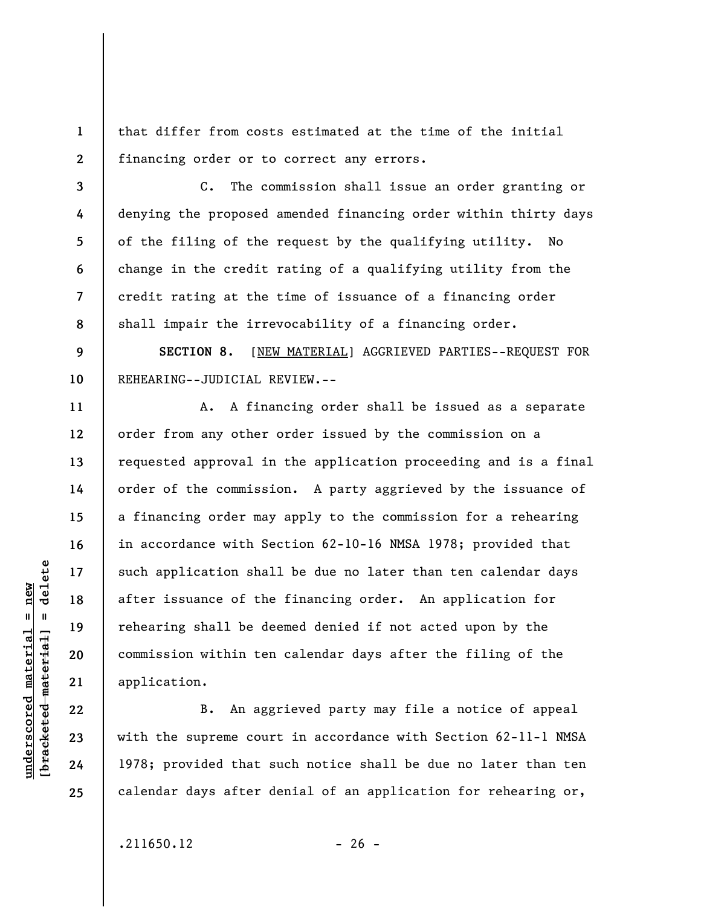that differ from costs estimated at the time of the initial financing order or to correct any errors.

C. The commission shall issue an order granting or denying the proposed amended financing order within thirty days of the filing of the request by the qualifying utility. No change in the credit rating of a qualifying utility from the credit rating at the time of issuance of a financing order shall impair the irrevocability of a financing order.

**SECTION 8.** [NEW MATERIAL] AGGRIEVED PARTIES--REQUEST FOR REHEARING--JUDICIAL REVIEW.--

A. A financing order shall be issued as a separate order from any other order issued by the commission on a requested approval in the application proceeding and is a final order of the commission. A party aggrieved by the issuance of a financing order may apply to the commission for a rehearing in accordance with Section 62-10-16 NMSA 1978; provided that such application shall be due no later than ten calendar days after issuance of the financing order. An application for rehearing shall be deemed denied if not acted upon by the commission within ten calendar days after the filing of the application.

B. An aggrieved party may file a notice of appeal with the supreme court in accordance with Section 62-11-1 NMSA 1978; provided that such notice shall be due no later than ten calendar days after denial of an application for rehearing or,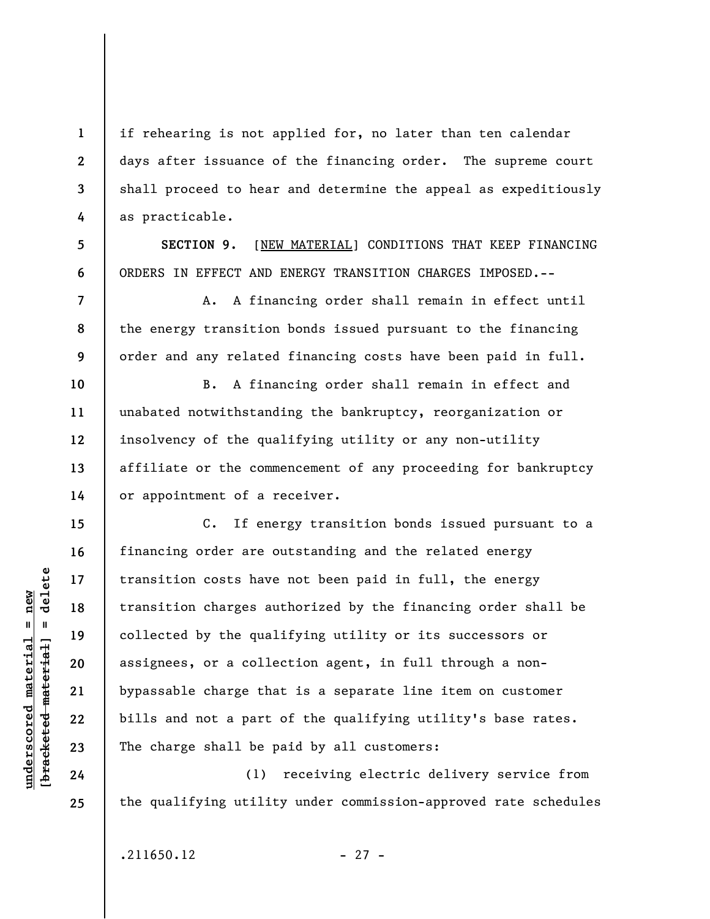if rehearing is not applied for, no later than ten calendar days after issuance of the financing order. The supreme court shall proceed to hear and determine the appeal as expeditiously as practicable.

**SECTION 9.** [NEW MATERIAL] CONDITIONS THAT KEEP FINANCING ORDERS IN EFFECT AND ENERGY TRANSITION CHARGES IMPOSED.--

A. A financing order shall remain in effect until the energy transition bonds issued pursuant to the financing order and any related financing costs have been paid in full.

B. A financing order shall remain in effect and unabated notwithstanding the bankruptcy, reorganization or insolvency of the qualifying utility or any non-utility affiliate or the commencement of any proceeding for bankruptcy or appointment of a receiver.

C. If energy transition bonds issued pursuant to a financing order are outstanding and the related energy transition costs have not been paid in full, the energy transition charges authorized by the financing order shall be collected by the qualifying utility or its successors or assignees, or a collection agent, in full through a non-bypassable charge that is a separate line item on customer bills and not a part of the qualifying utility's base rates. The charge shall be paid by all customers:

(1) receiving electric delivery service from the qualifying utility under commission-approved rate schedules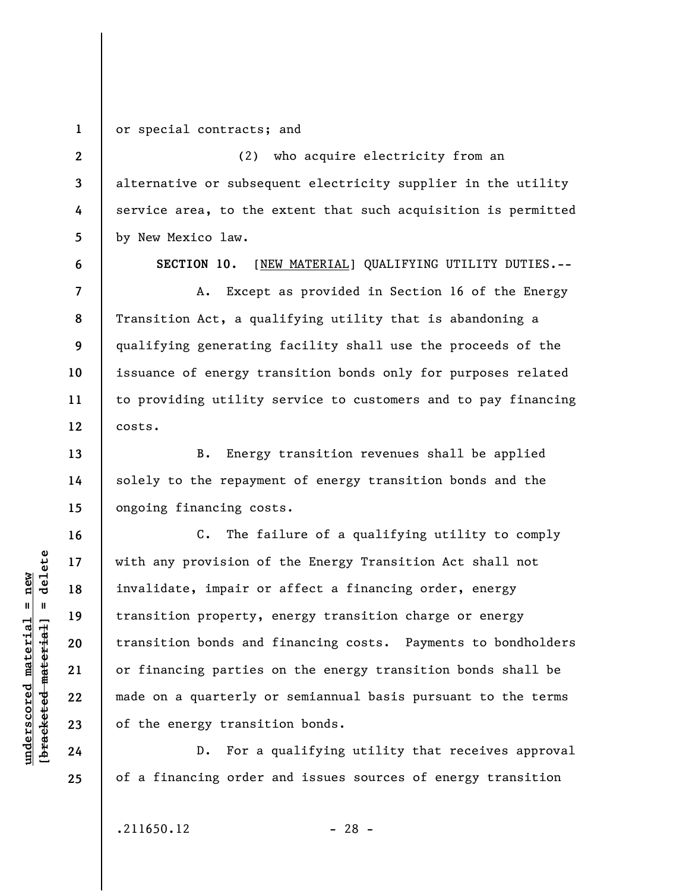or special contracts; and

(2) who acquire electricity from an alternative or subsequent electricity supplier in the utility service area, to the extent that such acquisition is permitted by New Mexico law.

**SECTION 10.** [NEW MATERIAL] QUALIFYING UTILITY DUTIES.--

A. Except as provided in Section 16 of the Energy Transition Act, a qualifying utility that is abandoning a qualifying generating facility shall use the proceeds of the issuance of energy transition bonds only for purposes related to providing utility service to customers and to pay financing costs.

B. Energy transition revenues shall be applied solely to the repayment of energy transition bonds and the ongoing financing costs.

C. The failure of a qualifying utility to comply with any provision of the Energy Transition Act shall not invalidate, impair or affect a financing order, energy transition property, energy transition charge or energy transition bonds and financing costs. Payments to bondholders or financing parties on the energy transition bonds shall be made on a quarterly or semiannual basis pursuant to the terms of the energy transition bonds.

D. For a qualifying utility that receives approval of a financing order and issues sources of energy transition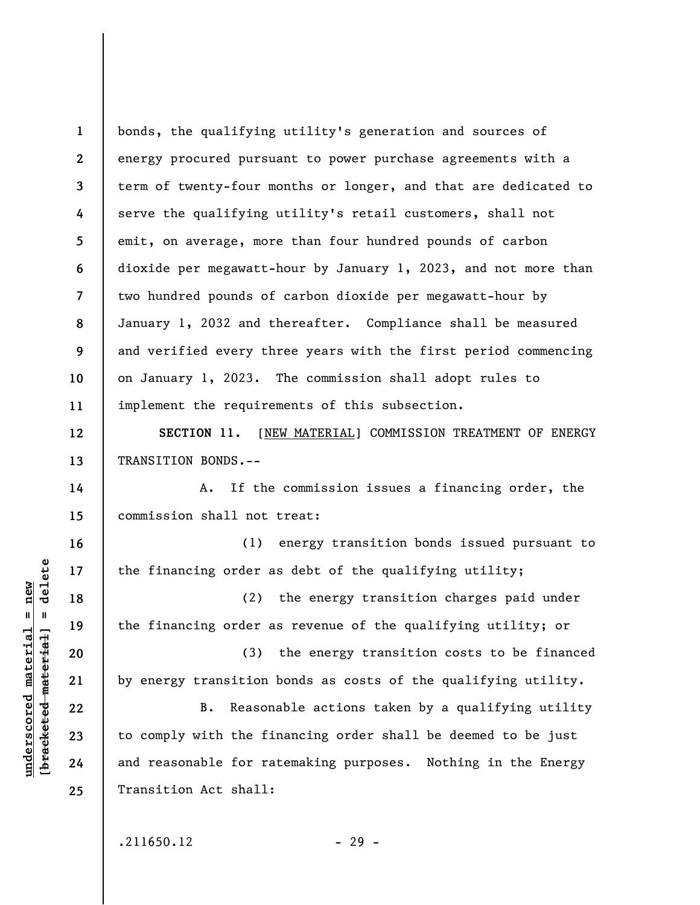bonds, the qualifying utility's generation and sources of energy procured pursuant to power purchase agreements with a term of twenty-four months or longer, and that are dedicated to serve the qualifying utility's retail customers, shall not emit, on average, more than four hundred pounds of carbon dioxide per megawatt-hour by January 1, 2023, and not more than two hundred pounds of carbon dioxide per megawatt-hour by January 1, 2032 and thereafter. Compliance shall be measured and verified every three years with the first period commencing on January 1, 2023. The commission shall adopt rules to implement the requirements of this subsection.

**SECTION 11.** [NEW MATERIAL] COMMISSION TREATMENT OF ENERGY TRANSITION BONDS.--

A. If the commission issues a financing order, the commission shall not treat:

(1) energy transition bonds issued pursuant to the financing order as debt of the qualifying utility;

(2) the energy transition charges paid under the financing order as revenue of the qualifying utility; or

(3) the energy transition costs to be financed by energy transition bonds as costs of the qualifying utility.

B. Reasonable actions taken by a qualifying utility to comply with the financing order shall be deemed to be just and reasonable for ratemaking purposes. Nothing in the Energy Transition Act shall: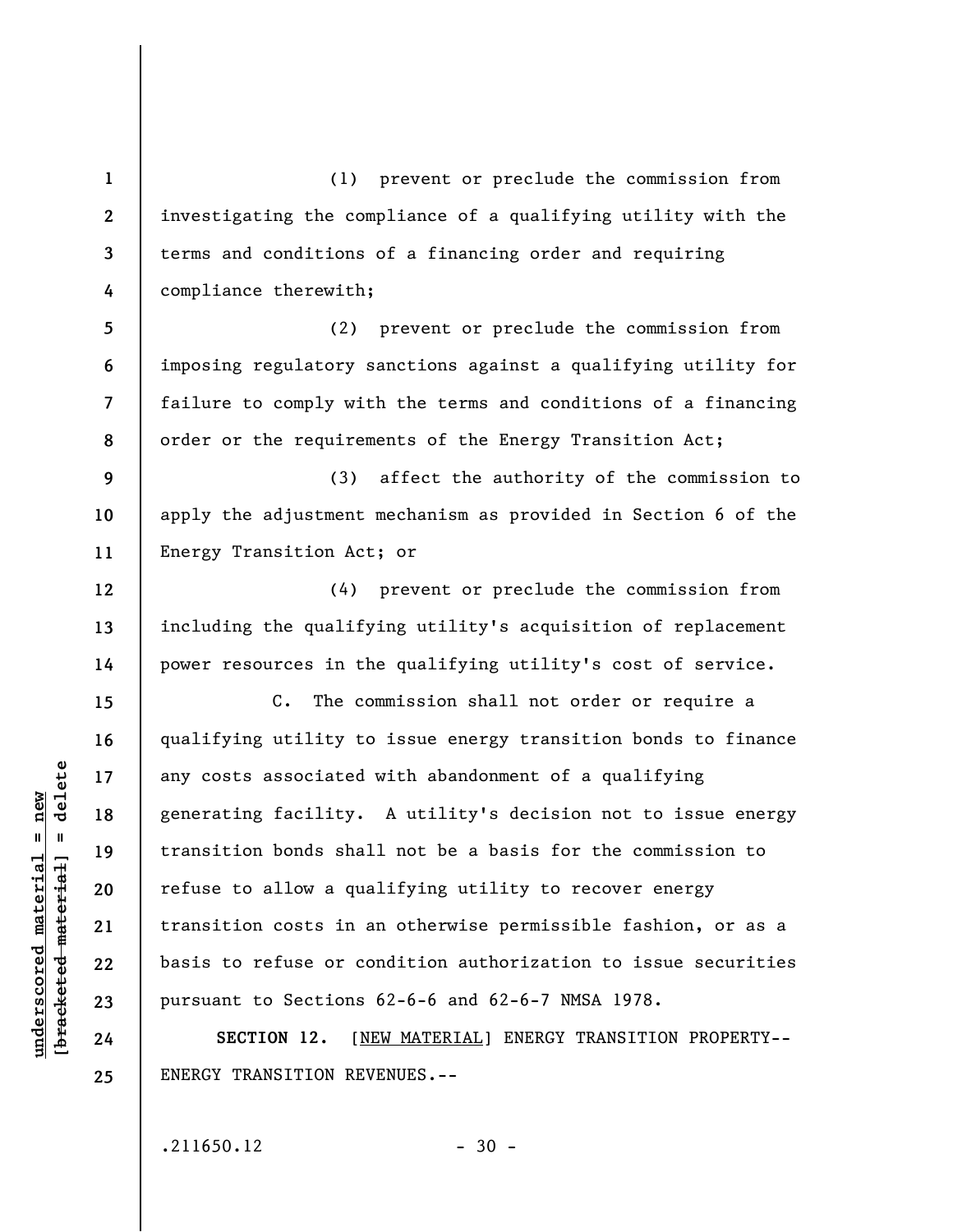(1) prevent or preclude the commission from investigating the compliance of a qualifying utility with the terms and conditions of a financing order and requiring compliance therewith;

(2) prevent or preclude the commission from imposing regulatory sanctions against a qualifying utility for failure to comply with the terms and conditions of a financing order or the requirements of the Energy Transition Act;

(3) affect the authority of the commission to apply the adjustment mechanism as provided in Section 6 of the Energy Transition Act; or

(4) prevent or preclude the commission from including the qualifying utility's acquisition of replacement power resources in the qualifying utility's cost of service.

C. The commission shall not order or require a qualifying utility to issue energy transition bonds to finance any costs associated with abandonment of a qualifying generating facility. A utility's decision not to issue energy transition bonds shall not be a basis for the commission to refuse to allow a qualifying utility to recover energy transition costs in an otherwise permissible fashion, or as a basis to refuse or condition authorization to issue securities pursuant to Sections 62-6-6 and 62-6-7 NMSA 1978.

**SECTION 12.** [NEW MATERIAL] ENERGY TRANSITION PROPERTY--ENERGY TRANSITION REVENUES.--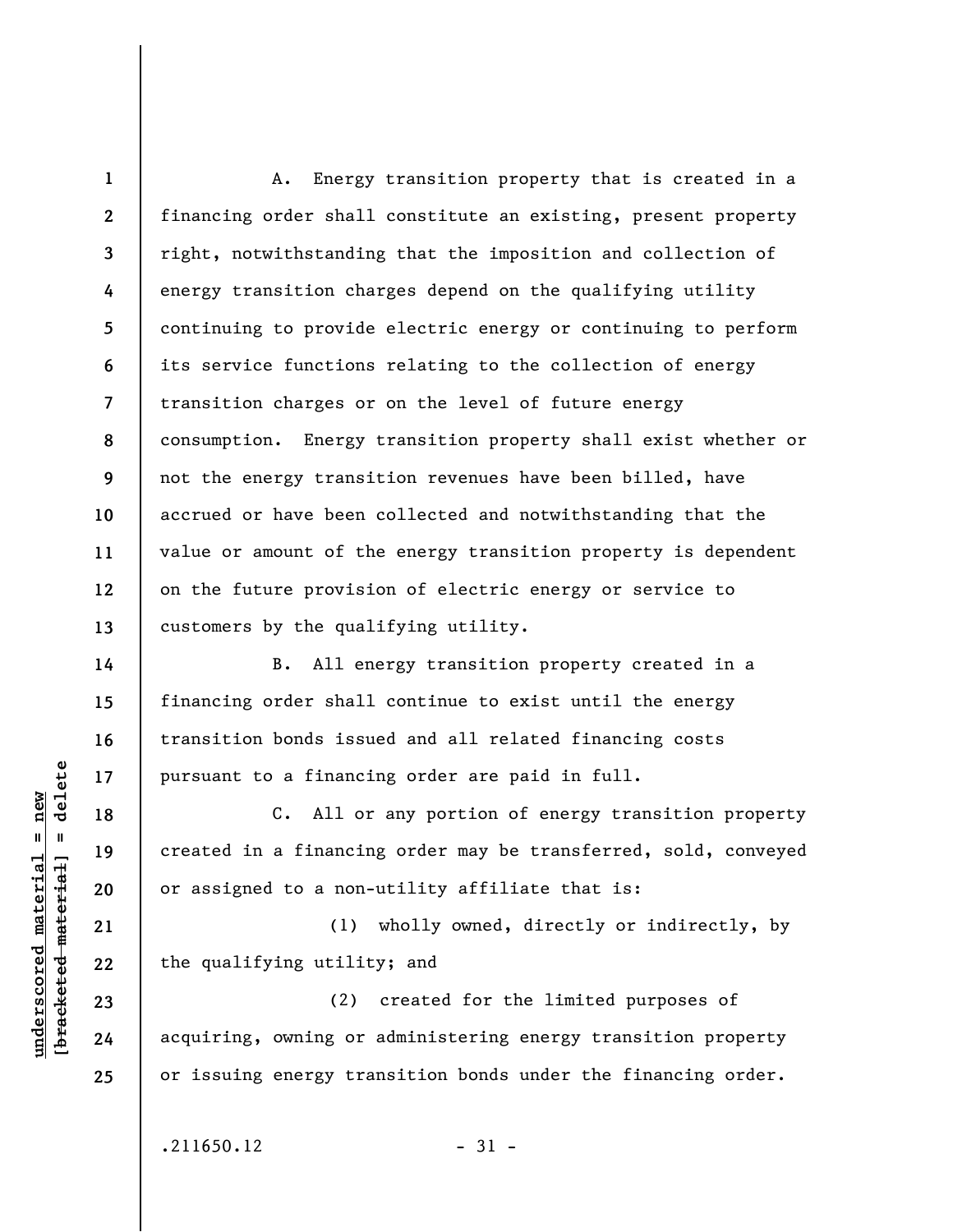A. Energy transition property that is created in a financing order shall constitute an existing, present property right, notwithstanding that the imposition and collection of energy transition charges depend on the qualifying utility continuing to provide electric energy or continuing to perform its service functions relating to the collection of energy transition charges or on the level of future energy consumption. Energy transition property shall exist whether or not the energy transition revenues have been billed, have accrued or have been collected and notwithstanding that the value or amount of the energy transition property is dependent on the future provision of electric energy or service to customers by the qualifying utility.

B. All energy transition property created in a financing order shall continue to exist until the energy transition bonds issued and all related financing costs pursuant to a financing order are paid in full.

C. All or any portion of energy transition property created in a financing order may be transferred, sold, conveyed or assigned to a non-utility affiliate that is:

(1) wholly owned, directly or indirectly, by the qualifying utility; and

(2) created for the limited purposes of acquiring, owning or administering energy transition property or issuing energy transition bonds under the financing order.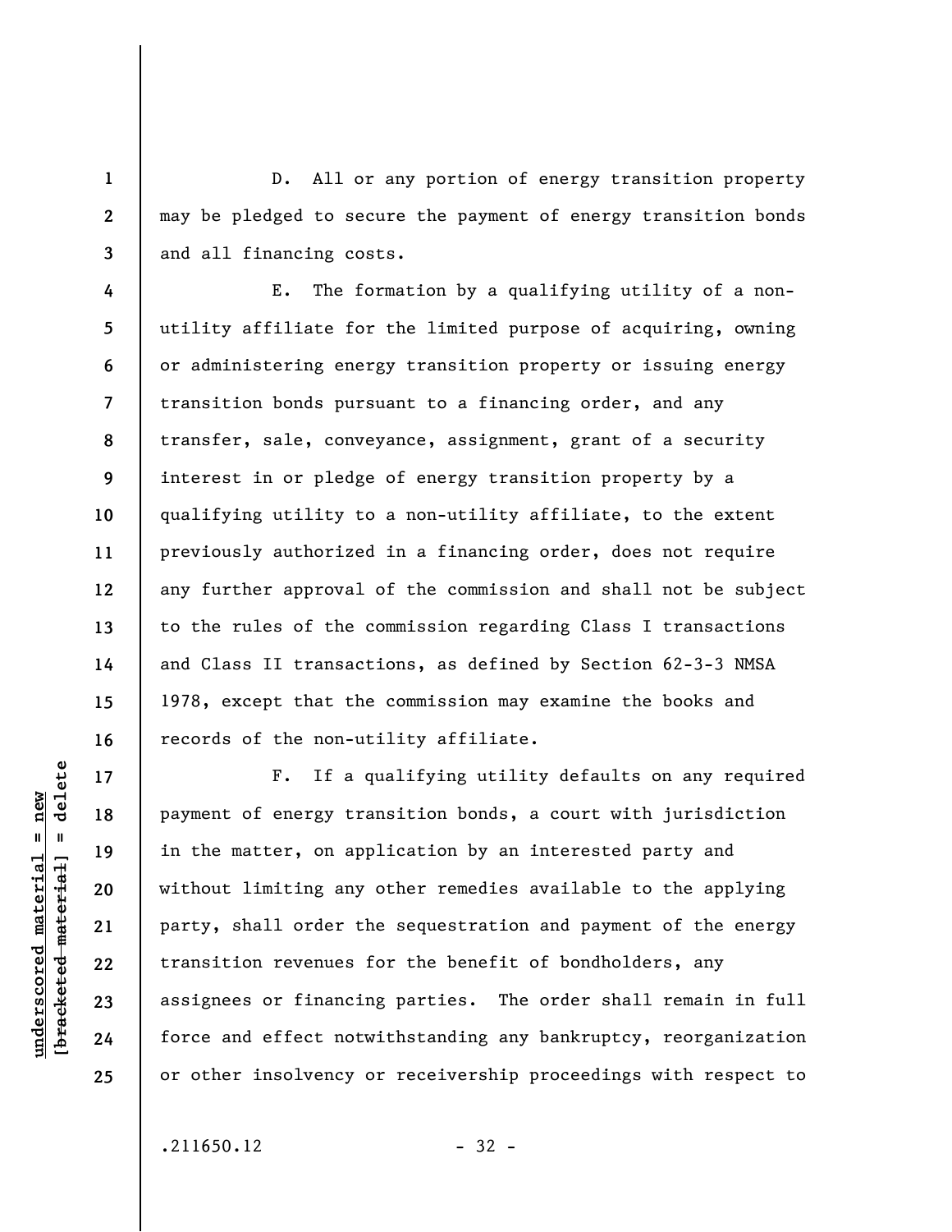D. All or any portion of energy transition property may be pledged to secure the payment of energy transition bonds and all financing costs.

E. The formation by a qualifying utility of a non-utility affiliate for the limited purpose of acquiring, owning or administering energy transition property or issuing energy transition bonds pursuant to a financing order, and any transfer, sale, conveyance, assignment, grant of a security interest in or pledge of energy transition property by a qualifying utility to a non-utility affiliate, to the extent previously authorized in a financing order, does not require any further approval of the commission and shall not be subject to the rules of the commission regarding Class I transactions and Class II transactions, as defined by Section 62-3-3 NMSA 1978, except that the commission may examine the books and records of the non-utility affiliate.

F. If a qualifying utility defaults on any required payment of energy transition bonds, a court with jurisdiction in the matter, on application by an interested party and without limiting any other remedies available to the applying party, shall order the sequestration and payment of the energy transition revenues for the benefit of bondholders, any assignees or financing parties. The order shall remain in full force and effect notwithstanding any bankruptcy, reorganization or other insolvency or receivership proceedings with respect to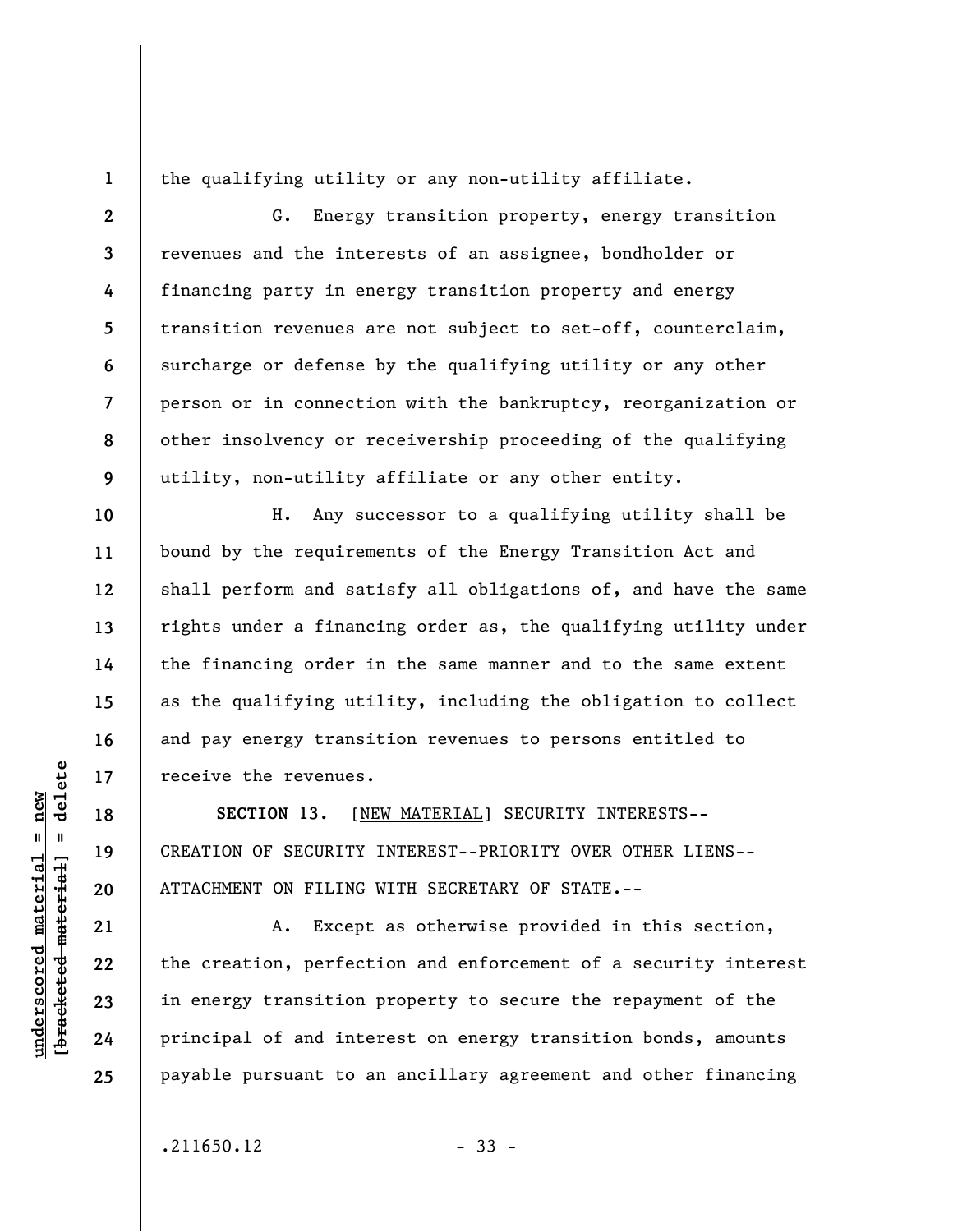the qualifying utility or any non-utility affiliate.

G. Energy transition property, energy transition revenues and the interests of an assignee, bondholder or financing party in energy transition property and energy transition revenues are not subject to set-off, counterclaim, surcharge or defense by the qualifying utility or any other person or in connection with the bankruptcy, reorganization or other insolvency or receivership proceeding of the qualifying utility, non-utility affiliate or any other entity.

H. Any successor to a qualifying utility shall be bound by the requirements of the Energy Transition Act and shall perform and satisfy all obligations of, and have the same rights under a financing order as, the qualifying utility under the financing order in the same manner and to the same extent as the qualifying utility, including the obligation to collect and pay energy transition revenues to persons entitled to receive the revenues.

**SECTION 13.** [NEW MATERIAL] SECURITY INTERESTS--CREATION OF SECURITY INTEREST--PRIORITY OVER OTHER LIENS--ATTACHMENT ON FILING WITH SECRETARY OF STATE.--

A. Except as otherwise provided in this section, the creation, perfection and enforcement of a security interest in energy transition property to secure the repayment of the principal of and interest on energy transition bonds, amounts payable pursuant to an ancillary agreement and other financing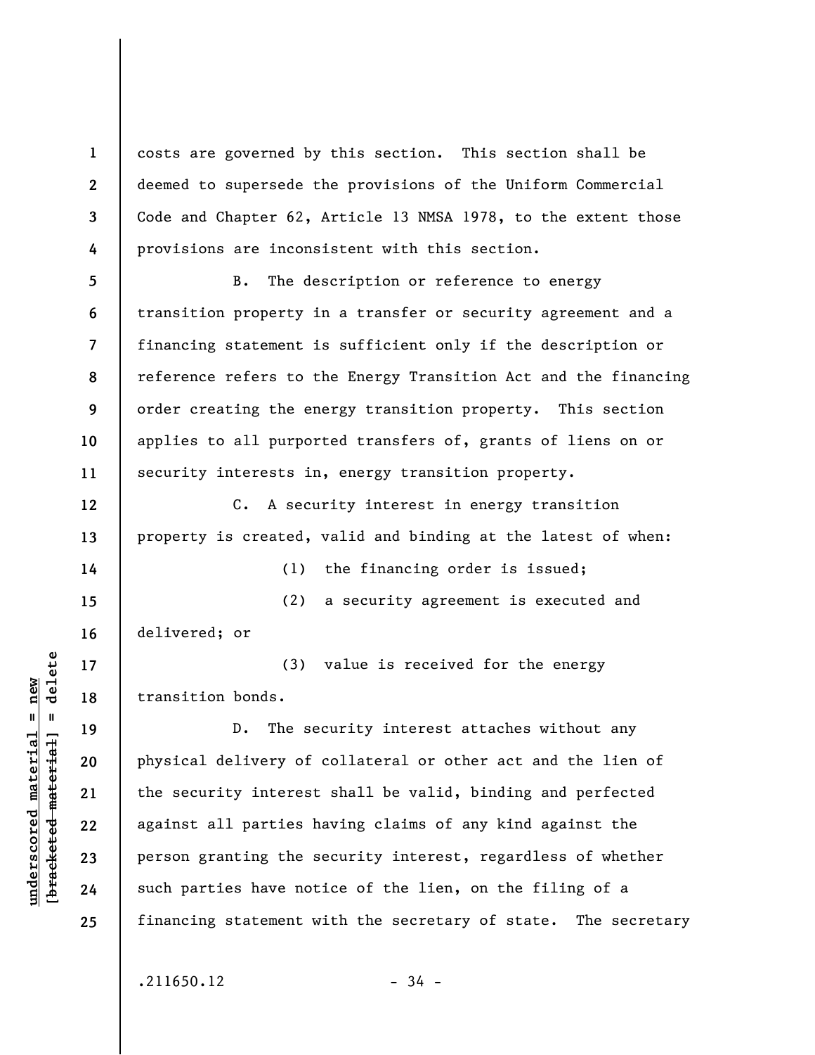costs are governed by this section. This section shall be deemed to supersede the provisions of the Uniform Commercial Code and Chapter 62, Article 13 NMSA 1978, to the extent those provisions are inconsistent with this section.

B. The description or reference to energy transition property in a transfer or security agreement and a financing statement is sufficient only if the description or reference refers to the Energy Transition Act and the financing order creating the energy transition property. This section applies to all purported transfers of, grants of liens on or security interests in, energy transition property.

C. A security interest in energy transition property is created, valid and binding at the latest of when:

(1) the financing order is issued;

(2) a security agreement is executed and delivered; or

(3) value is received for the energy transition bonds.

D. The security interest attaches without any physical delivery of collateral or other act and the lien of the security interest shall be valid, binding and perfected against all parties having claims of any kind against the person granting the security interest, regardless of whether such parties have notice of the lien, on the filing of a financing statement with the secretary of state. The secretary

.211650.12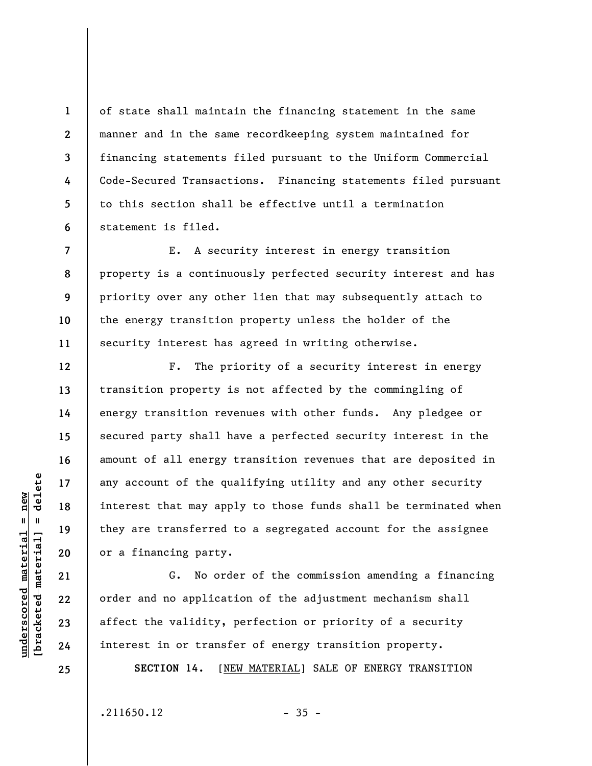of state shall maintain the financing statement in the same manner and in the same recordkeeping system maintained for financing statements filed pursuant to the Uniform Commercial Code-Secured Transactions. Financing statements filed pursuant to this section shall be effective until a termination statement is filed.

E. A security interest in energy transition property is a continuously perfected security interest and has priority over any other lien that may subsequently attach to the energy transition property unless the holder of the security interest has agreed in writing otherwise.

F. The priority of a security interest in energy transition property is not affected by the commingling of energy transition revenues with other funds. Any pledgee or secured party shall have a perfected security interest in the amount of all energy transition revenues that are deposited in any account of the qualifying utility and any other security interest that may apply to those funds shall be terminated when they are transferred to a segregated account for the assignee or a financing party.

G. No order of the commission amending a financing order and no application of the adjustment mechanism shall affect the validity, perfection or priority of a security interest in or transfer of energy transition property.

**SECTION 14.** [NEW MATERIAL] SALE OF ENERGY TRANSITION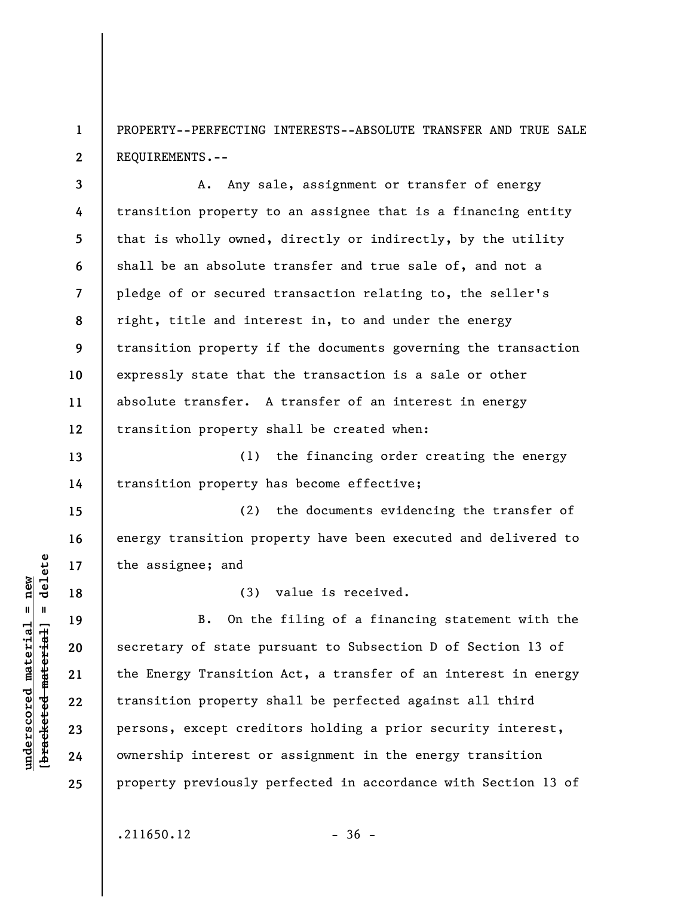PROPERTY--PERFECTING INTERESTS--ABSOLUTE TRANSFER AND TRUE SALE REQUIREMENTS.--

A. Any sale, assignment or transfer of energy transition property to an assignee that is a financing entity that is wholly owned, directly or indirectly, by the utility shall be an absolute transfer and true sale of, and not a pledge of or secured transaction relating to, the seller's right, title and interest in, to and under the energy transition property if the documents governing the transaction expressly state that the transaction is a sale or other absolute transfer. A transfer of an interest in energy transition property shall be created when:

(1) the financing order creating the energy transition property has become effective;

(2) the documents evidencing the transfer of energy transition property have been executed and delivered to the assignee; and

(3) value is received.

B. On the filing of a financing statement with the secretary of state pursuant to Subsection D of Section 13 of the Energy Transition Act, a transfer of an interest in energy transition property shall be perfected against all third persons, except creditors holding a prior security interest, ownership interest or assignment in the energy transition property previously perfected in accordance with Section 13 of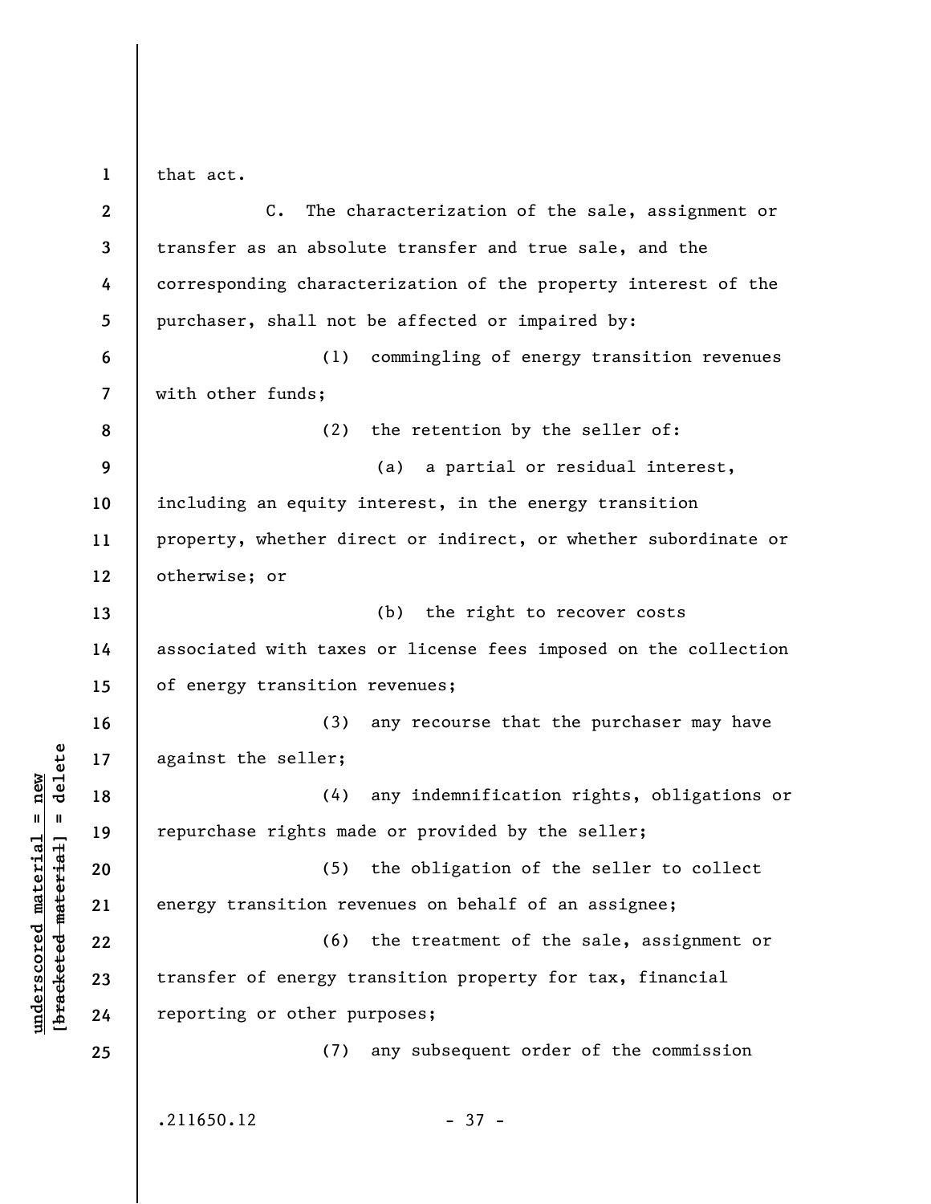that act.

C. The characterization of the sale, assignment or transfer as an absolute transfer and true sale, and the corresponding characterization of the property interest of the purchaser, shall not be affected or impaired by:

(1) commingling of energy transition revenues with other funds;

(2) the retention by the seller of:

(a) a partial or residual interest, including an equity interest, in the energy transition property, whether direct or indirect, or whether subordinate or otherwise; or

(b) the right to recover costs associated with taxes or license fees imposed on the collection of energy transition revenues;

(3) any recourse that the purchaser may have against the seller;

(4) any indemnification rights, obligations or repurchase rights made or provided by the seller;

(5) the obligation of the seller to collect energy transition revenues on behalf of an assignee;

(6) the treatment of the sale, assignment or transfer of energy transition property for tax, financial reporting or other purposes;

(7) any subsequent order of the commission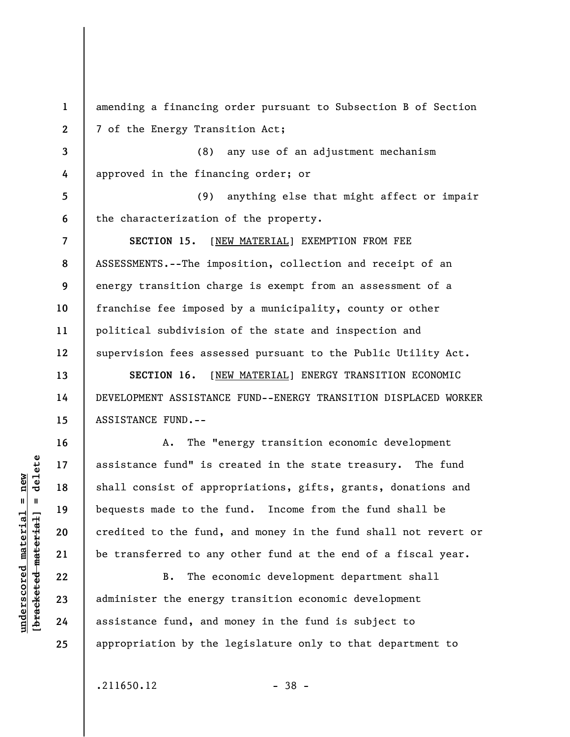amending a financing order pursuant to Subsection B of Section 7 of the Energy Transition Act;

(8) any use of an adjustment mechanism approved in the financing order; or

(9) anything else that might affect or impair the characterization of the property.

**SECTION 15.** [NEW MATERIAL] EXEMPTION FROM FEE ASSESSMENTS.--The imposition, collection and receipt of an energy transition charge is exempt from an assessment of a franchise fee imposed by a municipality, county or other political subdivision of the state and inspection and supervision fees assessed pursuant to the Public Utility Act.

**SECTION 16.** [NEW MATERIAL] ENERGY TRANSITION ECONOMIC DEVELOPMENT ASSISTANCE FUND--ENERGY TRANSITION DISPLACED WORKER ASSISTANCE FUND.--

A. The "energy transition economic development assistance fund" is created in the state treasury. The fund shall consist of appropriations, gifts, grants, donations and bequests made to the fund. Income from the fund shall be credited to the fund, and money in the fund shall not revert or be transferred to any other fund at the end of a fiscal year.

B. The economic development department shall administer the energy transition economic development assistance fund, and money in the fund is subject to appropriation by the legislature only to that department to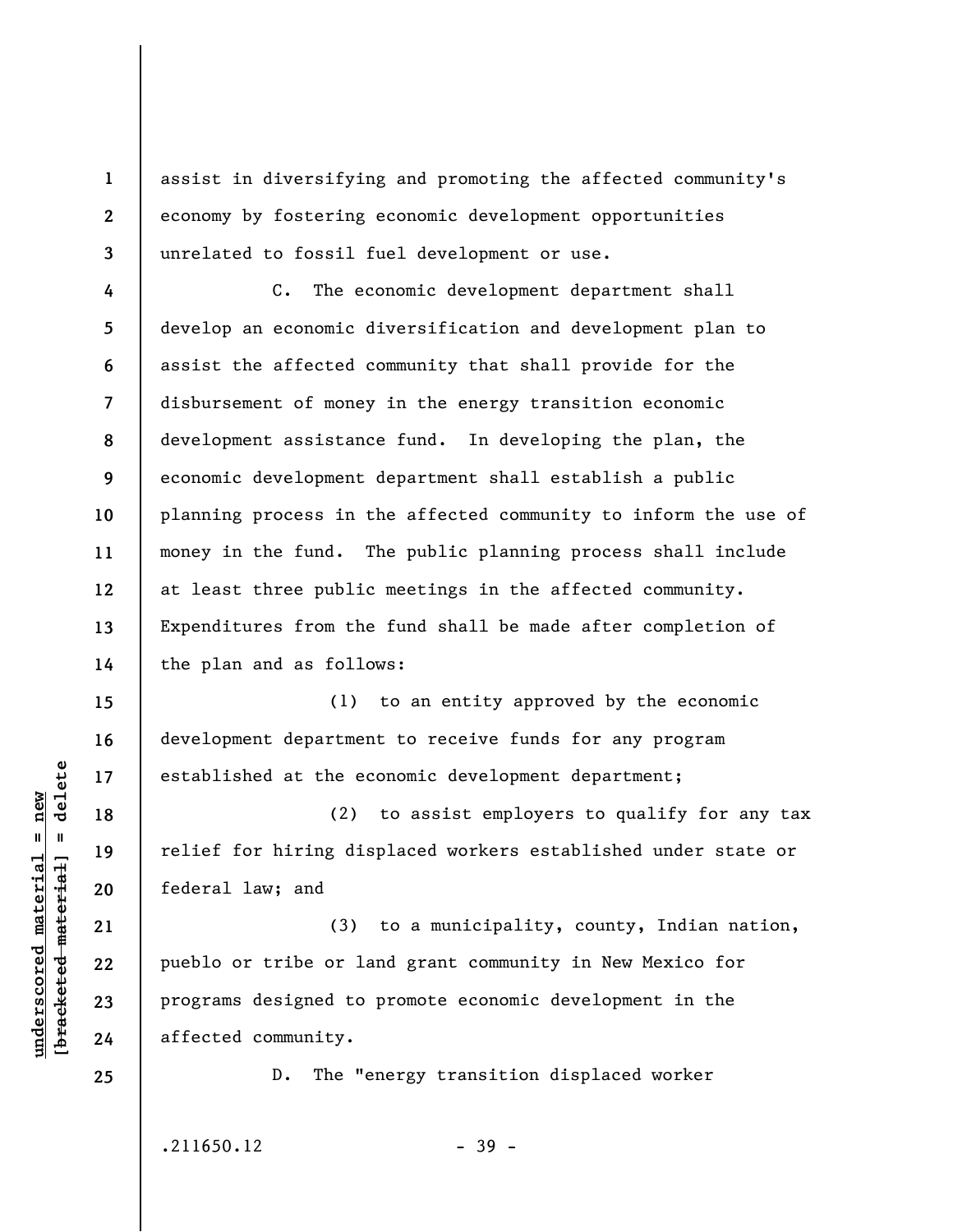assist in diversifying and promoting the affected community's economy by fostering economic development opportunities unrelated to fossil fuel development or use.

C. The economic development department shall develop an economic diversification and development plan to assist the affected community that shall provide for the disbursement of money in the energy transition economic development assistance fund. In developing the plan, the economic development department shall establish a public planning process in the affected community to inform the use of money in the fund. The public planning process shall include at least three public meetings in the affected community. Expenditures from the fund shall be made after completion of the plan and as follows:

(1) to an entity approved by the economic development department to receive funds for any program established at the economic development department;

(2) to assist employers to qualify for any tax relief for hiring displaced workers established under state or federal law; and

(3) to a municipality, county, Indian nation, pueblo or tribe or land grant community in New Mexico for programs designed to promote economic development in the affected community.

D. The "energy transition displaced worker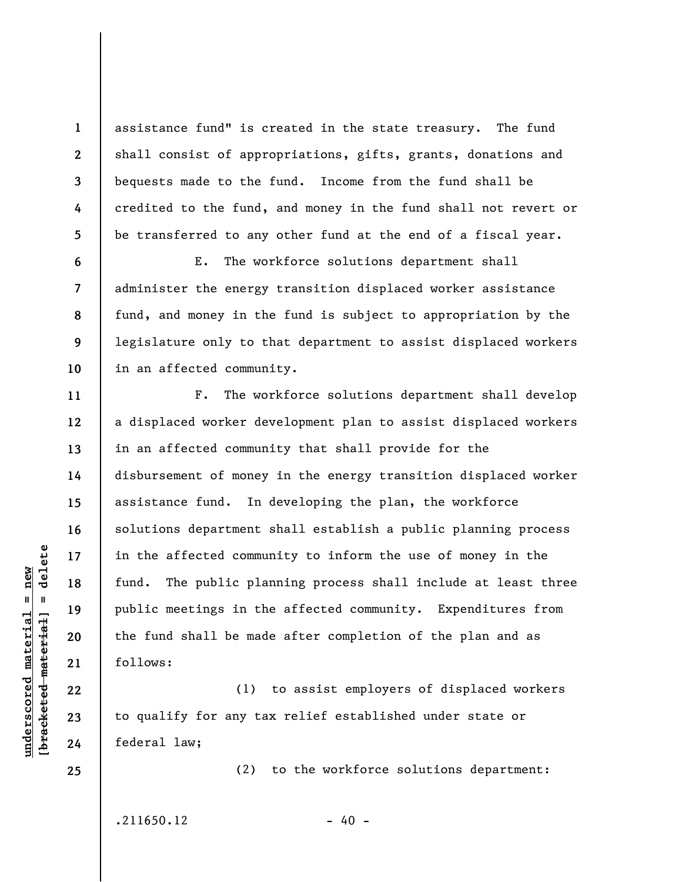assistance fund" is created in the state treasury. The fund shall consist of appropriations, gifts, grants, donations and bequests made to the fund. Income from the fund shall be credited to the fund, and money in the fund shall not revert or be transferred to any other fund at the end of a fiscal year.

E. The workforce solutions department shall administer the energy transition displaced worker assistance fund, and money in the fund is subject to appropriation by the legislature only to that department to assist displaced workers in an affected community.

F. The workforce solutions department shall develop a displaced worker development plan to assist displaced workers in an affected community that shall provide for the disbursement of money in the energy transition displaced worker assistance fund. In developing the plan, the workforce solutions department shall establish a public planning process in the affected community to inform the use of money in the fund. The public planning process shall include at least three public meetings in the affected community. Expenditures from the fund shall be made after completion of the plan and as follows:

(1) to assist employers of displaced workers to qualify for any tax relief established under state or federal law;

(2) to the workforce solutions department: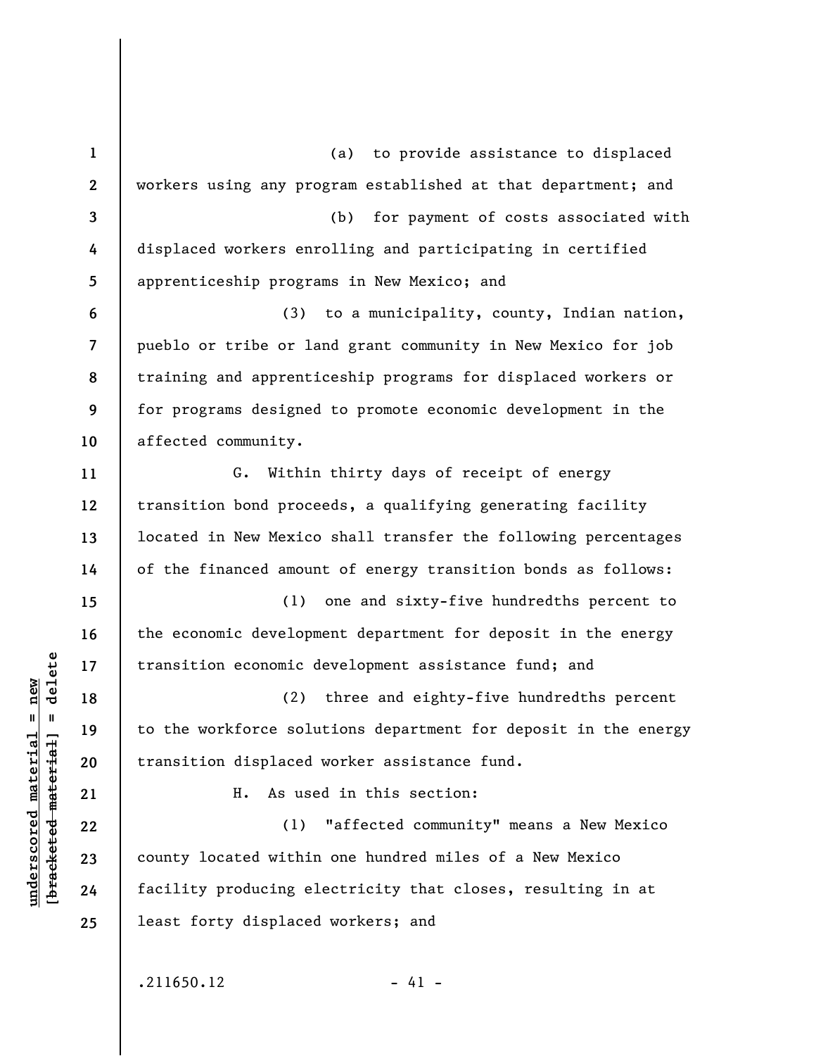(a) to provide assistance to displaced workers using any program established at that department; and

(b) for payment of costs associated with displaced workers enrolling and participating in certified apprenticeship programs in New Mexico; and

(3) to a municipality, county, Indian nation, pueblo or tribe or land grant community in New Mexico for job training and apprenticeship programs for displaced workers or for programs designed to promote economic development in the affected community.

G. Within thirty days of receipt of energy transition bond proceeds, a qualifying generating facility located in New Mexico shall transfer the following percentages of the financed amount of energy transition bonds as follows:

(1) one and sixty-five hundredths percent to the economic development department for deposit in the energy transition economic development assistance fund; and

(2) three and eighty-five hundredths percent to the workforce solutions department for deposit in the energy transition displaced worker assistance fund.

H. As used in this section:

(1) "affected community" means a New Mexico county located within one hundred miles of a New Mexico facility producing electricity that closes, resulting in at least forty displaced workers; and

.211650.12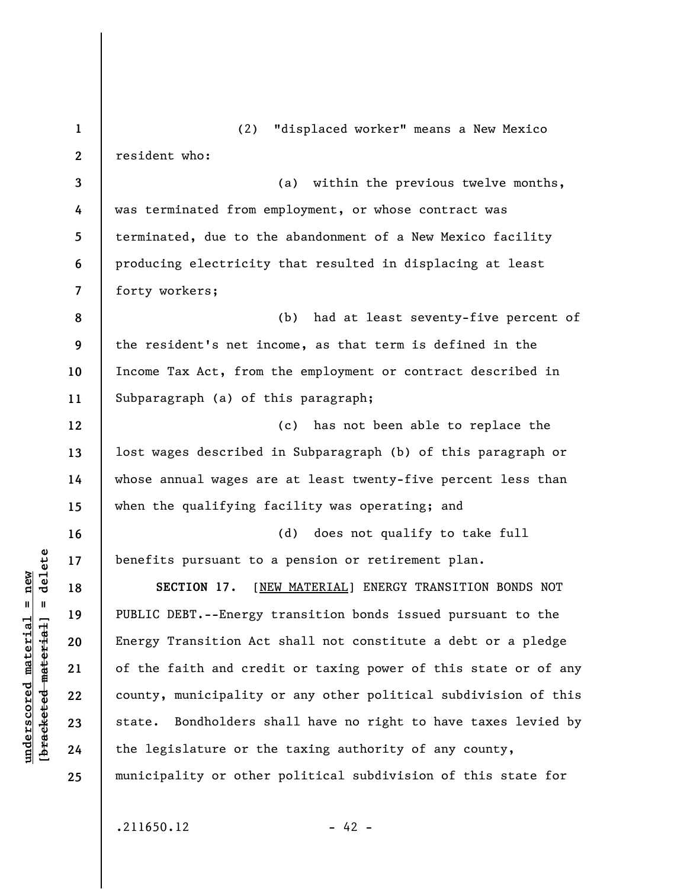(2) "displaced worker" means a New Mexico resident who:

(a) within the previous twelve months, was terminated from employment, or whose contract was terminated, due to the abandonment of a New Mexico facility producing electricity that resulted in displacing at least forty workers;

(b) had at least seventy-five percent of the resident's net income, as that term is defined in the Income Tax Act, from the employment or contract described in Subparagraph (a) of this paragraph;

(c) has not been able to replace the lost wages described in Subparagraph (b) of this paragraph or whose annual wages are at least twenty-five percent less than when the qualifying facility was operating; and

(d) does not qualify to take full benefits pursuant to a pension or retirement plan.

**SECTION 17.** [NEW MATERIAL] ENERGY TRANSITION BONDS NOT PUBLIC DEBT.--Energy transition bonds issued pursuant to the Energy Transition Act shall not constitute a debt or a pledge of the faith and credit or taxing power of this state or of any county, municipality or any other political subdivision of this state. Bondholders shall have no right to have taxes levied by the legislature or the taxing authority of any county, municipality or other political subdivision of this state for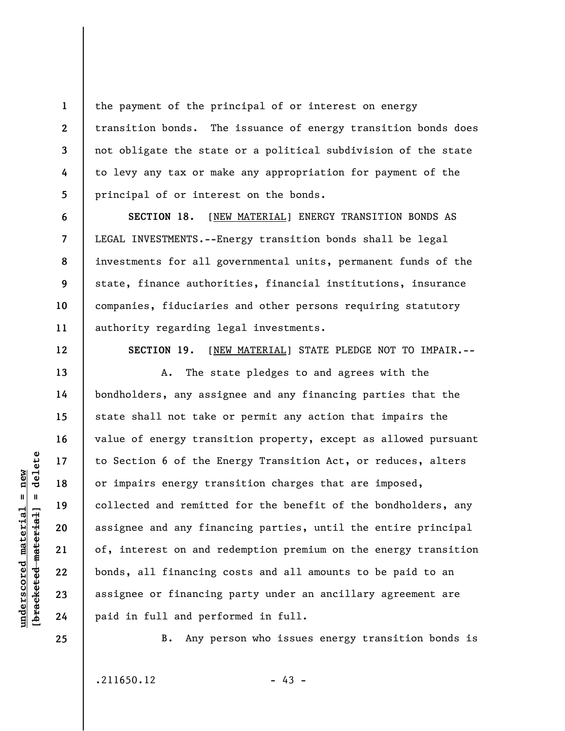the payment of the principal of or interest on energy transition bonds. The issuance of energy transition bonds does not obligate the state or a political subdivision of the state to levy any tax or make any appropriation for payment of the principal of or interest on the bonds.

**SECTION 18.** [NEW MATERIAL] ENERGY TRANSITION BONDS AS LEGAL INVESTMENTS.--Energy transition bonds shall be legal investments for all governmental units, permanent funds of the state, finance authorities, financial institutions, insurance companies, fiduciaries and other persons requiring statutory authority regarding legal investments.

**SECTION 19.** [NEW MATERIAL] STATE PLEDGE NOT TO IMPAIR.--

A. The state pledges to and agrees with the bondholders, any assignee and any financing parties that the state shall not take or permit any action that impairs the value of energy transition property, except as allowed pursuant to Section 6 of the Energy Transition Act, or reduces, alters or impairs energy transition charges that are imposed, collected and remitted for the benefit of the bondholders, any assignee and any financing parties, until the entire principal of, interest on and redemption premium on the energy transition bonds, all financing costs and all amounts to be paid to an assignee or financing party under an ancillary agreement are paid in full and performed in full.

B. Any person who issues energy transition bonds is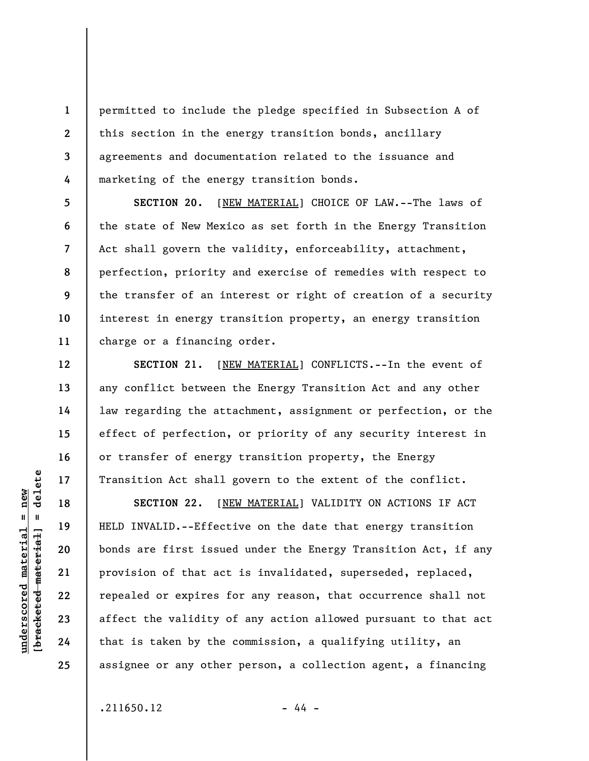permitted to include the pledge specified in Subsection A of this section in the energy transition bonds, ancillary agreements and documentation related to the issuance and marketing of the energy transition bonds.

**SECTION 20.** [NEW MATERIAL] CHOICE OF LAW.--The laws of the state of New Mexico as set forth in the Energy Transition Act shall govern the validity, enforceability, attachment, perfection, priority and exercise of remedies with respect to the transfer of an interest or right of creation of a security interest in energy transition property, an energy transition charge or a financing order.

**SECTION 21.** [NEW MATERIAL] CONFLICTS.--In the event of any conflict between the Energy Transition Act and any other law regarding the attachment, assignment or perfection, or the effect of perfection, or priority of any security interest in or transfer of energy transition property, the Energy Transition Act shall govern to the extent of the conflict.

**SECTION 22.** [NEW MATERIAL] VALIDITY ON ACTIONS IF ACT HELD INVALID.--Effective on the date that energy transition bonds are first issued under the Energy Transition Act, if any provision of that act is invalidated, superseded, replaced, repealed or expires for any reason, that occurrence shall not affect the validity of any action allowed pursuant to that act that is taken by the commission, a qualifying utility, an assignee or any other person, a collection agent, a financing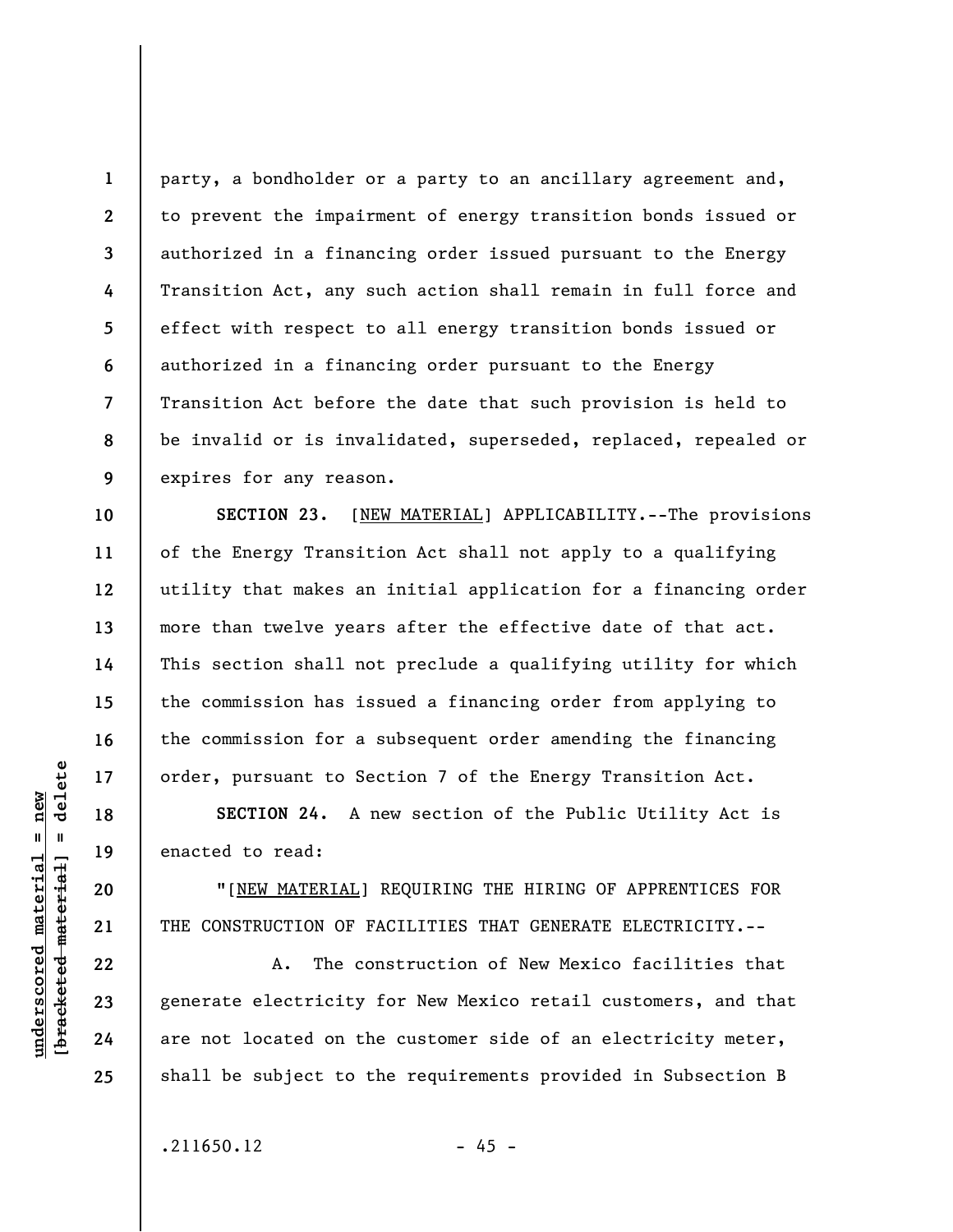party, a bondholder or a party to an ancillary agreement and, to prevent the impairment of energy transition bonds issued or authorized in a financing order issued pursuant to the Energy Transition Act, any such action shall remain in full force and effect with respect to all energy transition bonds issued or authorized in a financing order pursuant to the Energy Transition Act before the date that such provision is held to be invalid or is invalidated, superseded, replaced, repealed or expires for any reason.

**SECTION 23.** [NEW MATERIAL] APPLICABILITY.--The provisions of the Energy Transition Act shall not apply to a qualifying utility that makes an initial application for a financing order more than twelve years after the effective date of that act. This section shall not preclude a qualifying utility for which the commission has issued a financing order from applying to the commission for a subsequent order amending the financing order, pursuant to Section 7 of the Energy Transition Act.

**SECTION 24.** A new section of the Public Utility Act is enacted to read:

"[NEW MATERIAL] REQUIRING THE HIRING OF APPRENTICES FOR THE CONSTRUCTION OF FACILITIES THAT GENERATE ELECTRICITY.--

A. The construction of New Mexico facilities that generate electricity for New Mexico retail customers, and that are not located on the customer side of an electricity meter, shall be subject to the requirements provided in Subsection B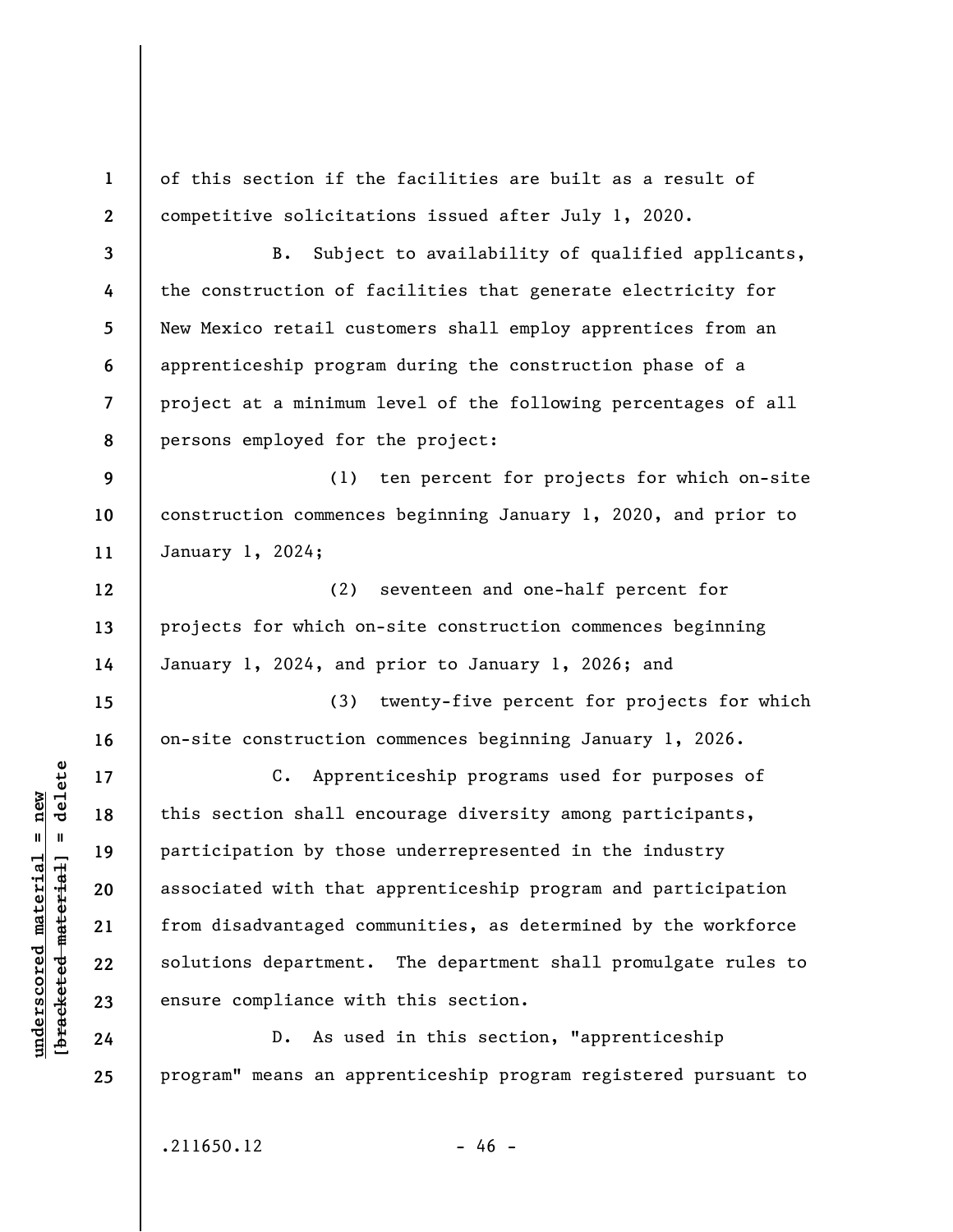of this section if the facilities are built as a result of competitive solicitations issued after July 1, 2020.

B. Subject to availability of qualified applicants, the construction of facilities that generate electricity for New Mexico retail customers shall employ apprentices from an apprenticeship program during the construction phase of a project at a minimum level of the following percentages of all persons employed for the project:

(1) ten percent for projects for which on-site construction commences beginning January 1, 2020, and prior to January 1, 2024;

(2) seventeen and one-half percent for projects for which on-site construction commences beginning January 1, 2024, and prior to January 1, 2026; and

(3) twenty-five percent for projects for which on-site construction commences beginning January 1, 2026.

C. Apprenticeship programs used for purposes of this section shall encourage diversity among participants, participation by those underrepresented in the industry associated with that apprenticeship program and participation from disadvantaged communities, as determined by the workforce solutions department. The department shall promulgate rules to ensure compliance with this section.

D. As used in this section, "apprenticeship program" means an apprenticeship program registered pursuant to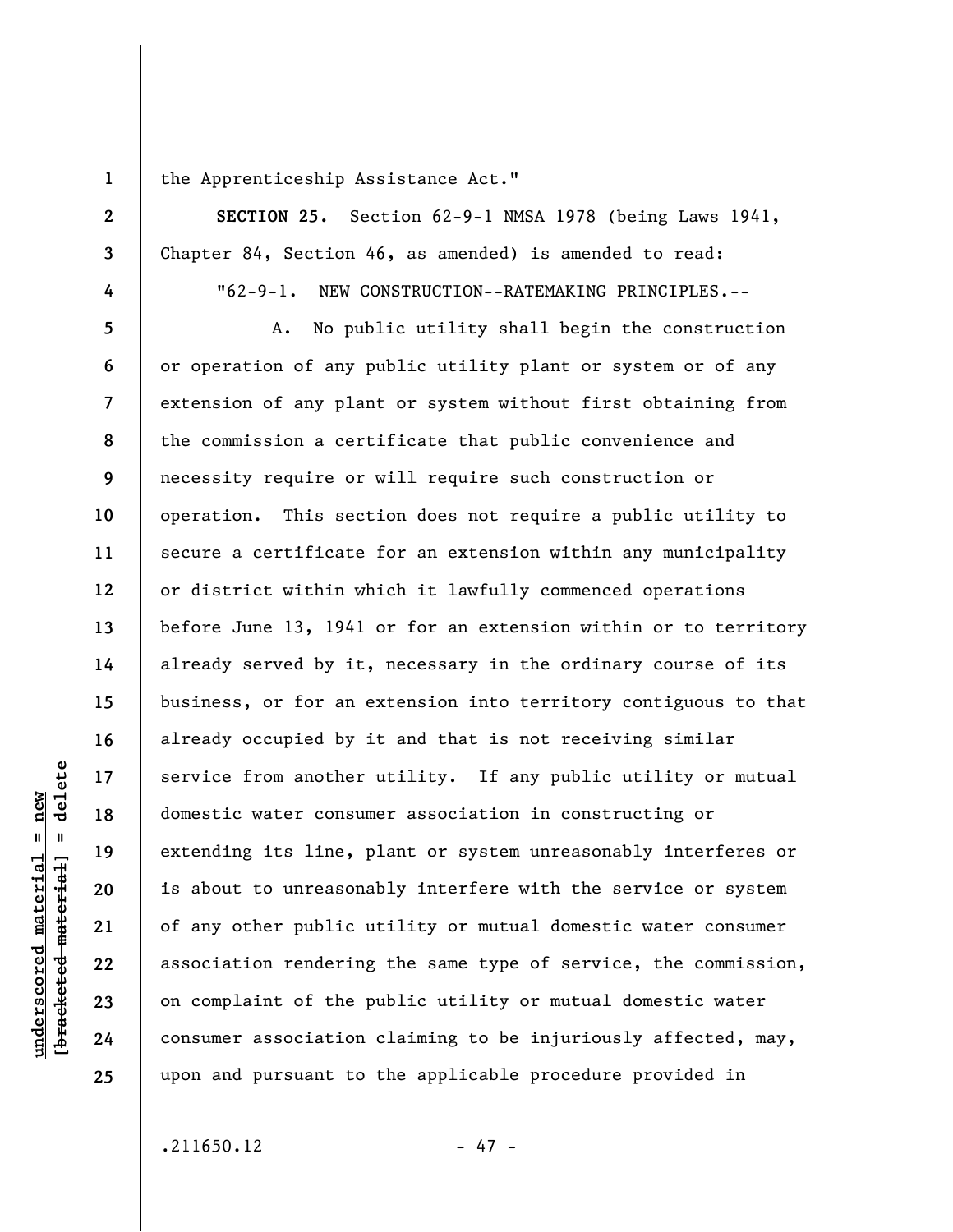the Apprenticeship Assistance Act."

**SECTION 25.** Section 62-9-1 NMSA 1978 (being Laws 1941, Chapter 84, Section 46, as amended) is amended to read:

"62-9-1. NEW CONSTRUCTION--RATEMAKING PRINCIPLES.--

A. No public utility shall begin the construction or operation of any public utility plant or system or of any extension of any plant or system without first obtaining from the commission a certificate that public convenience and necessity require or will require such construction or operation. This section does not require a public utility to secure a certificate for an extension within any municipality or district within which it lawfully commenced operations before June 13, 1941 or for an extension within or to territory already served by it, necessary in the ordinary course of its business, or for an extension into territory contiguous to that already occupied by it and that is not receiving similar service from another utility. If any public utility or mutual domestic water consumer association in constructing or extending its line, plant or system unreasonably interferes or is about to unreasonably interfere with the service or system of any other public utility or mutual domestic water consumer association rendering the same type of service, the commission, on complaint of the public utility or mutual domestic water consumer association claiming to be injuriously affected, may, upon and pursuant to the applicable procedure provided in

.211650.12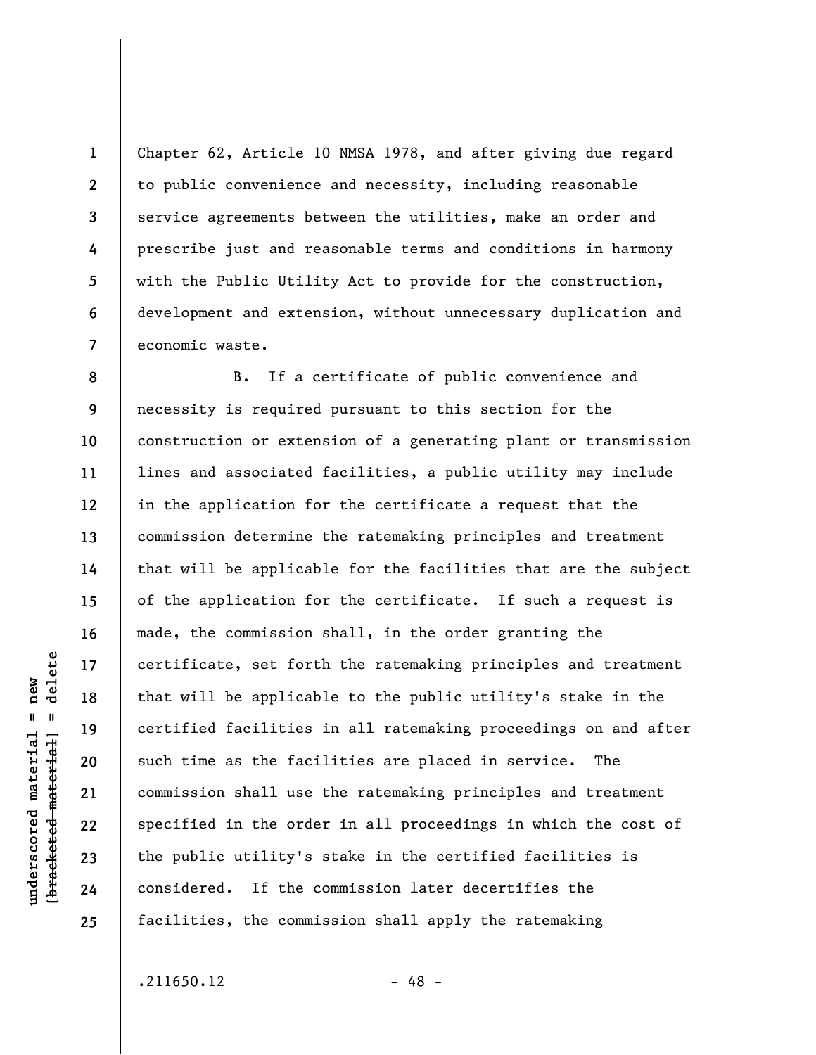Chapter 62, Article 10 NMSA 1978, and after giving due regard to public convenience and necessity, including reasonable service agreements between the utilities, make an order and prescribe just and reasonable terms and conditions in harmony with the Public Utility Act to provide for the construction, development and extension, without unnecessary duplication and economic waste.

B. If a certificate of public convenience and necessity is required pursuant to this section for the construction or extension of a generating plant or transmission lines and associated facilities, a public utility may include in the application for the certificate a request that the commission determine the ratemaking principles and treatment that will be applicable for the facilities that are the subject of the application for the certificate. If such a request is made, the commission shall, in the order granting the certificate, set forth the ratemaking principles and treatment that will be applicable to the public utility's stake in the certified facilities in all ratemaking proceedings on and after such time as the facilities are placed in service. The commission shall use the ratemaking principles and treatment specified in the order in all proceedings in which the cost of the public utility's stake in the certified facilities is considered. If the commission later decertifies the facilities, the commission shall apply the ratemaking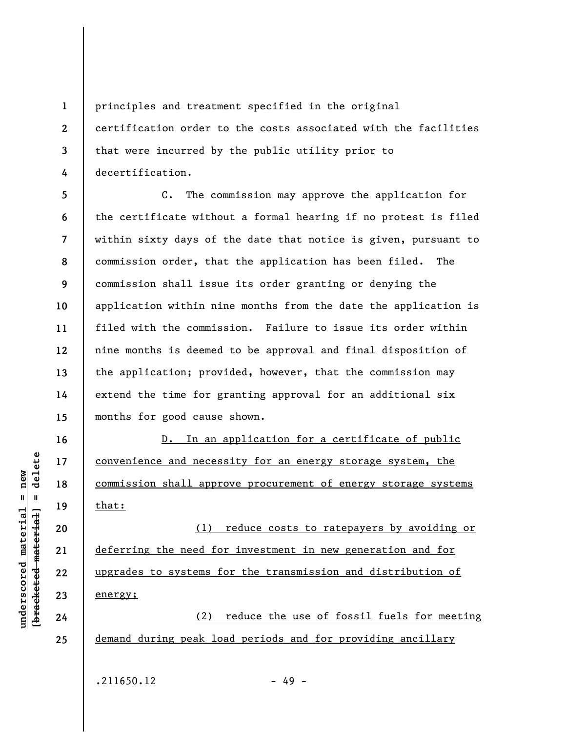principles and treatment specified in the original certification order to the costs associated with the facilities that were incurred by the public utility prior to decertification.

C. The commission may approve the application for the certificate without a formal hearing if no protest is filed within sixty days of the date that notice is given, pursuant to commission order, that the application has been filed. The commission shall issue its order granting or denying the application within nine months from the date the application is filed with the commission. Failure to issue its order within nine months is deemed to be approval and final disposition of the application; provided, however, that the commission may extend the time for granting approval for an additional six months for good cause shown.

<u>D. In an application for a certificate of public convenience and necessity for an energy storage system, the commission shall approve procurement of energy storage systems that:</u>

<u>(1) reduce costs to ratepayers by avoiding or deferring the need for investment in new generation and for upgrades to systems for the transmission and distribution of energy;</u>

<u>(2) reduce the use of fossil fuels for meeting demand during peak load periods and for providing ancillary</u>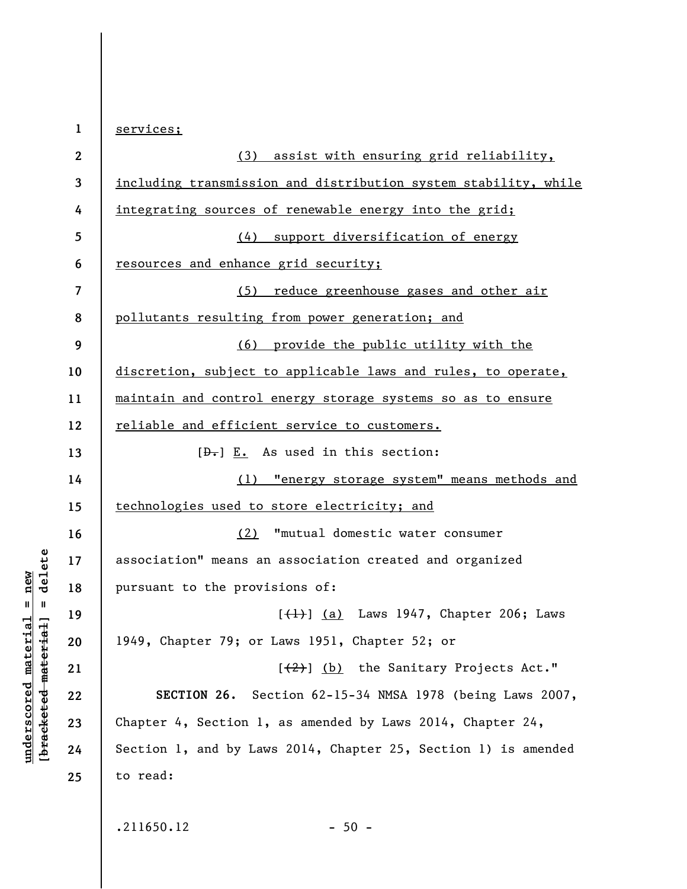services;

(3) assist with ensuring grid reliability, including transmission and distribution system stability, while integrating sources of renewable energy into the grid;

(4) support diversification of energy resources and enhance grid security;

(5) reduce greenhouse gases and other air pollutants resulting from power generation; and

(6) provide the public utility with the discretion, subject to applicable laws and rules, to operate, maintain and control energy storage systems so as to ensure reliable and efficient service to customers.

[D.] E. As used in this section:

(1) "energy storage system" means methods and technologies used to store electricity; and

(2) "mutual domestic water consumer association" means an association created and organized pursuant to the provisions of:

[(1)] (a) Laws 1947, Chapter 206; Laws 1949, Chapter 79; or Laws 1951, Chapter 52; or

[(2)] (b) the Sanitary Projects Act."

**SECTION 26.** Section 62-15-34 NMSA 1978 (being Laws 2007, Chapter 4, Section 1, as amended by Laws 2014, Chapter 24, Section 1, and by Laws 2014, Chapter 25, Section 1) is amended to read:

.211650.12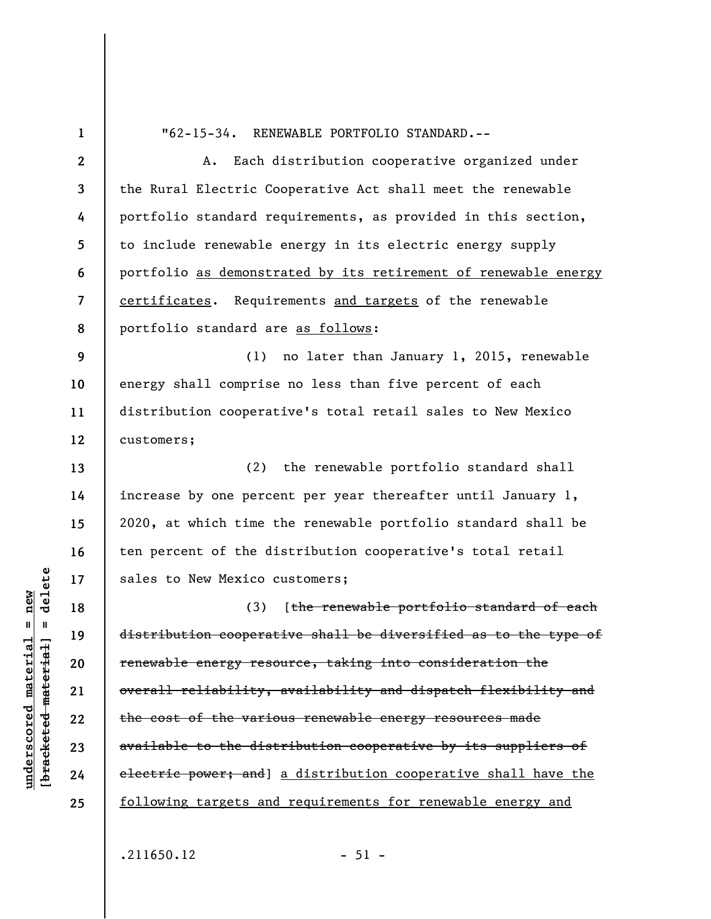"62-15-34. RENEWABLE PORTFOLIO STANDARD.--

A. Each distribution cooperative organized under the Rural Electric Cooperative Act shall meet the renewable portfolio standard requirements, as provided in this section, to include renewable energy in its electric energy supply portfolio as demonstrated by its retirement of renewable energy certificates. Requirements and targets of the renewable portfolio standard are as follows:

(1) no later than January 1, 2015, renewable energy shall comprise no less than five percent of each distribution cooperative's total retail sales to New Mexico customers;

(2) the renewable portfolio standard shall increase by one percent per year thereafter until January 1, 2020, at which time the renewable portfolio standard shall be ten percent of the distribution cooperative's total retail sales to New Mexico customers;

(3) [~~the renewable portfolio standard of each distribution cooperative shall be diversified as to the type of renewable energy resource, taking into consideration the overall reliability, availability and dispatch flexibility and the cost of the various renewable energy resources made available to the distribution cooperative by its suppliers of electric power; and~~] a distribution cooperative shall have the following targets and requirements for renewable energy and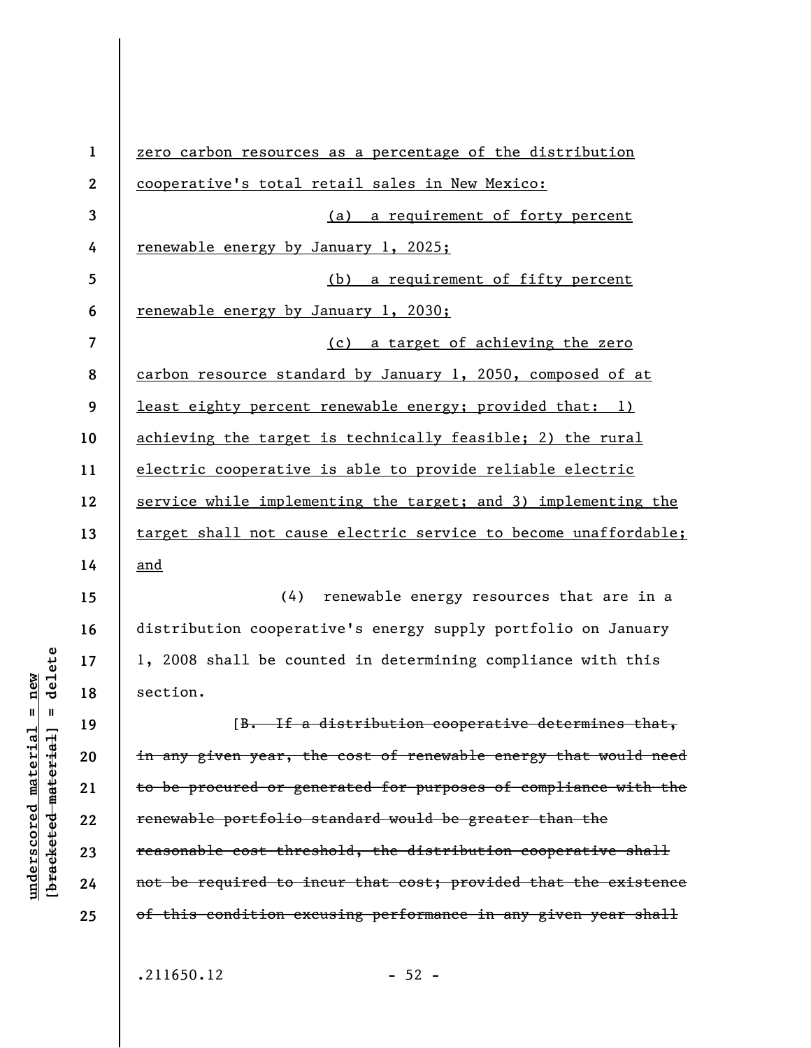zero carbon resources as a percentage of the distribution cooperative's total retail sales in New Mexico:

(a) a requirement of forty percent renewable energy by January 1, 2025;

(b) a requirement of fifty percent renewable energy by January 1, 2030;

(c) a target of achieving the zero carbon resource standard by January 1, 2050, composed of at least eighty percent renewable energy; provided that: 1) achieving the target is technically feasible; 2) the rural electric cooperative is able to provide reliable electric service while implementing the target; and 3) implementing the target shall not cause electric service to become unaffordable; and

(4) renewable energy resources that are in a distribution cooperative's energy supply portfolio on January 1, 2008 shall be counted in determining compliance with this section.

[~~B. If a distribution cooperative determines that, in any given year, the cost of renewable energy that would need to be procured or generated for purposes of compliance with the renewable portfolio standard would be greater than the reasonable cost threshold, the distribution cooperative shall not be required to incur that cost; provided that the existence of this condition excusing performance in any given year shall~~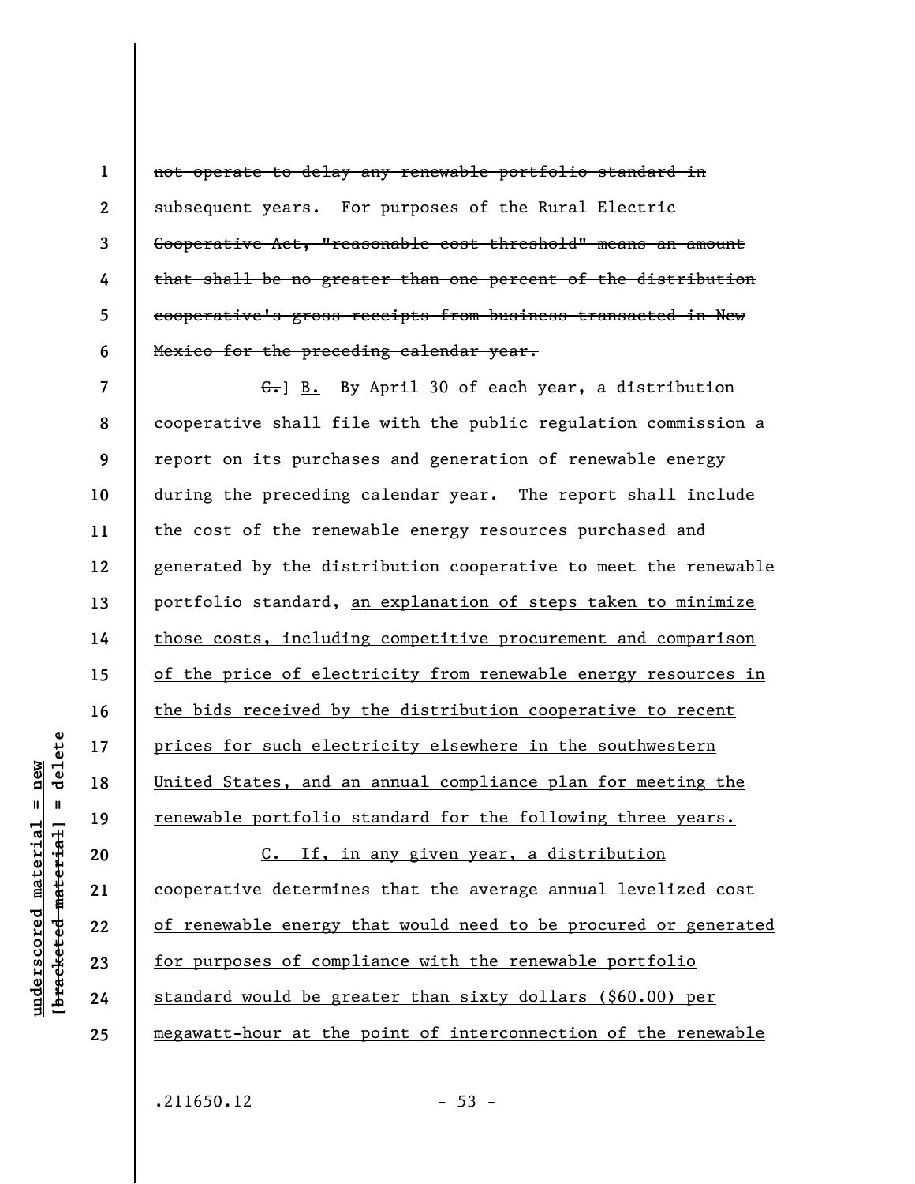~~not operate to delay any renewable portfolio standard in subsequent years. For purposes of the Rural Electric Cooperative Act, "reasonable cost threshold" means an amount that shall be no greater than one percent of the distribution cooperative's gross receipts from business transacted in New Mexico for the preceding calendar year.~~

~~C.~~] B. By April 30 of each year, a distribution cooperative shall file with the public regulation commission a report on its purchases and generation of renewable energy during the preceding calendar year. The report shall include the cost of the renewable energy resources purchased and generated by the distribution cooperative to meet the renewable portfolio standard, <u>an explanation of steps taken to minimize those costs, including competitive procurement and comparison of the price of electricity from renewable energy resources in the bids received by the distribution cooperative to recent prices for such electricity elsewhere in the southwestern United States, and an annual compliance plan for meeting the renewable portfolio standard for the following three years.</u>

<u>C. If, in any given year, a distribution cooperative determines that the average annual levelized cost of renewable energy that would need to be procured or generated for purposes of compliance with the renewable portfolio standard would be greater than sixty dollars ($60.00) per megawatt-hour at the point of interconnection of the renewable</u>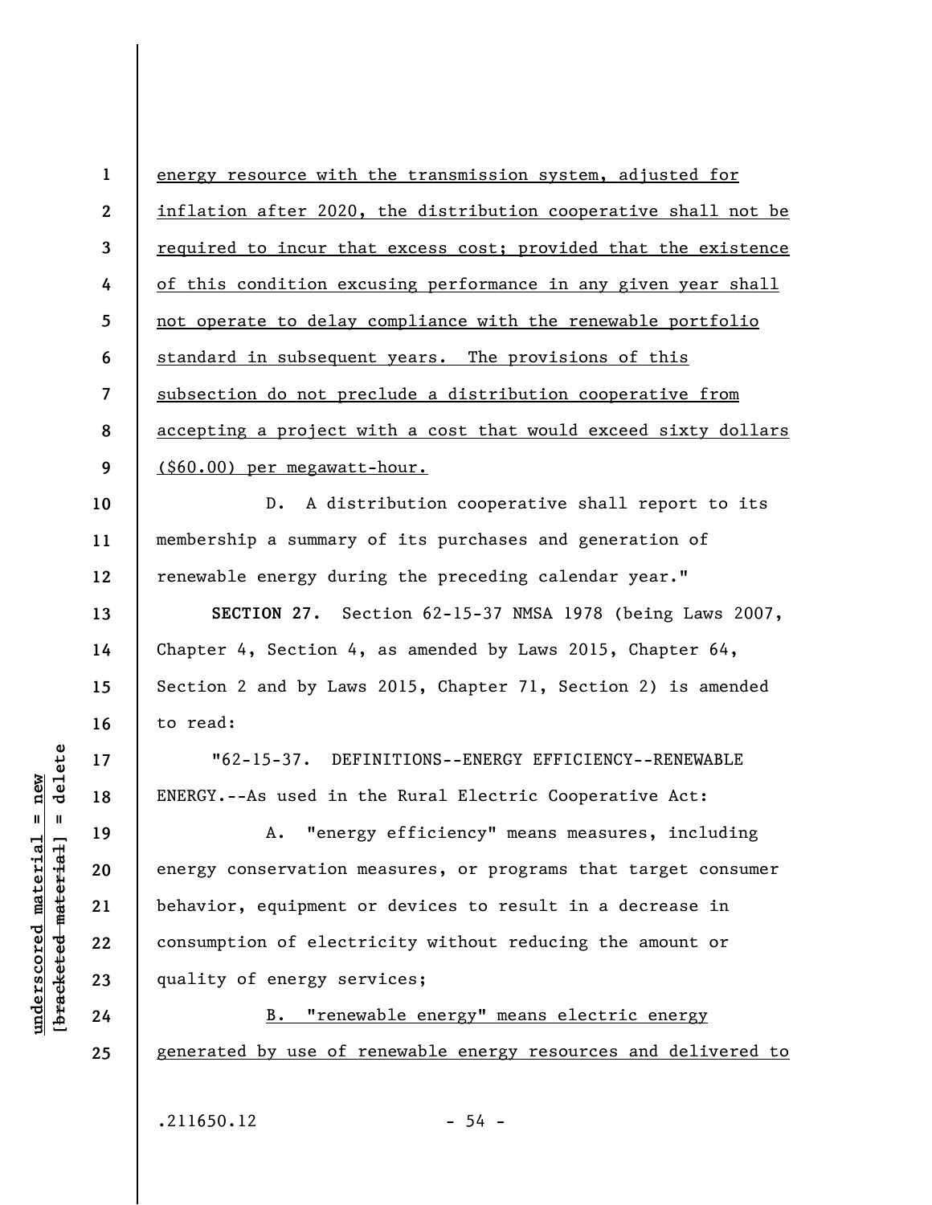energy resource with the transmission system, adjusted for inflation after 2020, the distribution cooperative shall not be required to incur that excess cost; provided that the existence of this condition excusing performance in any given year shall not operate to delay compliance with the renewable portfolio standard in subsequent years. The provisions of this subsection do not preclude a distribution cooperative from accepting a project with a cost that would exceed sixty dollars ($60.00) per megawatt-hour.

D. A distribution cooperative shall report to its membership a summary of its purchases and generation of renewable energy during the preceding calendar year."

**SECTION 27.** Section 62-15-37 NMSA 1978 (being Laws 2007, Chapter 4, Section 4, as amended by Laws 2015, Chapter 64, Section 2 and by Laws 2015, Chapter 71, Section 2) is amended to read:

"62-15-37. DEFINITIONS--ENERGY EFFICIENCY--RENEWABLE ENERGY.--As used in the Rural Electric Cooperative Act:

A. "energy efficiency" means measures, including energy conservation measures, or programs that target consumer behavior, equipment or devices to result in a decrease in consumption of electricity without reducing the amount or quality of energy services;

B. "renewable energy" means electric energy generated by use of renewable energy resources and delivered to

.211650.12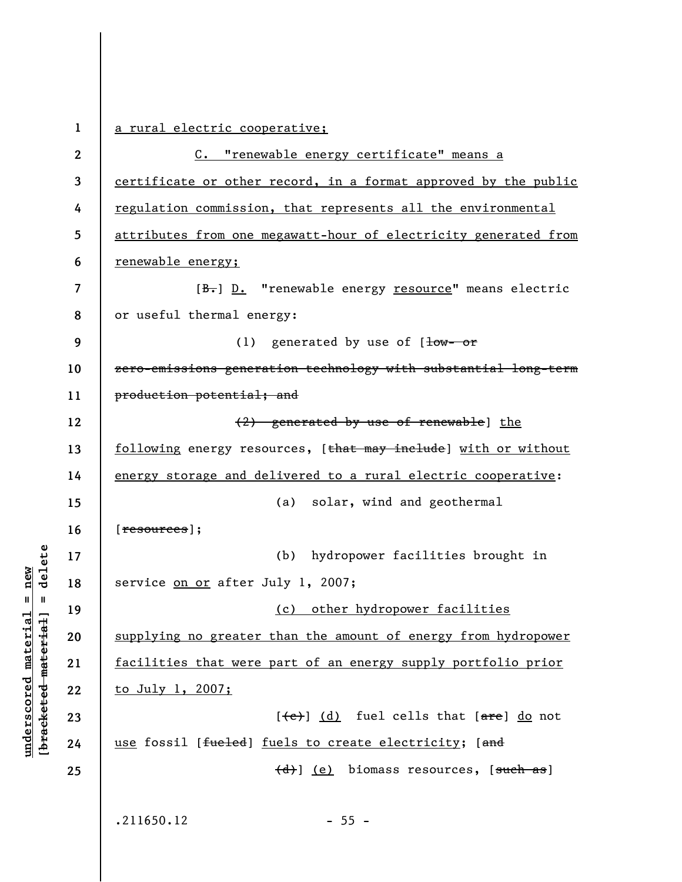a rural electric cooperative;

C. "renewable energy certificate" means a certificate or other record, in a format approved by the public regulation commission, that represents all the environmental attributes from one megawatt-hour of electricity generated from renewable energy;

[B.] D. "renewable energy resource" means electric or useful thermal energy:

(1) generated by use of [low- or zero-emissions generation technology with substantial long-term production potential; and

(2) generated by use of renewable] the following energy resources, [that may include] with or without energy storage and delivered to a rural electric cooperative:

(a) solar, wind and geothermal [resources];

(b) hydropower facilities brought in service on or after July 1, 2007;

(c) other hydropower facilities supplying no greater than the amount of energy from hydropower facilities that were part of an energy supply portfolio prior to July 1, 2007;

[(c)] (d) fuel cells that [are] do not use fossil [fueled] fuels to create electricity; [and

(d)] (e) biomass resources, [such as]

.211650.12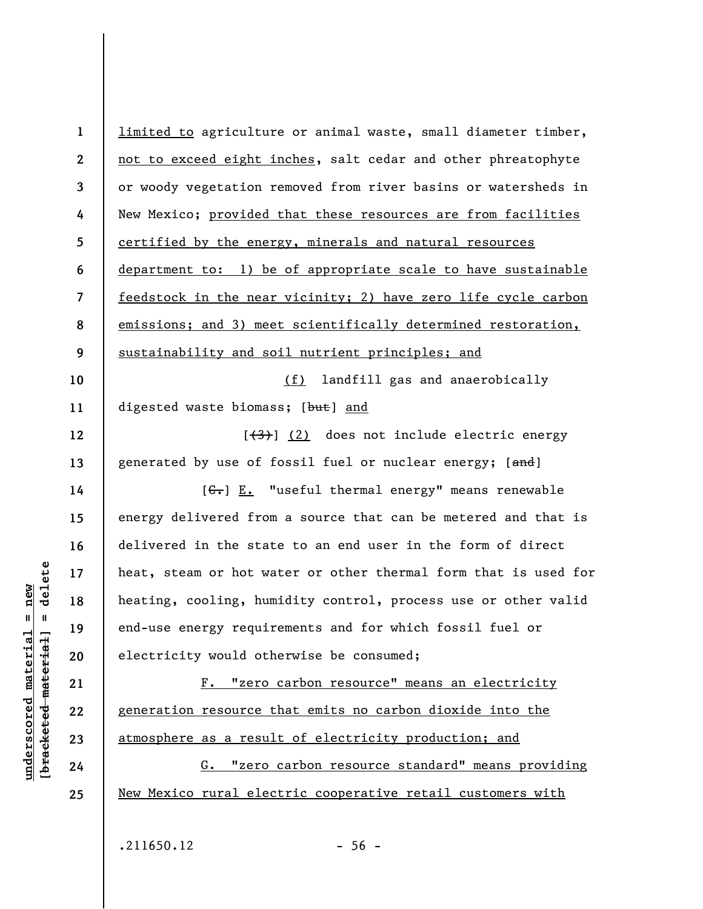limited to agriculture or animal waste, small diameter timber, not to exceed eight inches, salt cedar and other phreatophyte or woody vegetation removed from river basins or watersheds in New Mexico; provided that these resources are from facilities certified by the energy, minerals and natural resources department to: 1) be of appropriate scale to have sustainable feedstock in the near vicinity; 2) have zero life cycle carbon emissions; and 3) meet scientifically determined restoration, sustainability and soil nutrient principles; and

(f) landfill gas and anaerobically digested waste biomass; [but] and

[(3)] (2) does not include electric energy generated by use of fossil fuel or nuclear energy; [and]

[G.] E. "useful thermal energy" means renewable energy delivered from a source that can be metered and that is delivered in the state to an end user in the form of direct heat, steam or hot water or other thermal form that is used for heating, cooling, humidity control, process use or other valid end-use energy requirements and for which fossil fuel or electricity would otherwise be consumed;

F. "zero carbon resource" means an electricity generation resource that emits no carbon dioxide into the atmosphere as a result of electricity production; and

G. "zero carbon resource standard" means providing New Mexico rural electric cooperative retail customers with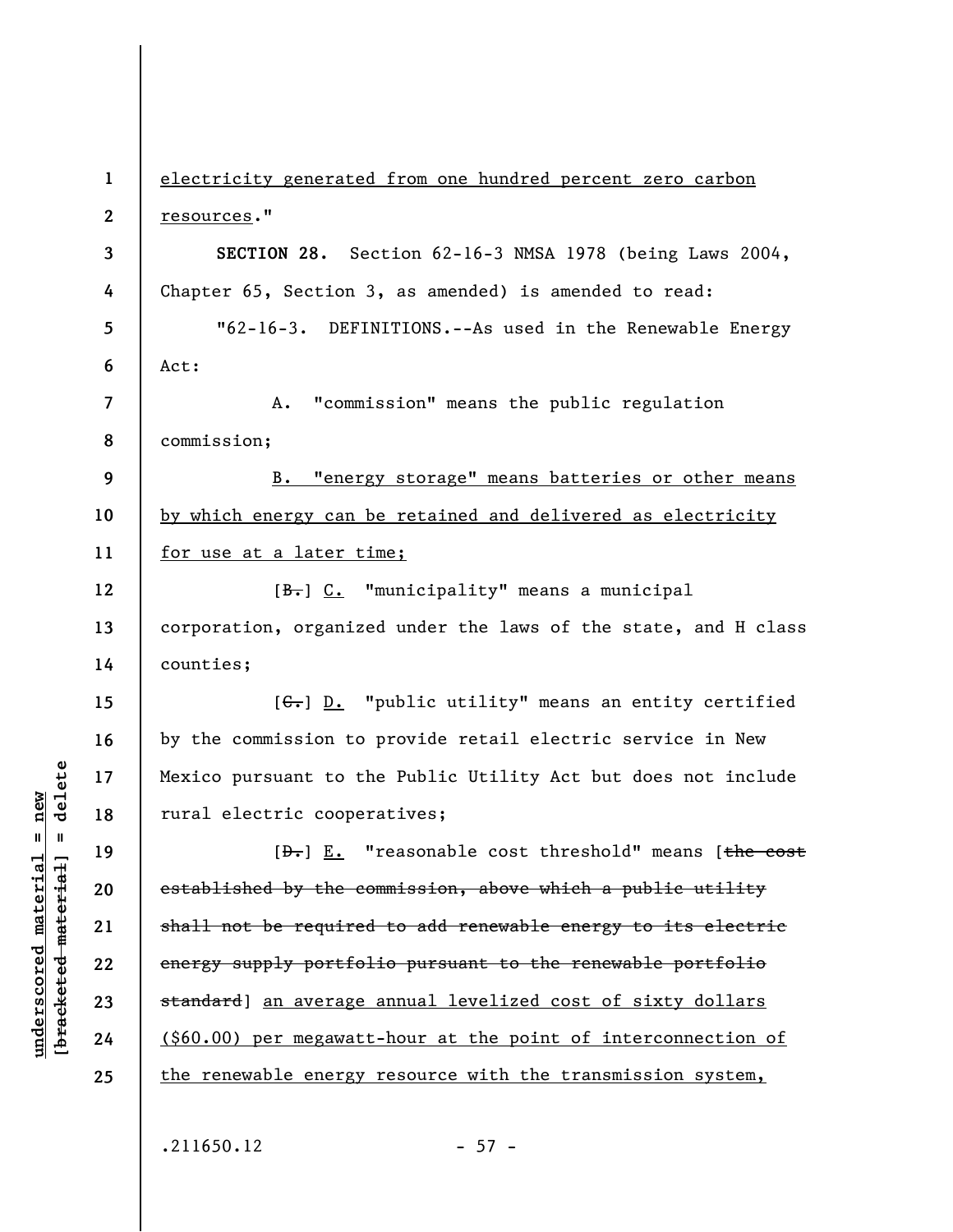electricity generated from one hundred percent zero carbon resources."

**SECTION 28.** Section 62-16-3 NMSA 1978 (being Laws 2004, Chapter 65, Section 3, as amended) is amended to read:

"62-16-3. DEFINITIONS.--As used in the Renewable Energy Act:

A. "commission" means the public regulation commission;

B. "energy storage" means batteries or other means by which energy can be retained and delivered as electricity for use at a later time;

[~~B.~~] C. "municipality" means a municipal corporation, organized under the laws of the state, and H class counties;

[~~C.~~] D. "public utility" means an entity certified by the commission to provide retail electric service in New Mexico pursuant to the Public Utility Act but does not include rural electric cooperatives;

[~~D.~~] E. "reasonable cost threshold" means [~~the cost established by the commission, above which a public utility shall not be required to add renewable energy to its electric energy supply portfolio pursuant to the renewable portfolio standard~~] an average annual levelized cost of sixty dollars ($60.00) per megawatt-hour at the point of interconnection of the renewable energy resource with the transmission system,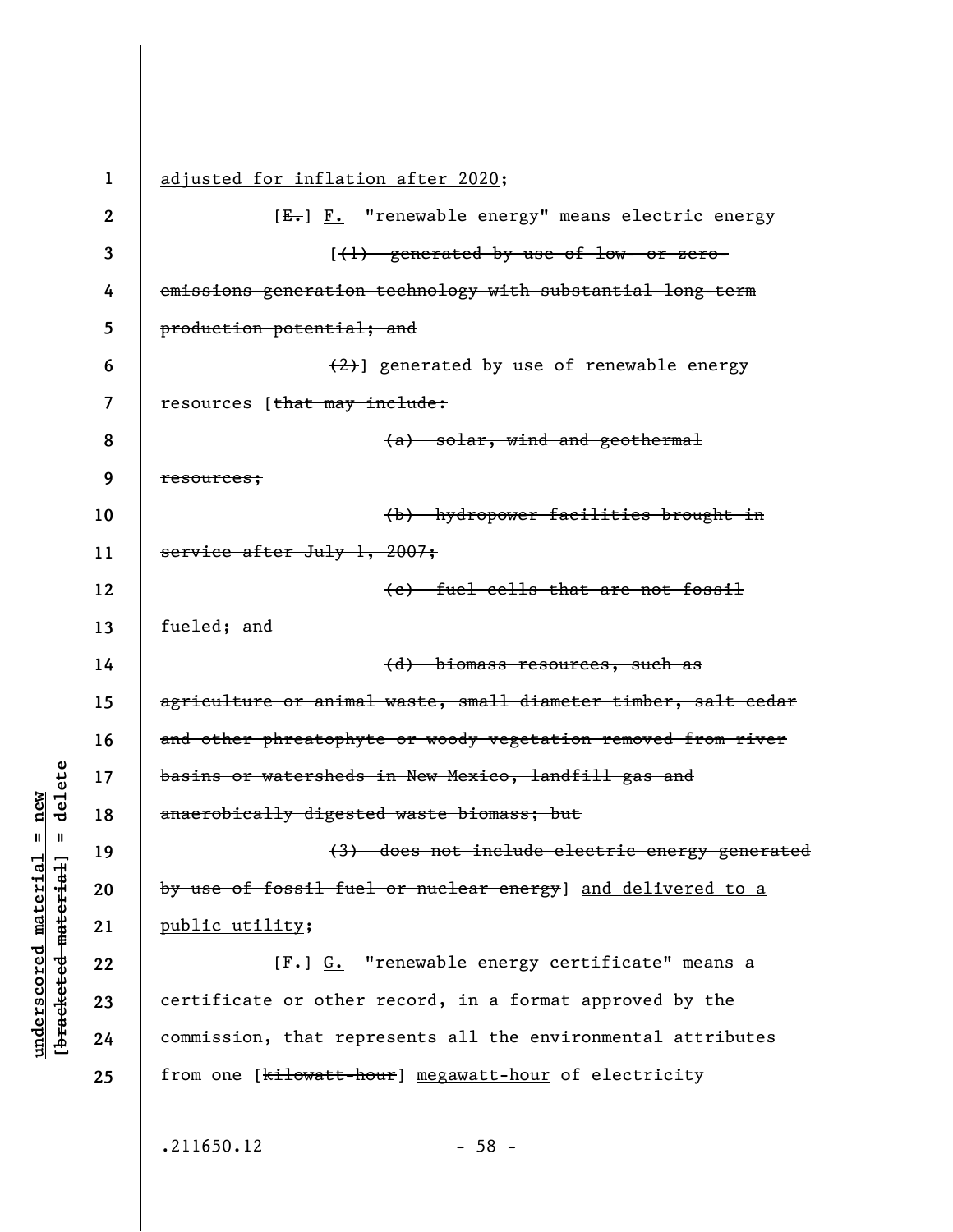adjusted for inflation after 2020;

[E.] F. "renewable energy" means electric energy

[(1) generated by use of low- or zero-emissions generation technology with substantial long-term production potential; and

(2)] generated by use of renewable energy resources [that may include:

(a) solar, wind and geothermal resources;

(b) hydropower facilities brought in service after July 1, 2007;

(c) fuel cells that are not fossil fueled; and

(d) biomass resources, such as agriculture or animal waste, small diameter timber, salt cedar and other phreatophyte or woody vegetation removed from river basins or watersheds in New Mexico, landfill gas and anaerobically digested waste biomass; but

(3) does not include electric energy generated by use of fossil fuel or nuclear energy] and delivered to a public utility;

[F.] G. "renewable energy certificate" means a certificate or other record, in a format approved by the commission, that represents all the environmental attributes from one [kilowatt-hour] megawatt-hour of electricity

.211650.12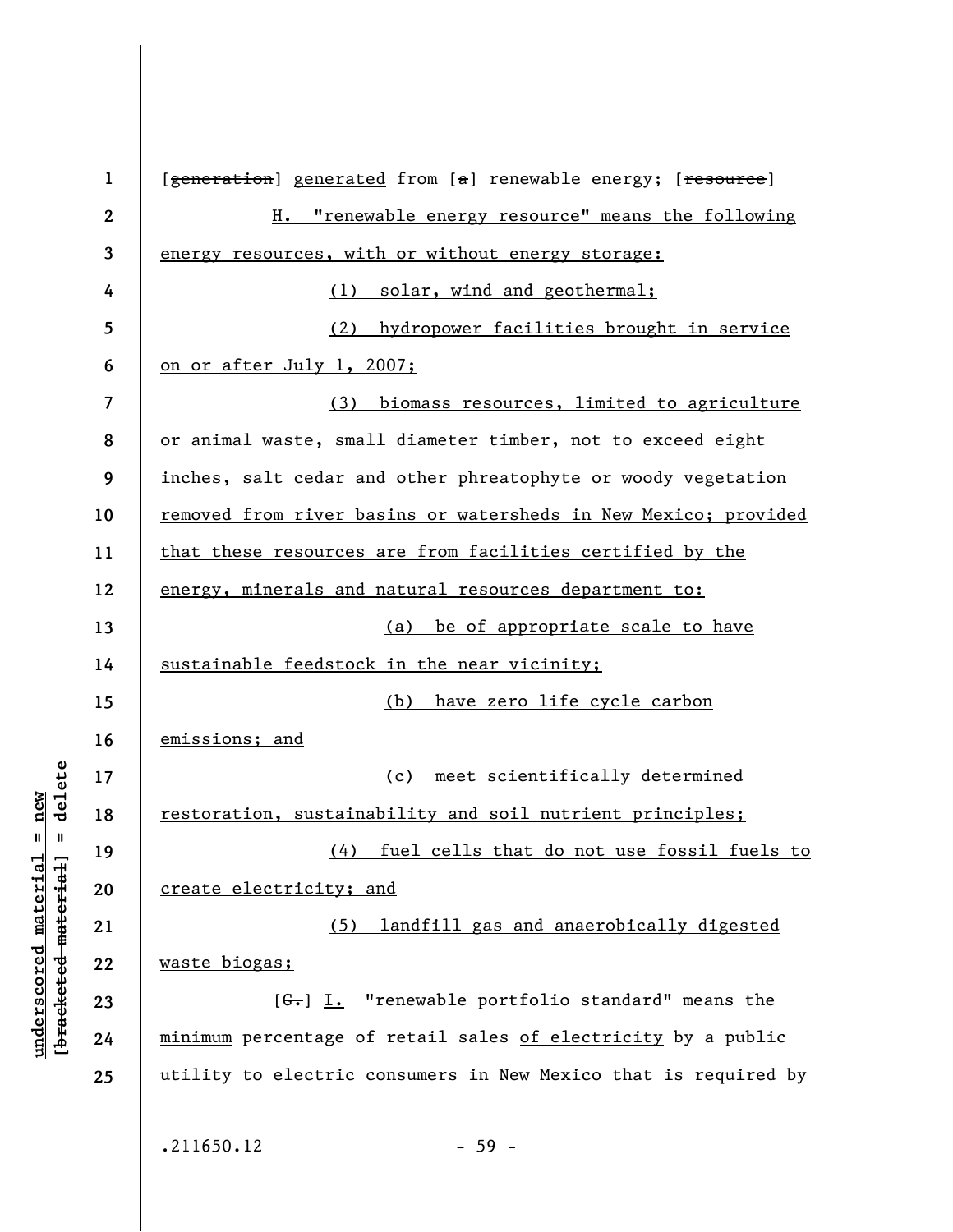[~~generation~~] <u>generated</u> from [~~a~~] renewable energy; [~~resource~~]

<u>H. "renewable energy resource" means the following energy resources, with or without energy storage:</u>

<u>(1) solar, wind and geothermal;</u>

<u>(2) hydropower facilities brought in service on or after July 1, 2007;</u>

<u>(3) biomass resources, limited to agriculture or animal waste, small diameter timber, not to exceed eight inches, salt cedar and other phreatophyte or woody vegetation removed from river basins or watersheds in New Mexico; provided that these resources are from facilities certified by the energy, minerals and natural resources department to:</u>

<u>(a) be of appropriate scale to have sustainable feedstock in the near vicinity;</u>

<u>(b) have zero life cycle carbon emissions; and</u>

<u>(c) meet scientifically determined restoration, sustainability and soil nutrient principles;</u>

<u>(4) fuel cells that do not use fossil fuels to create electricity; and</u>

<u>(5) landfill gas and anaerobically digested waste biogas;</u>

[~~G.~~] <u>I.</u> "renewable portfolio standard" means the <u>minimum</u> percentage of retail sales <u>of electricity</u> by a public utility to electric consumers in New Mexico that is required by

.211650.12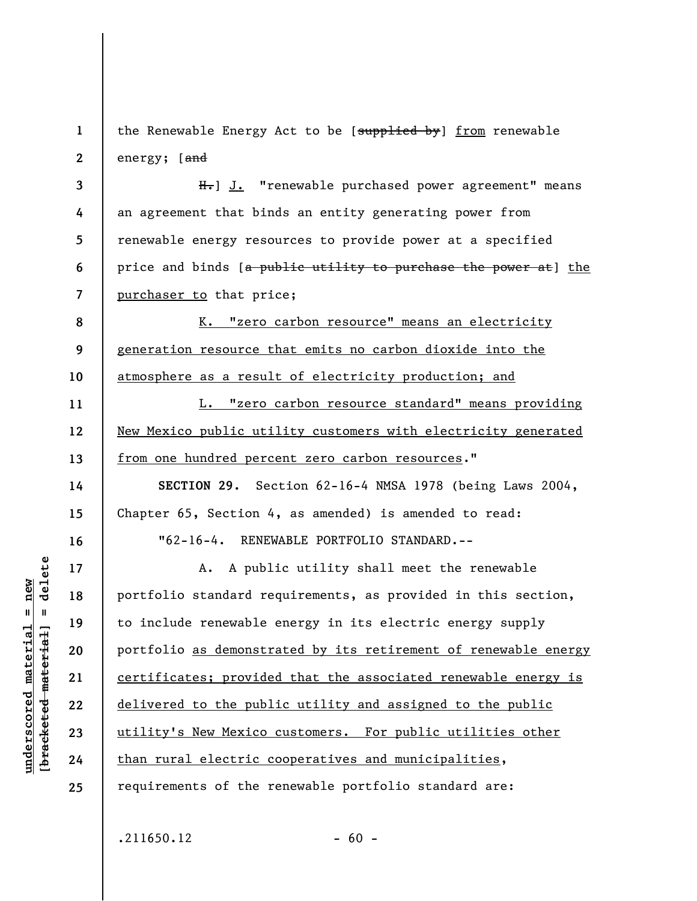the Renewable Energy Act to be [~~supplied by~~] <u>from</u> renewable energy; [~~and~~

~~H.~~] <u>J.</u> "renewable purchased power agreement" means an agreement that binds an entity generating power from renewable energy resources to provide power at a specified price and binds [~~a public utility to purchase the power at~~] <u>the purchaser to</u> that price;

<u>K. "zero carbon resource" means an electricity generation resource that emits no carbon dioxide into the atmosphere as a result of electricity production; and</u>

<u>L. "zero carbon resource standard" means providing New Mexico public utility customers with electricity generated from one hundred percent zero carbon resources</u>."

**SECTION 29.** Section 62-16-4 NMSA 1978 (being Laws 2004, Chapter 65, Section 4, as amended) is amended to read:

"62-16-4. RENEWABLE PORTFOLIO STANDARD.--

A. A public utility shall meet the renewable portfolio standard requirements, as provided in this section, to include renewable energy in its electric energy supply portfolio <u>as demonstrated by its retirement of renewable energy certificates; provided that the associated renewable energy is delivered to the public utility and assigned to the public utility's New Mexico customers. For public utilities other than rural electric cooperatives and municipalities</u>, requirements of the renewable portfolio standard are: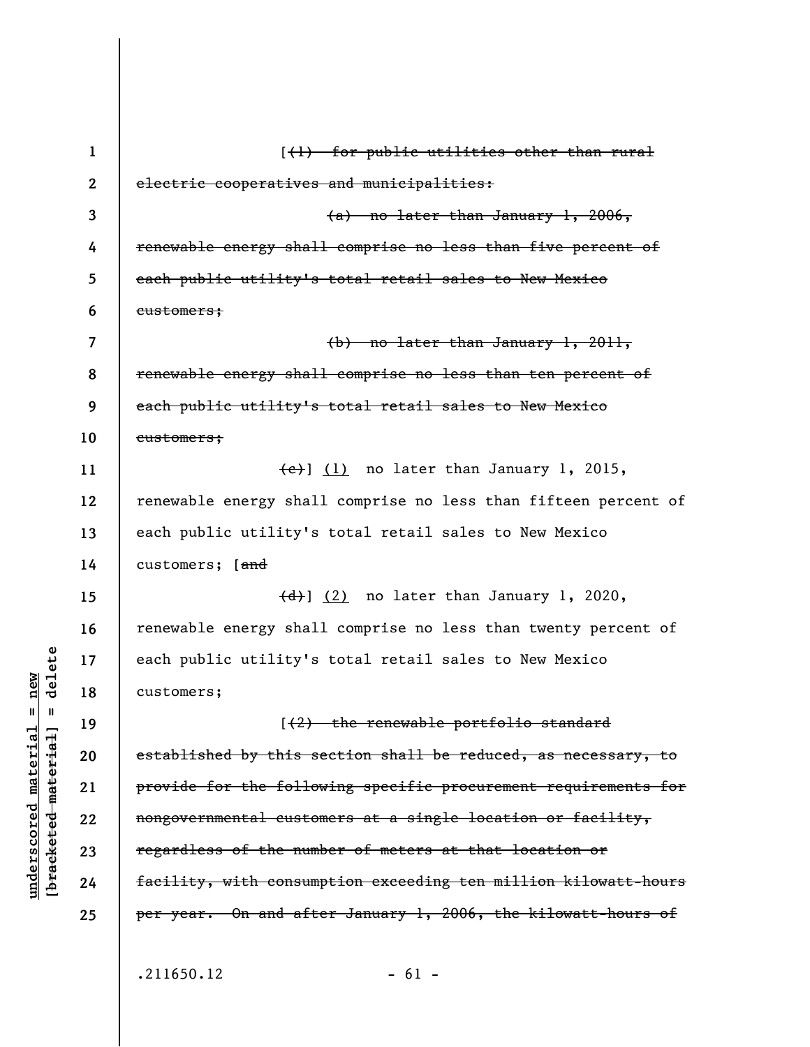[~~(1) for public utilities other than rural electric cooperatives and municipalities:~~

~~(a) no later than January 1, 2006, renewable energy shall comprise no less than five percent of each public utility's total retail sales to New Mexico customers;~~

~~(b) no later than January 1, 2011, renewable energy shall comprise no less than ten percent of each public utility's total retail sales to New Mexico customers;~~

~~(c)~~] <u>(1)</u> no later than January 1, 2015, renewable energy shall comprise no less than fifteen percent of each public utility's total retail sales to New Mexico customers; [~~and~~

~~(d)~~] <u>(2)</u> no later than January 1, 2020, renewable energy shall comprise no less than twenty percent of each public utility's total retail sales to New Mexico customers;

[~~(2) the renewable portfolio standard established by this section shall be reduced, as necessary, to provide for the following specific procurement requirements for nongovernmental customers at a single location or facility, regardless of the number of meters at that location or facility, with consumption exceeding ten million kilowatt-hours per year. On and after January 1, 2006, the kilowatt-hours of~~

.211650.12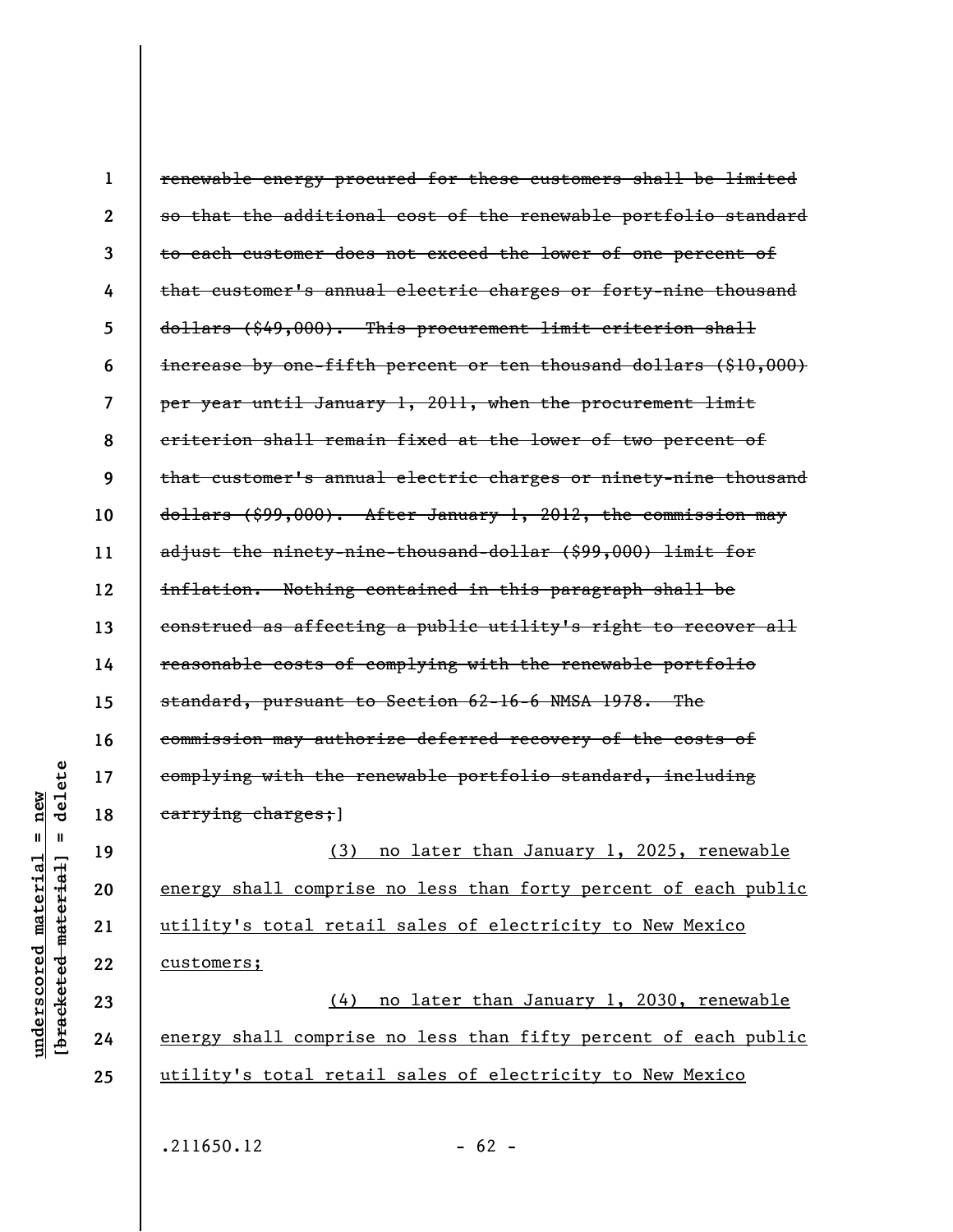~~renewable energy procured for these customers shall be limited so that the additional cost of the renewable portfolio standard to each customer does not exceed the lower of one percent of that customer's annual electric charges or forty-nine thousand dollars ($49,000). This procurement limit criterion shall increase by one-fifth percent or ten thousand dollars ($10,000) per year until January 1, 2011, when the procurement limit criterion shall remain fixed at the lower of two percent of that customer's annual electric charges or ninety-nine thousand dollars ($99,000). After January 1, 2012, the commission may adjust the ninety-nine-thousand-dollar ($99,000) limit for inflation. Nothing contained in this paragraph shall be construed as affecting a public utility's right to recover all reasonable costs of complying with the renewable portfolio standard, pursuant to Section 62-16-6 NMSA 1978. The commission may authorize deferred recovery of the costs of complying with the renewable portfolio standard, including carrying charges;~~]

<u>(3) no later than January 1, 2025, renewable energy shall comprise no less than forty percent of each public utility's total retail sales of electricity to New Mexico customers;</u>

<u>(4) no later than January 1, 2030, renewable energy shall comprise no less than fifty percent of each public utility's total retail sales of electricity to New Mexico</u>

.211650.12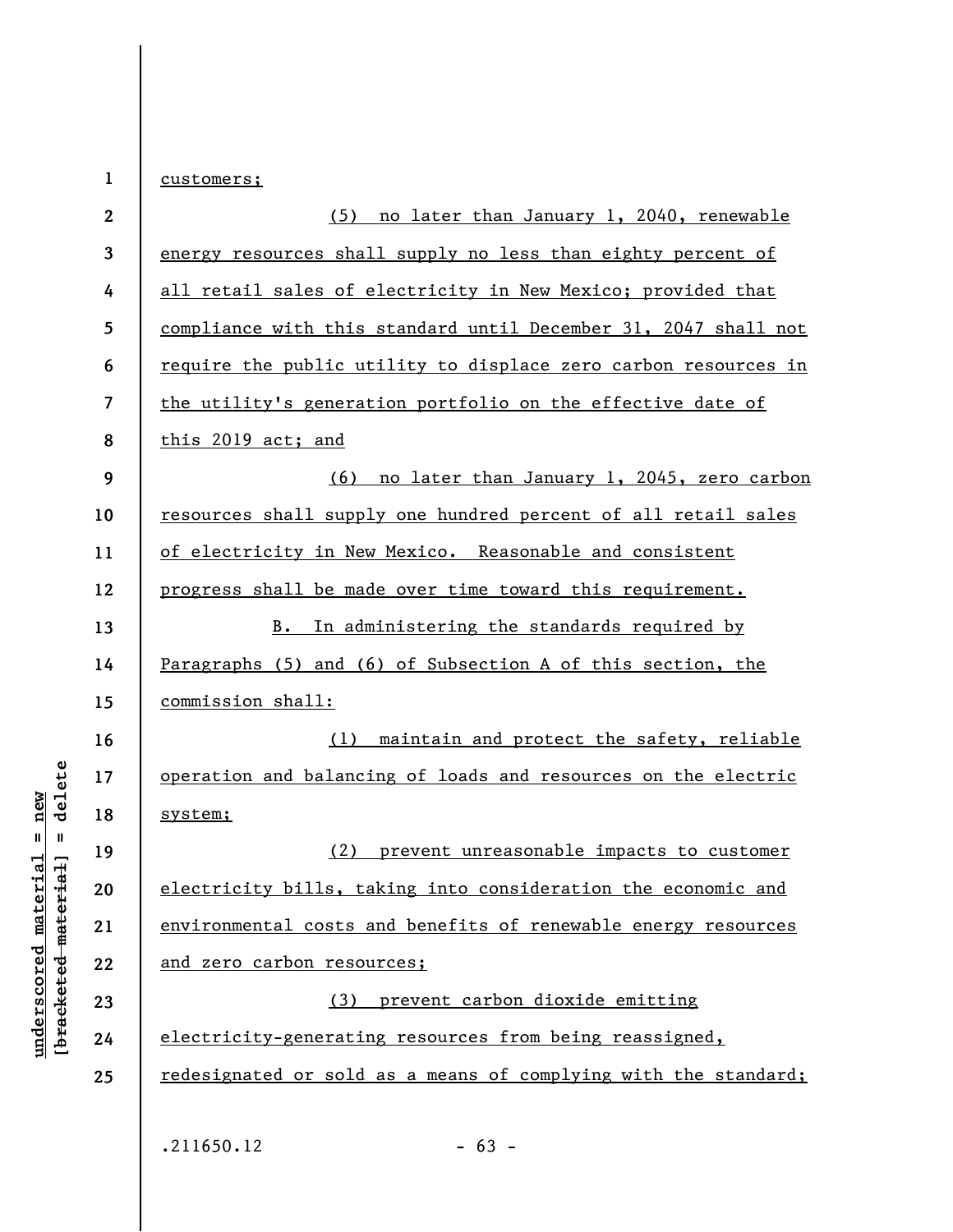customers;

(5) no later than January 1, 2040, renewable energy resources shall supply no less than eighty percent of all retail sales of electricity in New Mexico; provided that compliance with this standard until December 31, 2047 shall not require the public utility to displace zero carbon resources in the utility's generation portfolio on the effective date of this 2019 act; and

(6) no later than January 1, 2045, zero carbon resources shall supply one hundred percent of all retail sales of electricity in New Mexico. Reasonable and consistent progress shall be made over time toward this requirement.

B. In administering the standards required by Paragraphs (5) and (6) of Subsection A of this section, the commission shall:

(1) maintain and protect the safety, reliable operation and balancing of loads and resources on the electric system;

(2) prevent unreasonable impacts to customer electricity bills, taking into consideration the economic and environmental costs and benefits of renewable energy resources and zero carbon resources;

(3) prevent carbon dioxide emitting electricity-generating resources from being reassigned, redesignated or sold as a means of complying with the standard;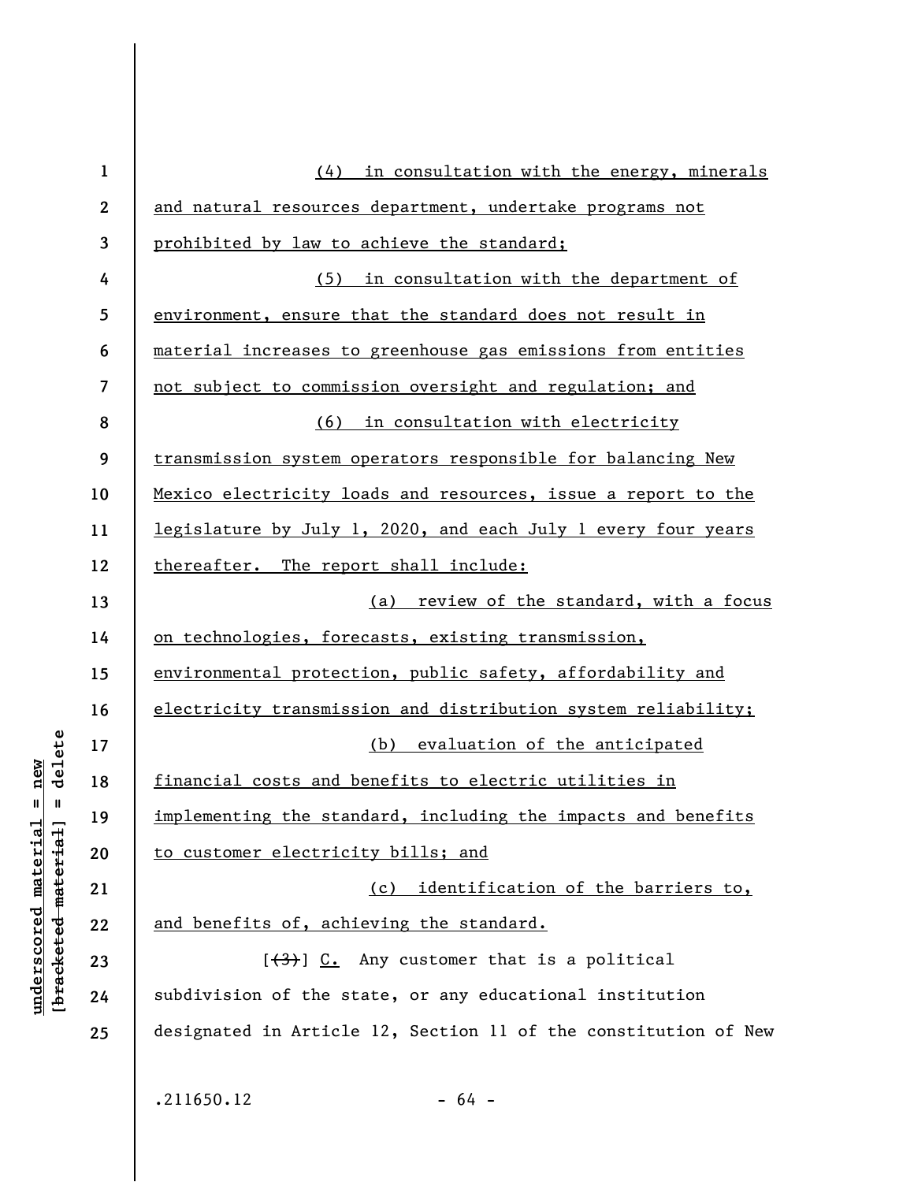(4) in consultation with the energy, minerals and natural resources department, undertake programs not prohibited by law to achieve the standard;

(5) in consultation with the department of environment, ensure that the standard does not result in material increases to greenhouse gas emissions from entities not subject to commission oversight and regulation; and

(6) in consultation with electricity transmission system operators responsible for balancing New Mexico electricity loads and resources, issue a report to the legislature by July 1, 2020, and each July 1 every four years thereafter. The report shall include:

(a) review of the standard, with a focus on technologies, forecasts, existing transmission, environmental protection, public safety, affordability and electricity transmission and distribution system reliability;

(b) evaluation of the anticipated financial costs and benefits to electric utilities in implementing the standard, including the impacts and benefits to customer electricity bills; and

(c) identification of the barriers to, and benefits of, achieving the standard.

[~~(3)~~] C. Any customer that is a political subdivision of the state, or any educational institution designated in Article 12, Section 11 of the constitution of New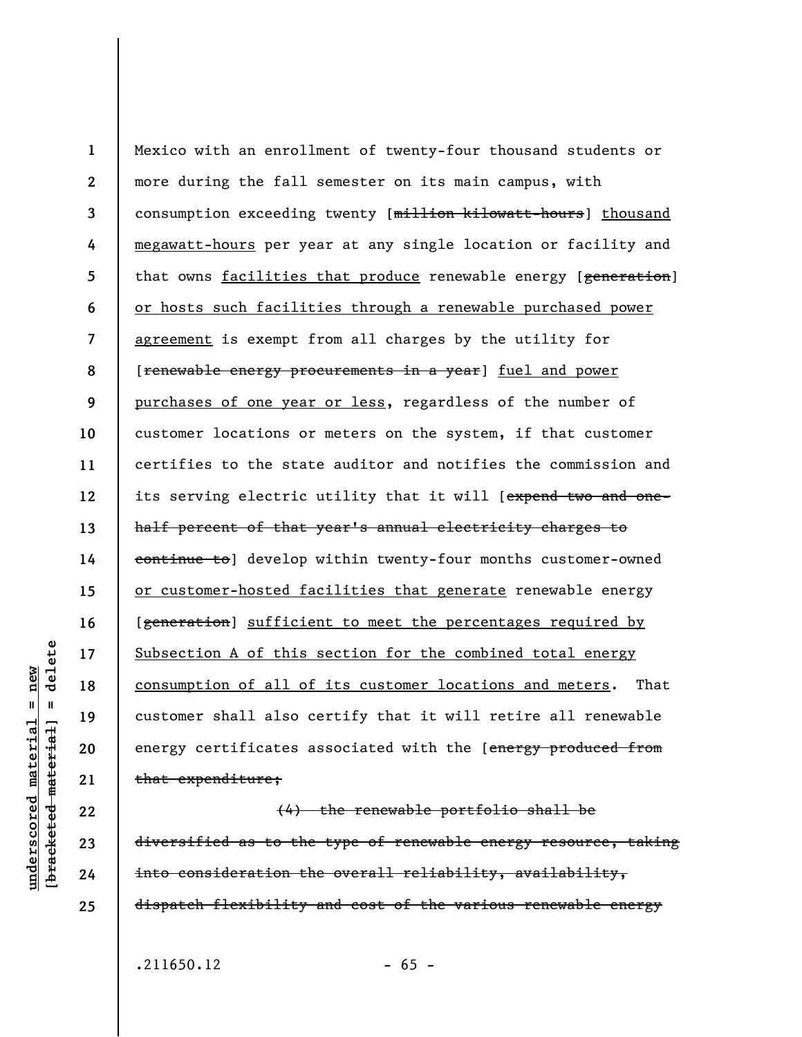Mexico with an enrollment of twenty-four thousand students or more during the fall semester on its main campus, with consumption exceeding twenty [~~million kilowatt-hours~~] <u>thousand megawatt-hours</u> per year at any single location or facility and that owns <u>facilities that produce</u> renewable energy [~~generation~~] <u>or hosts such facilities through a renewable purchased power agreement</u> is exempt from all charges by the utility for [~~renewable energy procurements in a year~~] <u>fuel and power purchases of one year or less</u>, regardless of the number of customer locations or meters on the system, if that customer certifies to the state auditor and notifies the commission and its serving electric utility that it will [~~expend two and one-half percent of that year's annual electricity charges to continue to~~] develop within twenty-four months customer-owned <u>or customer-hosted facilities that generate</u> renewable energy [~~generation~~] <u>sufficient to meet the percentages required by Subsection A of this section for the combined total energy consumption of all of its customer locations and meters</u>. That customer shall also certify that it will retire all renewable energy certificates associated with the [~~energy produced from that expenditure;~~

~~(4) the renewable portfolio shall be diversified as to the type of renewable energy resource, taking into consideration the overall reliability, availability, dispatch flexibility and cost of the various renewable energy~~

.211650.12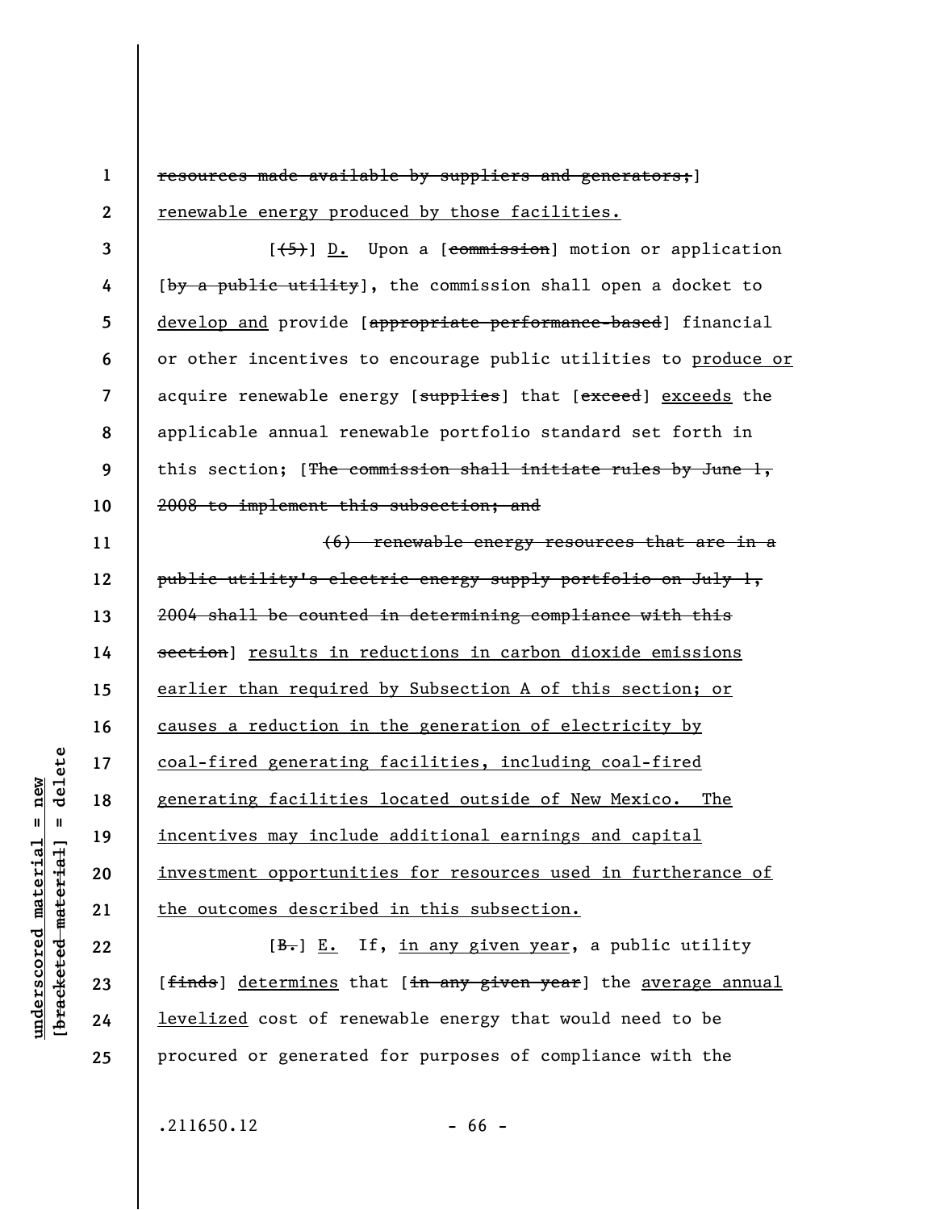~~resources made available by suppliers and generators;~~] <u>renewable energy produced by those facilities.</u>

[~~(5)~~] <u>D.</u> Upon a [~~commission~~] motion or application [~~by a public utility~~], the commission shall open a docket to <u>develop and</u> provide [~~appropriate performance-based~~] financial or other incentives to encourage public utilities to <u>produce or</u> acquire renewable energy [~~supplies~~] that [~~exceed~~] <u>exceeds</u> the applicable annual renewable portfolio standard set forth in this section; [~~The commission shall initiate rules by June 1, 2008 to implement this subsection; and~~

~~(6) renewable energy resources that are in a public utility's electric energy supply portfolio on July 1, 2004 shall be counted in determining compliance with this section~~] <u>results in reductions in carbon dioxide emissions earlier than required by Subsection A of this section; or causes a reduction in the generation of electricity by coal-fired generating facilities, including coal-fired generating facilities located outside of New Mexico. The incentives may include additional earnings and capital investment opportunities for resources used in furtherance of the outcomes described in this subsection.</u>

[~~B.~~] <u>E.</u> If, <u>in any given year</u>, a public utility [~~finds~~] <u>determines</u> that [~~in any given year~~] the <u>average annual levelized</u> cost of renewable energy that would need to be procured or generated for purposes of compliance with the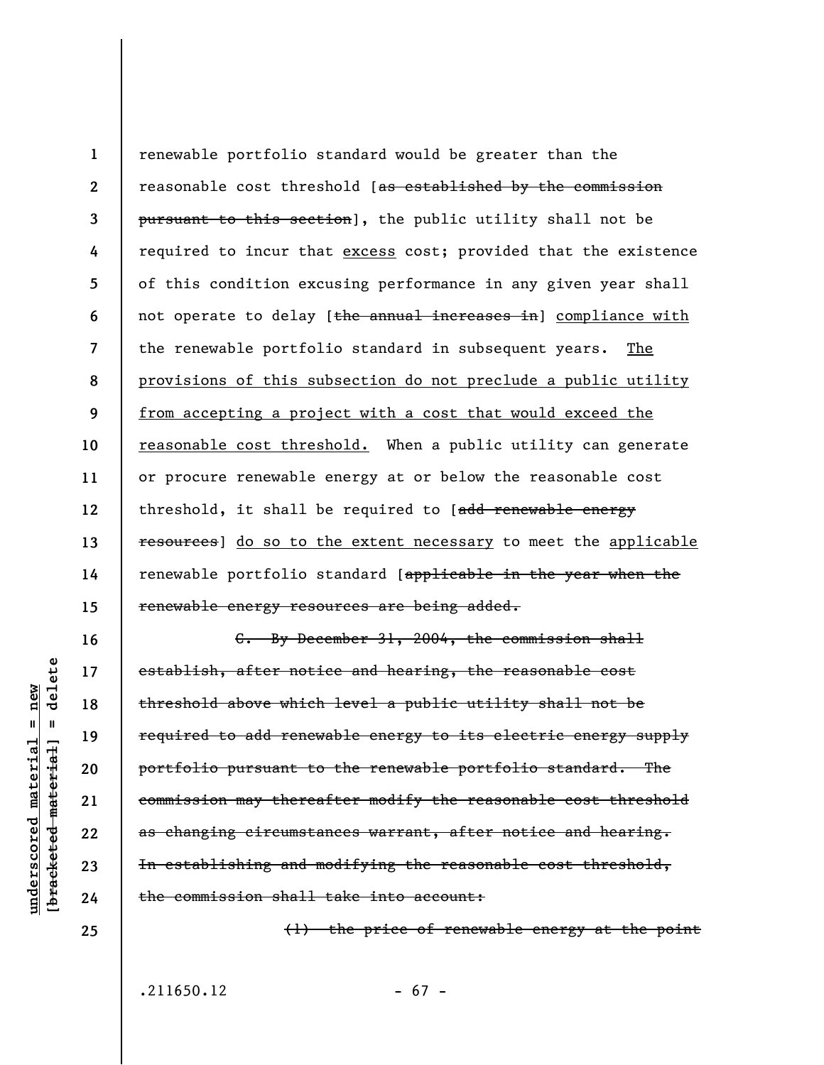renewable portfolio standard would be greater than the reasonable cost threshold [~~as established by the commission pursuant to this section~~], the public utility shall not be required to incur that <u>excess</u> cost; provided that the existence of this condition excusing performance in any given year shall not operate to delay [~~the annual increases in~~] <u>compliance with</u> the renewable portfolio standard in subsequent years. <u>The provisions of this subsection do not preclude a public utility from accepting a project with a cost that would exceed the reasonable cost threshold.</u> When a public utility can generate or procure renewable energy at or below the reasonable cost threshold, it shall be required to [~~add renewable energy resources~~] <u>do so to the extent necessary</u> to meet the <u>applicable</u> renewable portfolio standard [~~applicable in the year when the renewable energy resources are being added.~~

~~C. By December 31, 2004, the commission shall establish, after notice and hearing, the reasonable cost threshold above which level a public utility shall not be required to add renewable energy to its electric energy supply portfolio pursuant to the renewable portfolio standard. The commission may thereafter modify the reasonable cost threshold as changing circumstances warrant, after notice and hearing. In establishing and modifying the reasonable cost threshold, the commission shall take into account:~~

~~(1) the price of renewable energy at the point~~

.211650.12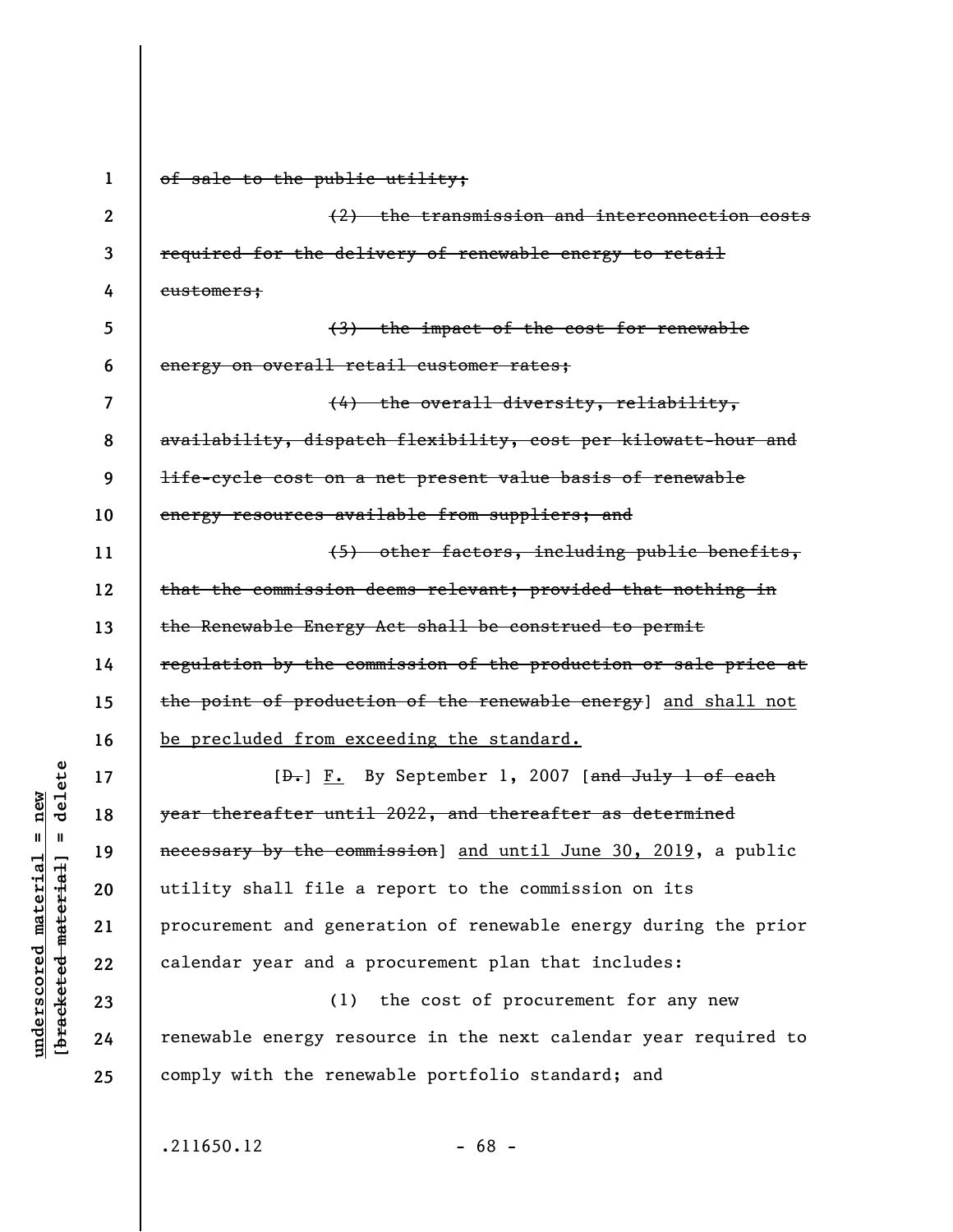~~of sale to the public utility;~~

~~(2) the transmission and interconnection costs required for the delivery of renewable energy to retail customers;~~

~~(3) the impact of the cost for renewable energy on overall retail customer rates;~~

~~(4) the overall diversity, reliability, availability, dispatch flexibility, cost per kilowatt-hour and life-cycle cost on a net present value basis of renewable energy resources available from suppliers; and~~

~~(5) other factors, including public benefits, that the commission deems relevant; provided that nothing in the Renewable Energy Act shall be construed to permit regulation by the commission of the production or sale price at the point of production of the renewable energy~~] <u>and shall not be precluded from exceeding the standard.</u>

[~~D.~~] <u>F.</u> By September 1, 2007 [~~and July 1 of each year thereafter until 2022, and thereafter as determined necessary by the commission~~] <u>and until June 30, 2019</u>, a public utility shall file a report to the commission on its procurement and generation of renewable energy during the prior calendar year and a procurement plan that includes:

(1) the cost of procurement for any new renewable energy resource in the next calendar year required to comply with the renewable portfolio standard; and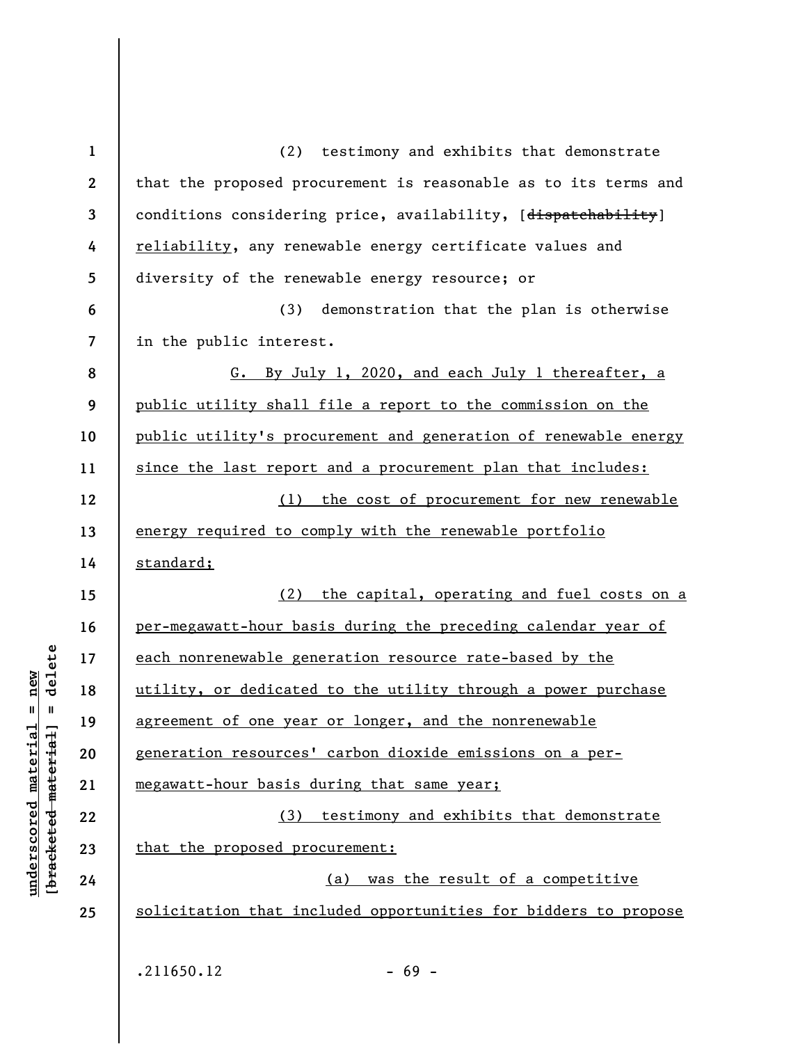(2) testimony and exhibits that demonstrate that the proposed procurement is reasonable as to its terms and conditions considering price, availability, [~~dispatchability~~] <u>reliability</u>, any renewable energy certificate values and diversity of the renewable energy resource; or

(3) demonstration that the plan is otherwise in the public interest.

<u>G. By July 1, 2020, and each July 1 thereafter, a public utility shall file a report to the commission on the public utility's procurement and generation of renewable energy since the last report and a procurement plan that includes:</u>

<u>(1) the cost of procurement for new renewable energy required to comply with the renewable portfolio standard;</u>

<u>(2) the capital, operating and fuel costs on a per-megawatt-hour basis during the preceding calendar year of each nonrenewable generation resource rate-based by the utility, or dedicated to the utility through a power purchase agreement of one year or longer, and the nonrenewable generation resources' carbon dioxide emissions on a per-megawatt-hour basis during that same year;</u>

<u>(3) testimony and exhibits that demonstrate that the proposed procurement:</u>

<u>(a) was the result of a competitive solicitation that included opportunities for bidders to propose</u>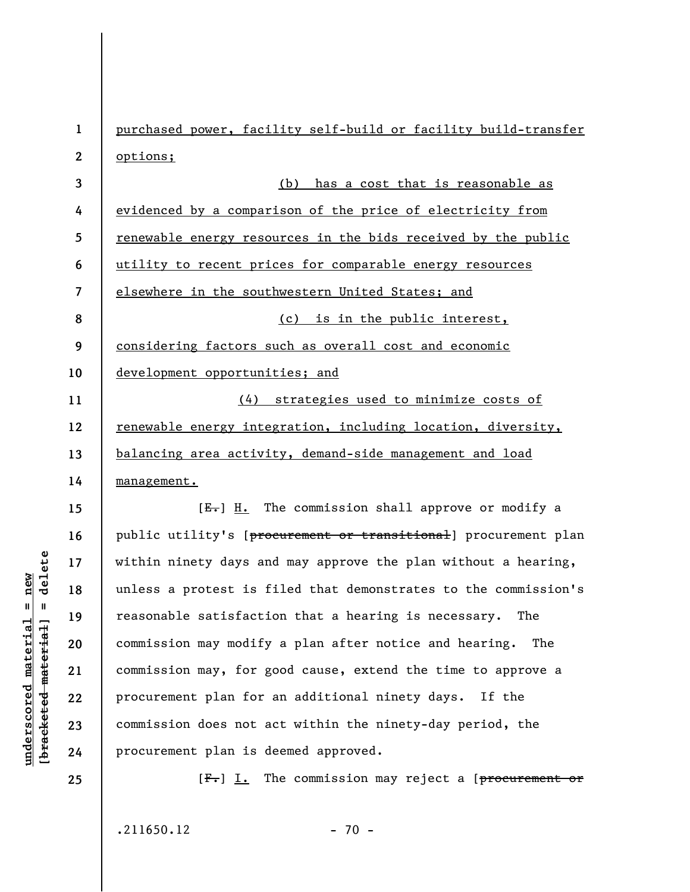purchased power, facility self-build or facility build-transfer options;

(b) has a cost that is reasonable as evidenced by a comparison of the price of electricity from renewable energy resources in the bids received by the public utility to recent prices for comparable energy resources elsewhere in the southwestern United States; and

(c) is in the public interest, considering factors such as overall cost and economic development opportunities; and

(4) strategies used to minimize costs of renewable energy integration, including location, diversity, balancing area activity, demand-side management and load management.

[~~E.~~] H. The commission shall approve or modify a public utility's [~~procurement or transitional~~] procurement plan within ninety days and may approve the plan without a hearing, unless a protest is filed that demonstrates to the commission's reasonable satisfaction that a hearing is necessary. The commission may modify a plan after notice and hearing. The commission may, for good cause, extend the time to approve a procurement plan for an additional ninety days. If the commission does not act within the ninety-day period, the procurement plan is deemed approved.

[~~F.~~] I. The commission may reject a [~~procurement or~~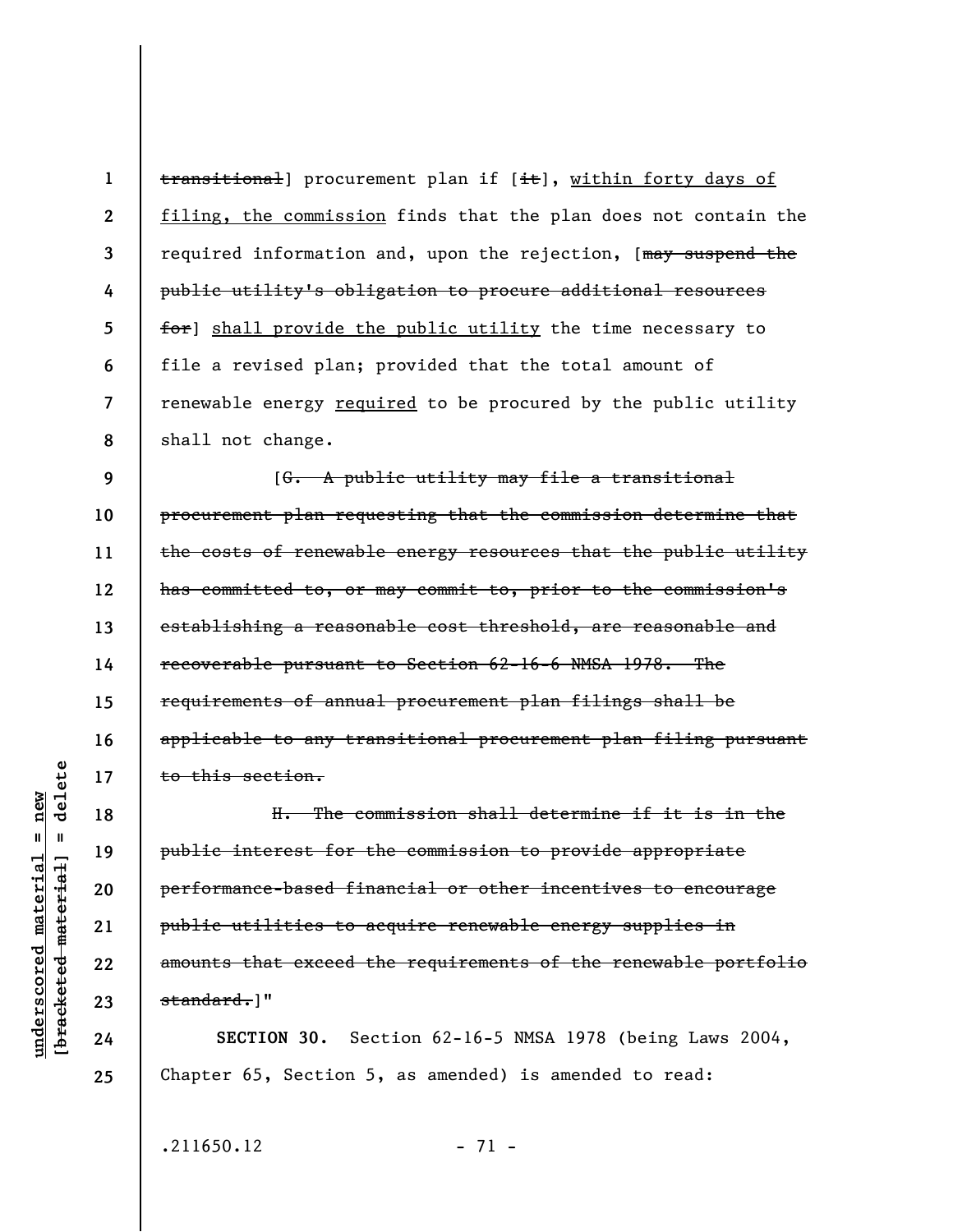~~transitional~~] procurement plan if [~~it~~], within forty days of filing, the commission finds that the plan does not contain the required information and, upon the rejection, [~~may suspend the public utility's obligation to procure additional resources for~~] shall provide the public utility the time necessary to file a revised plan; provided that the total amount of renewable energy required to be procured by the public utility shall not change.

[~~G. A public utility may file a transitional procurement plan requesting that the commission determine that the costs of renewable energy resources that the public utility has committed to, or may commit to, prior to the commission's establishing a reasonable cost threshold, are reasonable and recoverable pursuant to Section 62-16-6 NMSA 1978. The requirements of annual procurement plan filings shall be applicable to any transitional procurement plan filing pursuant to this section.~~

~~H. The commission shall determine if it is in the public interest for the commission to provide appropriate performance-based financial or other incentives to encourage public utilities to acquire renewable energy supplies in amounts that exceed the requirements of the renewable portfolio standard.~~]"

**SECTION 30.** Section 62-16-5 NMSA 1978 (being Laws 2004, Chapter 65, Section 5, as amended) is amended to read:

.211650.12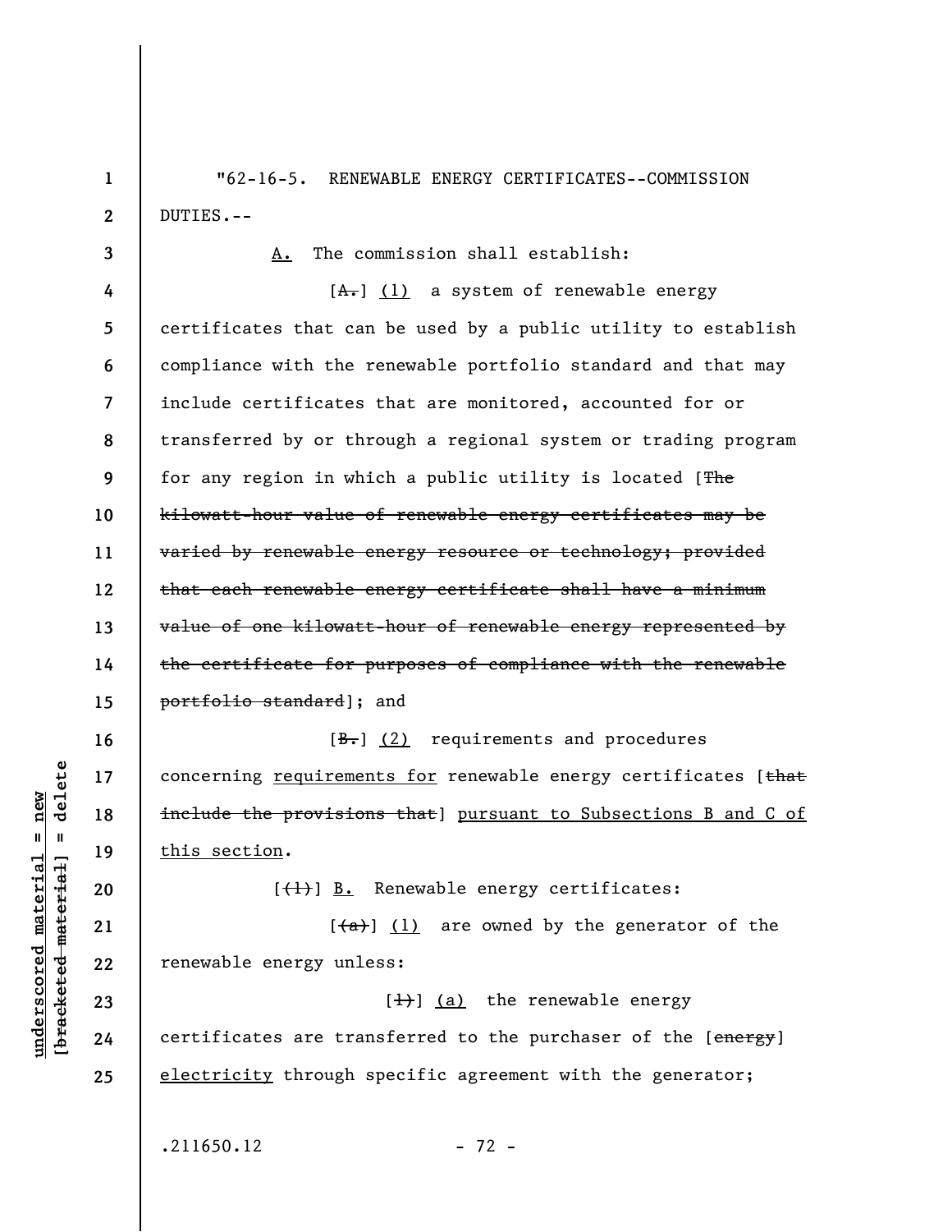"62-16-5. RENEWABLE ENERGY CERTIFICATES--COMMISSION DUTIES.--

A. The commission shall establish:

[~~A.~~] (1) a system of renewable energy certificates that can be used by a public utility to establish compliance with the renewable portfolio standard and that may include certificates that are monitored, accounted for or transferred by or through a regional system or trading program for any region in which a public utility is located [~~The kilowatt-hour value of renewable energy certificates may be varied by renewable energy resource or technology; provided that each renewable energy certificate shall have a minimum value of one kilowatt-hour of renewable energy represented by the certificate for purposes of compliance with the renewable portfolio standard~~]; and

[~~B.~~] (2) requirements and procedures concerning requirements for renewable energy certificates [~~that include the provisions that~~] pursuant to Subsections B and C of this section.

[~~(1)~~] B. Renewable energy certificates:

[~~(a)~~] (1) are owned by the generator of the renewable energy unless:

[~~1)~~] (a) the renewable energy certificates are transferred to the purchaser of the [~~energy~~] electricity through specific agreement with the generator;

.211650.12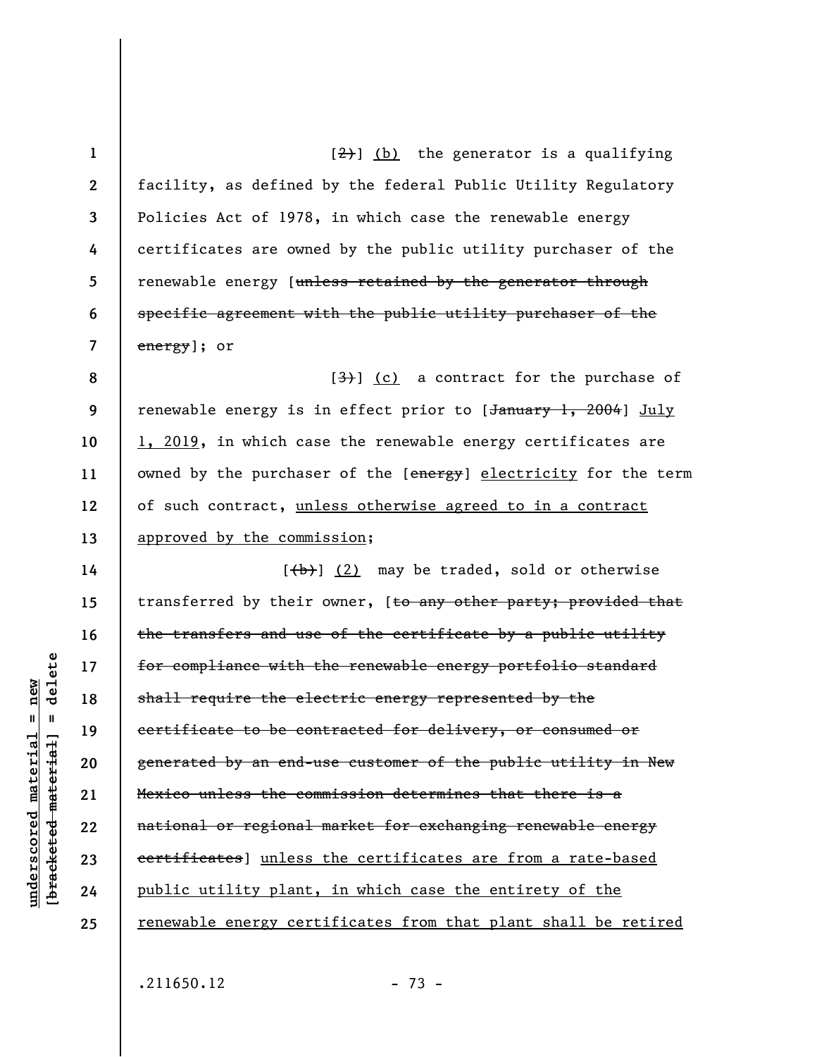[~~2)~~] (b) the generator is a qualifying facility, as defined by the federal Public Utility Regulatory Policies Act of 1978, in which case the renewable energy certificates are owned by the public utility purchaser of the renewable energy [~~unless retained by the generator through specific agreement with the public utility purchaser of the energy~~]; or

[~~3)~~] (c) a contract for the purchase of renewable energy is in effect prior to [~~January 1, 2004~~] July 1, 2019, in which case the renewable energy certificates are owned by the purchaser of the [~~energy~~] electricity for the term of such contract, unless otherwise agreed to in a contract approved by the commission;

[~~(b)~~] (2) may be traded, sold or otherwise transferred by their owner, [~~to any other party; provided that the transfers and use of the certificate by a public utility for compliance with the renewable energy portfolio standard shall require the electric energy represented by the certificate to be contracted for delivery, or consumed or generated by an end-use customer of the public utility in New Mexico unless the commission determines that there is a national or regional market for exchanging renewable energy certificates~~] unless the certificates are from a rate-based public utility plant, in which case the entirety of the renewable energy certificates from that plant shall be retired

.211650.12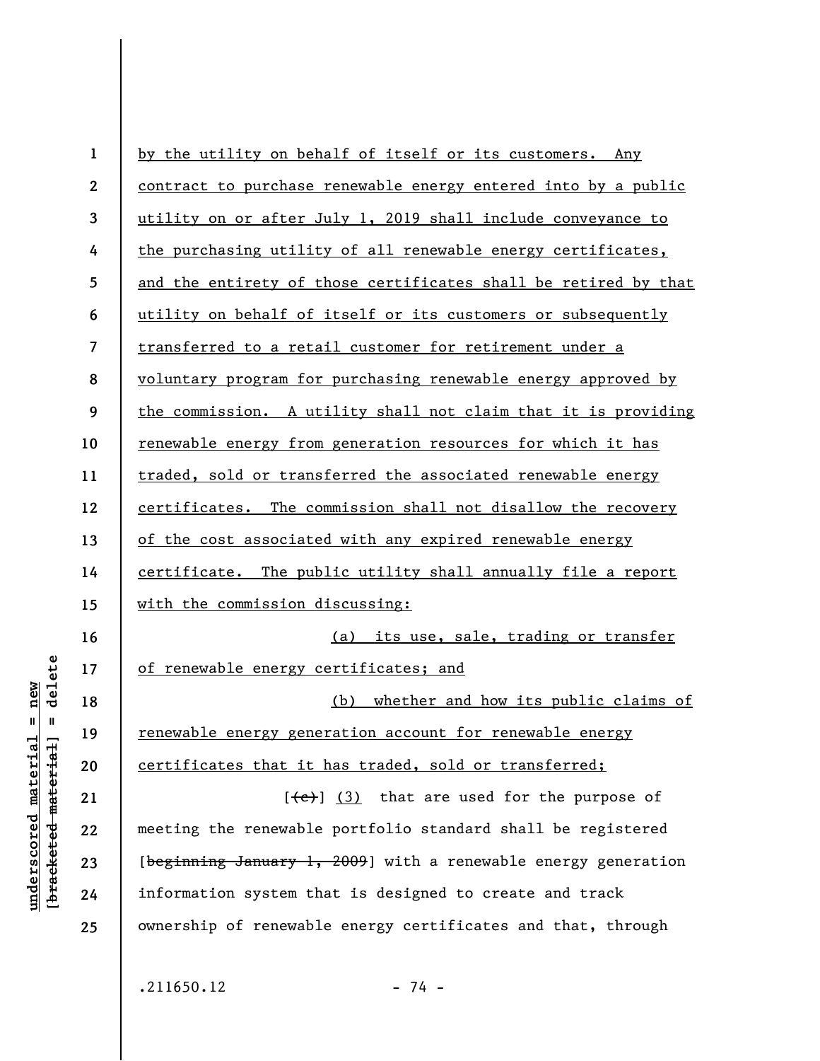by the utility on behalf of itself or its customers. Any contract to purchase renewable energy entered into by a public utility on or after July 1, 2019 shall include conveyance to the purchasing utility of all renewable energy certificates, and the entirety of those certificates shall be retired by that utility on behalf of itself or its customers or subsequently transferred to a retail customer for retirement under a voluntary program for purchasing renewable energy approved by the commission. A utility shall not claim that it is providing renewable energy from generation resources for which it has traded, sold or transferred the associated renewable energy certificates. The commission shall not disallow the recovery of the cost associated with any expired renewable energy certificate. The public utility shall annually file a report with the commission discussing:

(a) its use, sale, trading or transfer of renewable energy certificates; and

(b) whether and how its public claims of renewable energy generation account for renewable energy certificates that it has traded, sold or transferred;

[~~(c)~~] (3) that are used for the purpose of meeting the renewable portfolio standard shall be registered [~~beginning January 1, 2009~~] with a renewable energy generation information system that is designed to create and track ownership of renewable energy certificates and that, through

.211650.12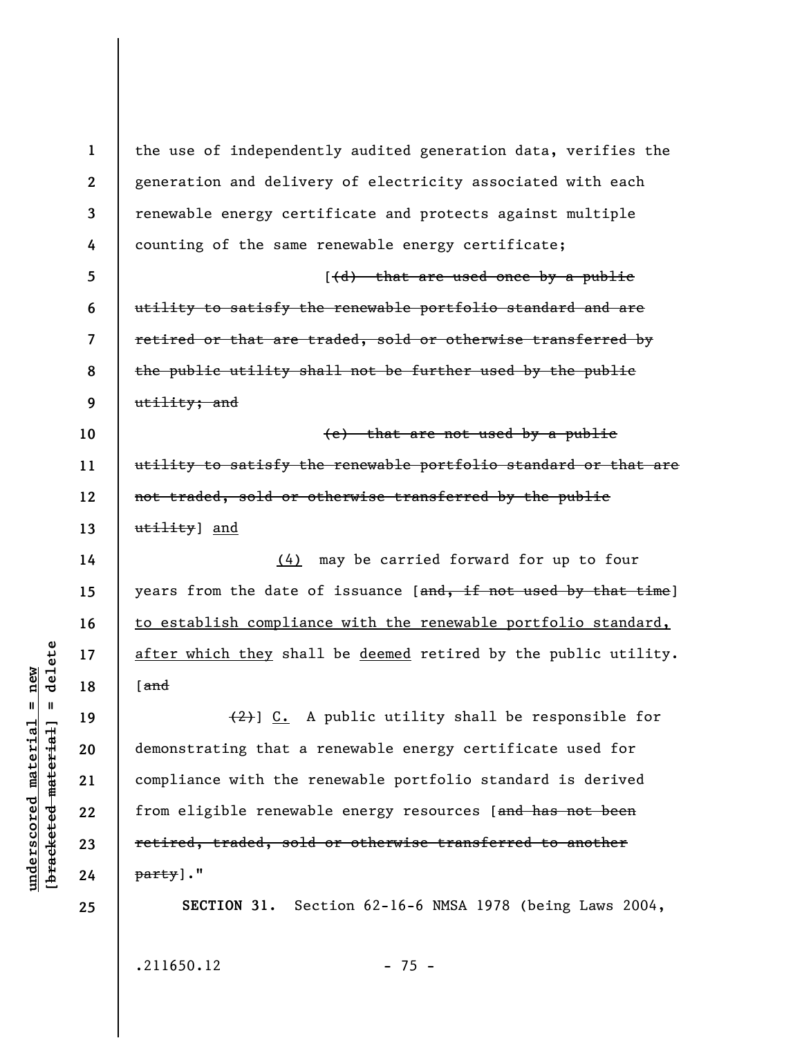the use of independently audited generation data, verifies the generation and delivery of electricity associated with each renewable energy certificate and protects against multiple counting of the same renewable energy certificate;

[~~(d) that are used once by a public utility to satisfy the renewable portfolio standard and are retired or that are traded, sold or otherwise transferred by the public utility shall not be further used by the public utility; and~~

~~(e) that are not used by a public utility to satisfy the renewable portfolio standard or that are not traded, sold or otherwise transferred by the public utility~~] <u>and</u>

<u>(4)</u> may be carried forward for up to four years from the date of issuance [~~and, if not used by that time~~] <u>to establish compliance with the renewable portfolio standard, after which they</u> shall be <u>deemed</u> retired by the public utility. [~~and~~

~~(2)~~] <u>C.</u> A public utility shall be responsible for demonstrating that a renewable energy certificate used for compliance with the renewable portfolio standard is derived from eligible renewable energy resources [~~and has not been retired, traded, sold or otherwise transferred to another party~~]."

**SECTION 31.** Section 62-16-6 NMSA 1978 (being Laws 2004,

.211650.12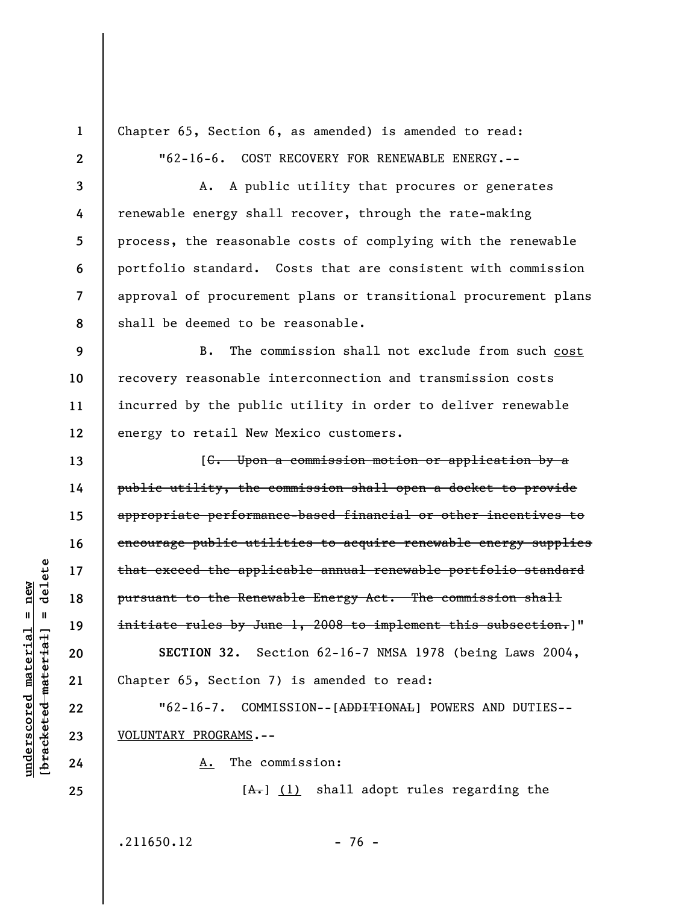Chapter 65, Section 6, as amended) is amended to read:

"62-16-6. COST RECOVERY FOR RENEWABLE ENERGY.--

A. A public utility that procures or generates renewable energy shall recover, through the rate-making process, the reasonable costs of complying with the renewable portfolio standard. Costs that are consistent with commission approval of procurement plans or transitional procurement plans shall be deemed to be reasonable.

B. The commission shall not exclude from such <u>cost</u> recovery reasonable interconnection and transmission costs incurred by the public utility in order to deliver renewable energy to retail New Mexico customers.

[~~C. Upon a commission motion or application by a public utility, the commission shall open a docket to provide appropriate performance-based financial or other incentives to encourage public utilities to acquire renewable energy supplies that exceed the applicable annual renewable portfolio standard pursuant to the Renewable Energy Act. The commission shall initiate rules by June 1, 2008 to implement this subsection.~~]"

**SECTION 32.** Section 62-16-7 NMSA 1978 (being Laws 2004, Chapter 65, Section 7) is amended to read:

"62-16-7. COMMISSION--[~~ADDITIONAL~~] POWERS AND DUTIES--<u>VOLUNTARY PROGRAMS</u>.--

<u>A.</u> The commission:

[~~A.~~] <u>(1)</u> shall adopt rules regarding the

.211650.12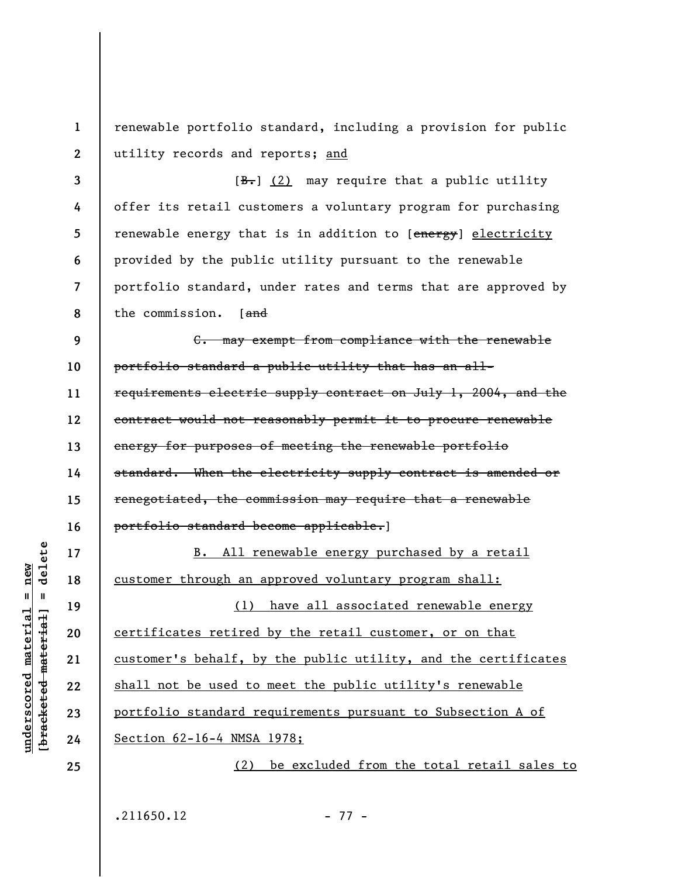renewable portfolio standard, including a provision for public utility records and reports; and

[B.] (2) may require that a public utility offer its retail customers a voluntary program for purchasing renewable energy that is in addition to [energy] electricity provided by the public utility pursuant to the renewable portfolio standard, under rates and terms that are approved by the commission. [and

C. may exempt from compliance with the renewable portfolio standard a public utility that has an all-requirements electric supply contract on July 1, 2004, and the contract would not reasonably permit it to procure renewable energy for purposes of meeting the renewable portfolio standard. When the electricity supply contract is amended or renegotiated, the commission may require that a renewable portfolio standard become applicable.]

B. All renewable energy purchased by a retail customer through an approved voluntary program shall:

(1) have all associated renewable energy certificates retired by the retail customer, or on that customer's behalf, by the public utility, and the certificates shall not be used to meet the public utility's renewable portfolio standard requirements pursuant to Subsection A of Section 62-16-4 NMSA 1978;

(2) be excluded from the total retail sales to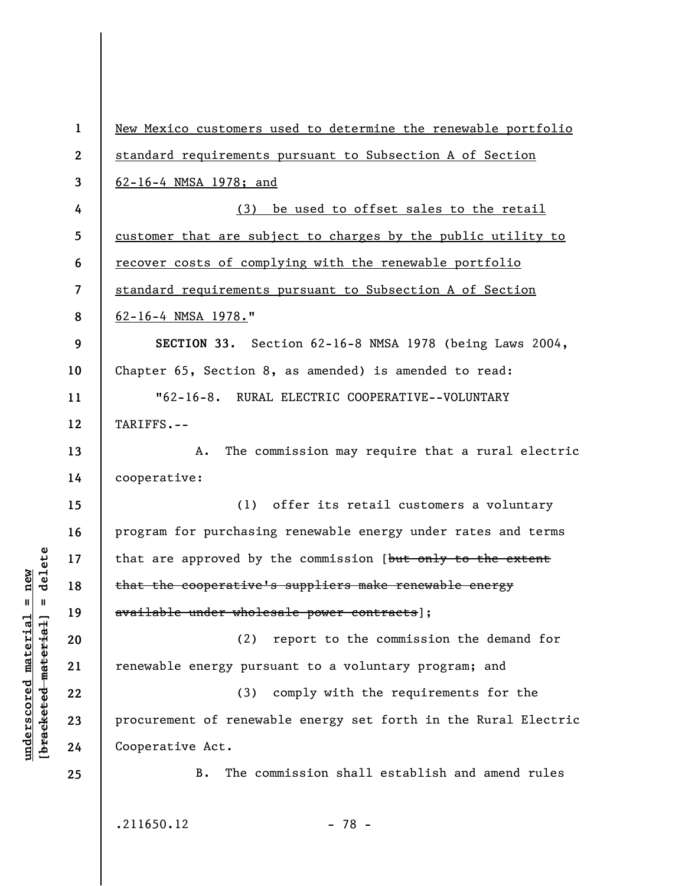New Mexico customers used to determine the renewable portfolio standard requirements pursuant to Subsection A of Section 62-16-4 NMSA 1978; and

(3) be used to offset sales to the retail customer that are subject to charges by the public utility to recover costs of complying with the renewable portfolio standard requirements pursuant to Subsection A of Section 62-16-4 NMSA 1978."

**SECTION 33.** Section 62-16-8 NMSA 1978 (being Laws 2004, Chapter 65, Section 8, as amended) is amended to read:

"62-16-8. RURAL ELECTRIC COOPERATIVE--VOLUNTARY TARIFFS.--

A. The commission may require that a rural electric cooperative:

(1) offer its retail customers a voluntary program for purchasing renewable energy under rates and terms that are approved by the commission [~~but only to the extent that the cooperative's suppliers make renewable energy available under wholesale power contracts~~];

(2) report to the commission the demand for renewable energy pursuant to a voluntary program; and

(3) comply with the requirements for the procurement of renewable energy set forth in the Rural Electric Cooperative Act.

B. The commission shall establish and amend rules

.211650.12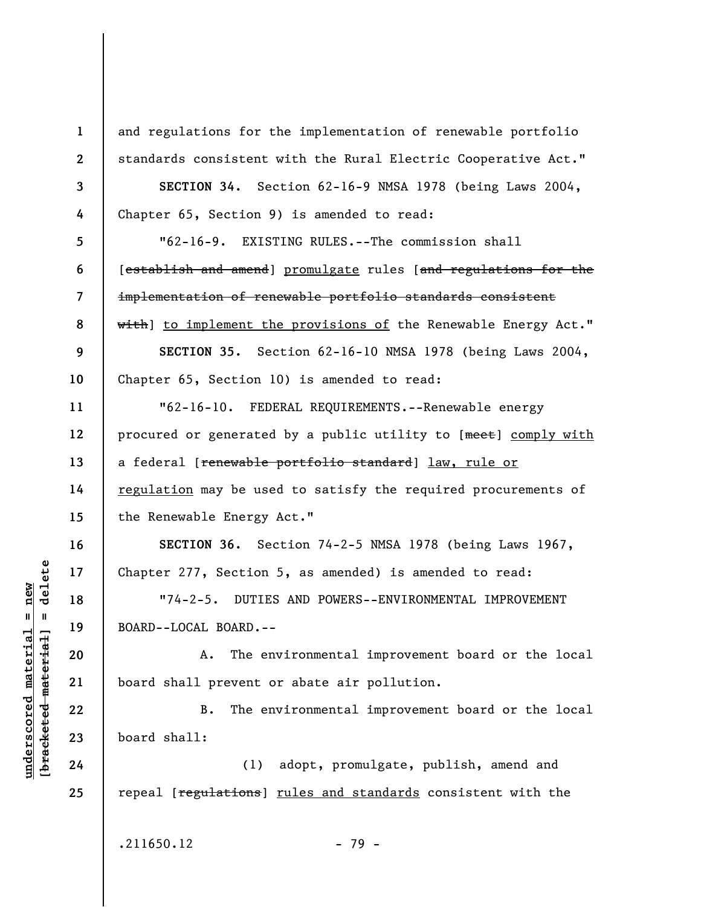and regulations for the implementation of renewable portfolio standards consistent with the Rural Electric Cooperative Act."

**SECTION 34.** Section 62-16-9 NMSA 1978 (being Laws 2004, Chapter 65, Section 9) is amended to read:

"62-16-9. EXISTING RULES.--The commission shall [~~establish and amend~~] <u>promulgate</u> rules [~~and regulations for the implementation of renewable portfolio standards consistent with~~] <u>to implement the provisions of</u> the Renewable Energy Act."

**SECTION 35.** Section 62-16-10 NMSA 1978 (being Laws 2004, Chapter 65, Section 10) is amended to read:

"62-16-10. FEDERAL REQUIREMENTS.--Renewable energy procured or generated by a public utility to [~~meet~~] <u>comply with</u> a federal [~~renewable portfolio standard~~] <u>law, rule or regulation</u> may be used to satisfy the required procurements of the Renewable Energy Act."

**SECTION 36.** Section 74-2-5 NMSA 1978 (being Laws 1967, Chapter 277, Section 5, as amended) is amended to read:

"74-2-5. DUTIES AND POWERS--ENVIRONMENTAL IMPROVEMENT BOARD--LOCAL BOARD.--

A. The environmental improvement board or the local board shall prevent or abate air pollution.

B. The environmental improvement board or the local board shall:

(1) adopt, promulgate, publish, amend and repeal [~~regulations~~] <u>rules and standards</u> consistent with the

.211650.12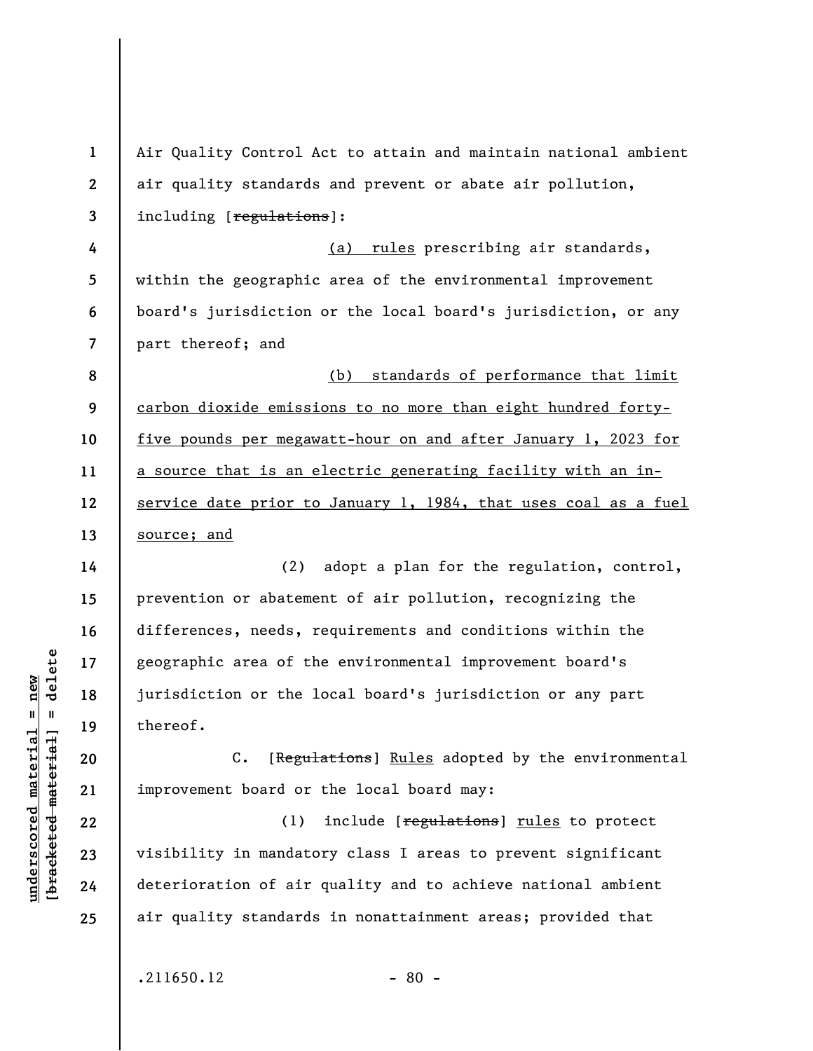Air Quality Control Act to attain and maintain national ambient air quality standards and prevent or abate air pollution, including [~~regulations~~]:

<u>(a) rules</u> prescribing air standards, within the geographic area of the environmental improvement board's jurisdiction or the local board's jurisdiction, or any part thereof; and

<u>(b) standards of performance that limit carbon dioxide emissions to no more than eight hundred forty-five pounds per megawatt-hour on and after January 1, 2023 for a source that is an electric generating facility with an in-service date prior to January 1, 1984, that uses coal as a fuel source; and</u>

(2) adopt a plan for the regulation, control, prevention or abatement of air pollution, recognizing the differences, needs, requirements and conditions within the geographic area of the environmental improvement board's jurisdiction or the local board's jurisdiction or any part thereof.

C. [~~Regulations~~] <u>Rules</u> adopted by the environmental improvement board or the local board may:

(1) include [~~regulations~~] <u>rules</u> to protect visibility in mandatory class I areas to prevent significant deterioration of air quality and to achieve national ambient air quality standards in nonattainment areas; provided that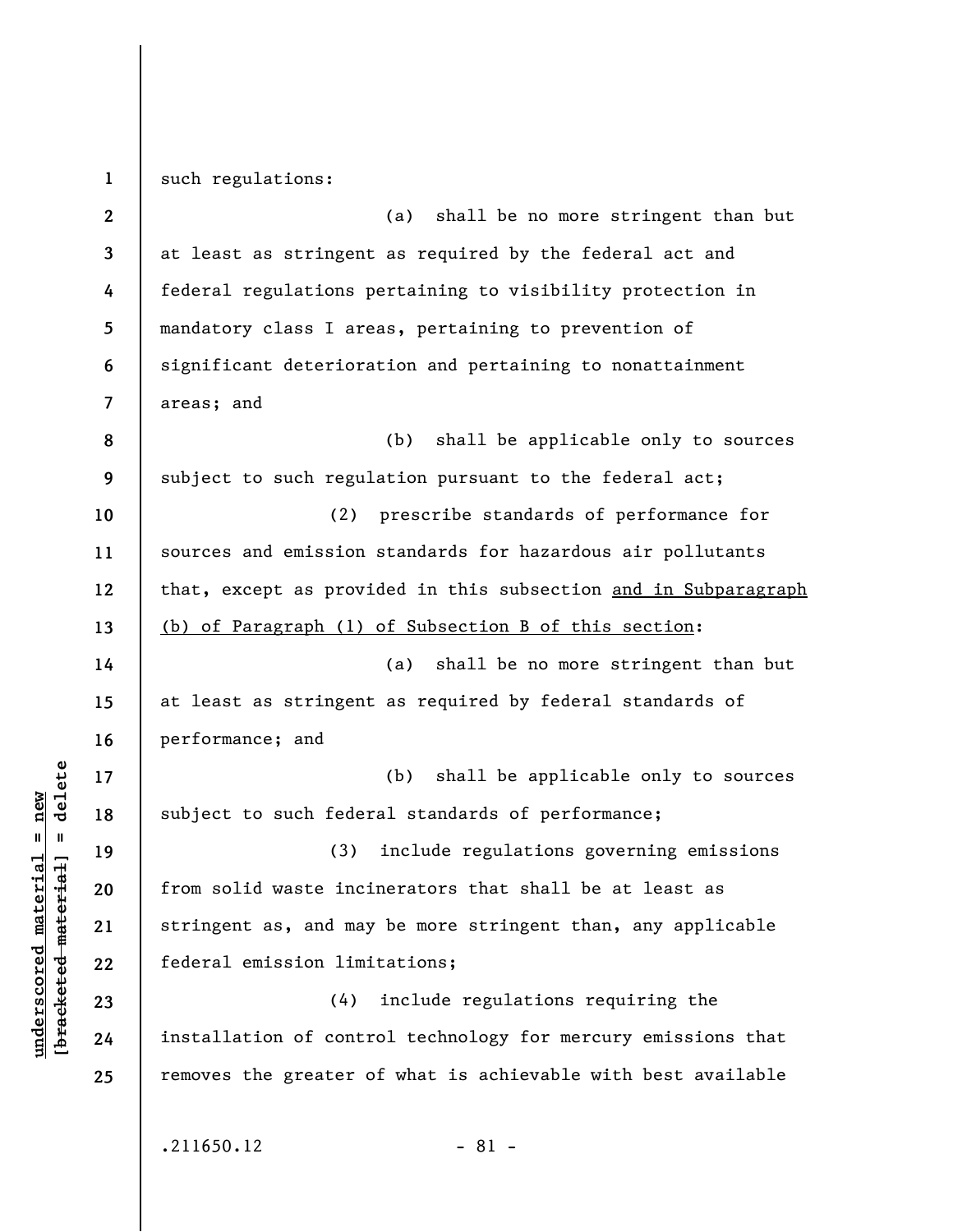such regulations:

(a) shall be no more stringent than but at least as stringent as required by the federal act and federal regulations pertaining to visibility protection in mandatory class I areas, pertaining to prevention of significant deterioration and pertaining to nonattainment areas; and

(b) shall be applicable only to sources subject to such regulation pursuant to the federal act;

(2) prescribe standards of performance for sources and emission standards for hazardous air pollutants that, except as provided in this subsection <u>and in Subparagraph (b) of Paragraph (1) of Subsection B of this section</u>:

(a) shall be no more stringent than but at least as stringent as required by federal standards of performance; and

(b) shall be applicable only to sources subject to such federal standards of performance;

(3) include regulations governing emissions from solid waste incinerators that shall be at least as stringent as, and may be more stringent than, any applicable federal emission limitations;

(4) include regulations requiring the installation of control technology for mercury emissions that removes the greater of what is achievable with best available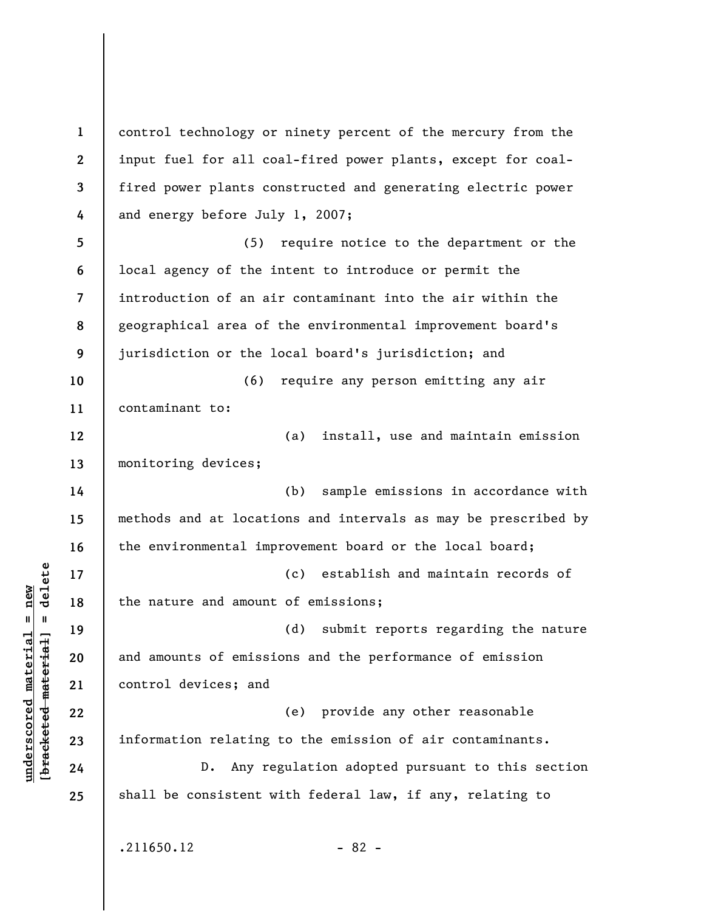control technology or ninety percent of the mercury from the input fuel for all coal-fired power plants, except for coal-fired power plants constructed and generating electric power and energy before July 1, 2007;

(5) require notice to the department or the local agency of the intent to introduce or permit the introduction of an air contaminant into the air within the geographical area of the environmental improvement board's jurisdiction or the local board's jurisdiction; and

(6) require any person emitting any air contaminant to:

(a) install, use and maintain emission monitoring devices;

(b) sample emissions in accordance with methods and at locations and intervals as may be prescribed by the environmental improvement board or the local board;

(c) establish and maintain records of the nature and amount of emissions;

(d) submit reports regarding the nature and amounts of emissions and the performance of emission control devices; and

(e) provide any other reasonable information relating to the emission of air contaminants.

D. Any regulation adopted pursuant to this section shall be consistent with federal law, if any, relating to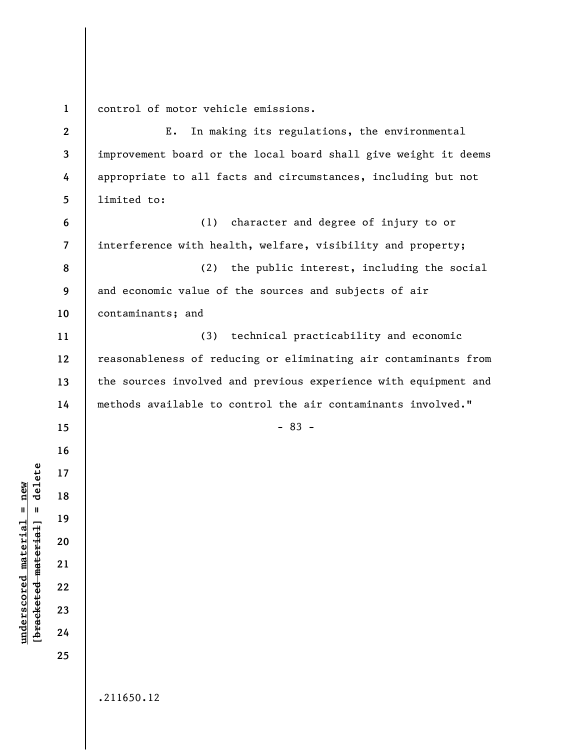control of motor vehicle emissions.

E. In making its regulations, the environmental improvement board or the local board shall give weight it deems appropriate to all facts and circumstances, including but not limited to:

(1) character and degree of injury to or interference with health, welfare, visibility and property;

(2) the public interest, including the social and economic value of the sources and subjects of air contaminants; and

(3) technical practicability and economic reasonableness of reducing or eliminating air contaminants from the sources involved and previous experience with equipment and methods available to control the air contaminants involved."

.211650.12